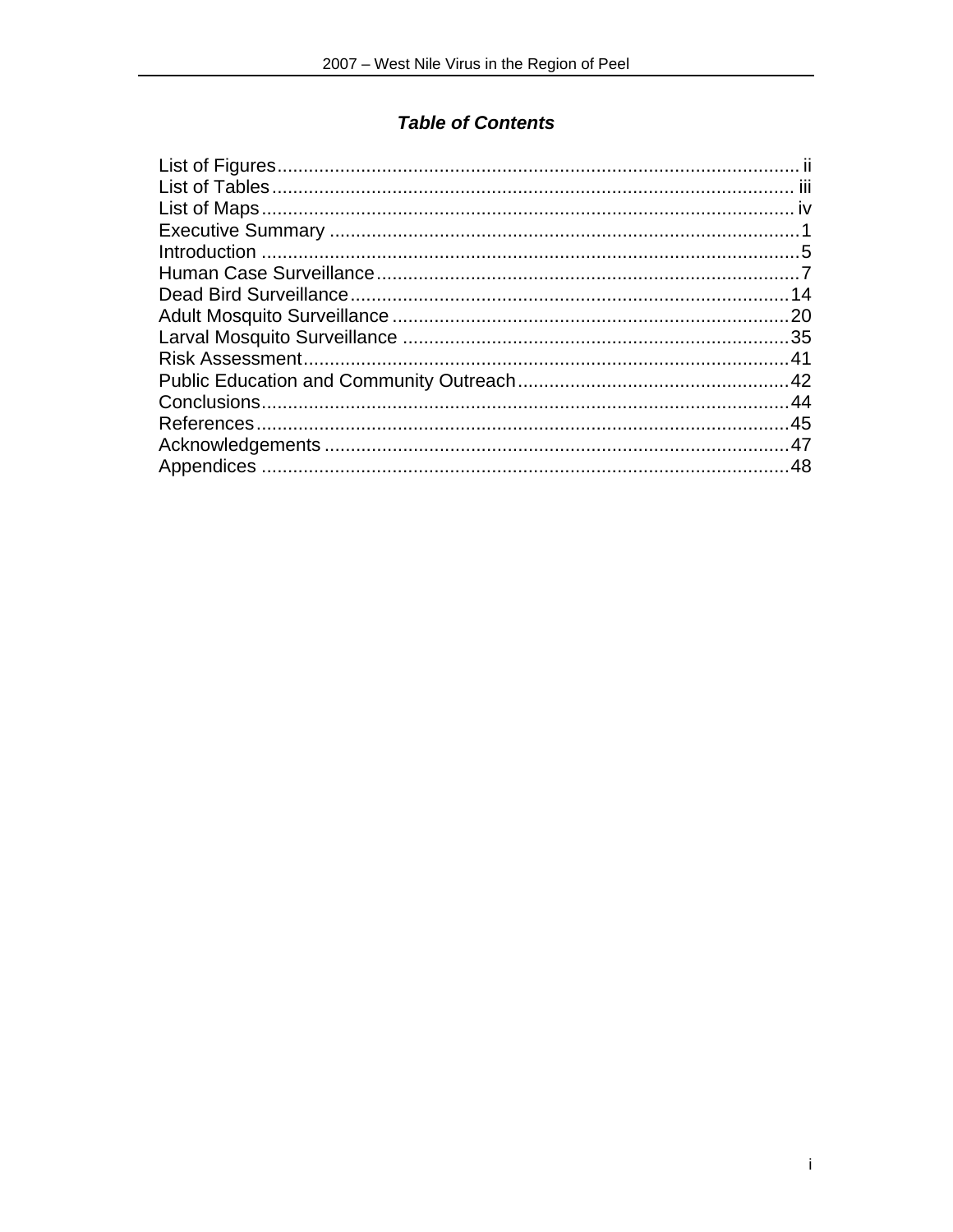# *Table of Contents*

List of Figures.................................................................................................... ii
List of Tables..................................................................................................... iii
List of Maps....................................................................................................... iv
Executive Summary .......................................................................................... 1
Introduction ....................................................................................................... 5
Human Case Surveillance................................................................................. 7
Dead Bird Surveillance..................................................................................... 14
Adult Mosquito Surveillance ............................................................................ 20
Larval Mosquito Surveillance ........................................................................... 35
Risk Assessment.............................................................................................. 41
Public Education and Community Outreach..................................................... 42
Conclusions...................................................................................................... 44
References....................................................................................................... 45
Acknowledgements .......................................................................................... 47
Appendices ...................................................................................................... 48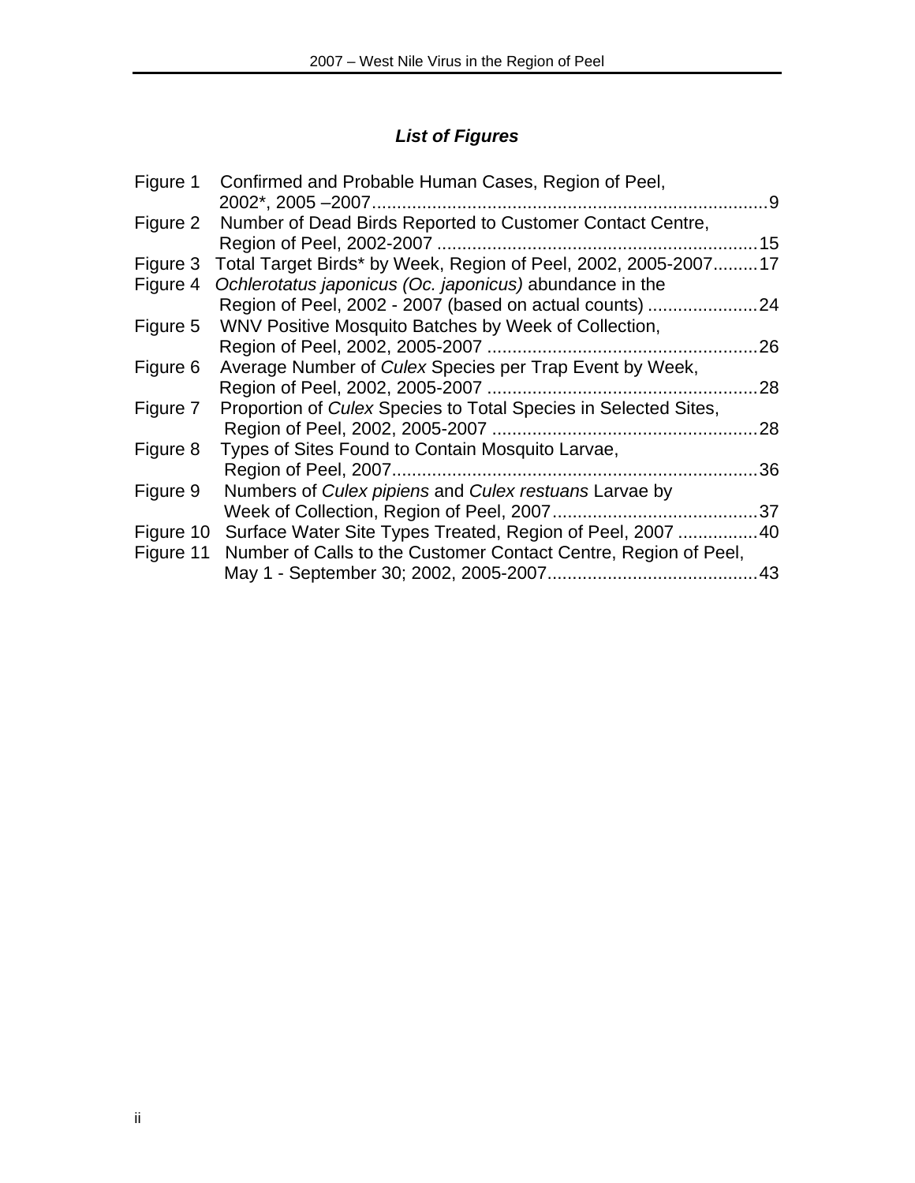## *List of Figures*

| | | |
|---|---|---|
| Figure 1 | Confirmed and Probable Human Cases, Region of Peel, 2002*, 2005 –2007 | 9 |
| Figure 2 | Number of Dead Birds Reported to Customer Contact Centre, Region of Peel, 2002-2007 | 15 |
| Figure 3 | Total Target Birds* by Week, Region of Peel, 2002, 2005-2007 | 17 |
| Figure 4 | *Ochlerotatus japonicus (Oc. japonicus)* abundance in the Region of Peel, 2002 - 2007 (based on actual counts) | 24 |
| Figure 5 | WNV Positive Mosquito Batches by Week of Collection, Region of Peel, 2002, 2005-2007 | 26 |
| Figure 6 | Average Number of *Culex* Species per Trap Event by Week, Region of Peel, 2002, 2005-2007 | 28 |
| Figure 7 | Proportion of *Culex* Species to Total Species in Selected Sites, Region of Peel, 2002, 2005-2007 | 28 |
| Figure 8 | Types of Sites Found to Contain Mosquito Larvae, Region of Peel, 2007 | 36 |
| Figure 9 | Numbers of *Culex pipiens* and *Culex restuans* Larvae by Week of Collection, Region of Peel, 2007 | 37 |
| Figure 10 | Surface Water Site Types Treated, Region of Peel, 2007 | 40 |
| Figure 11 | Number of Calls to the Customer Contact Centre, Region of Peel, May 1 - September 30; 2002, 2005-2007 | 43 |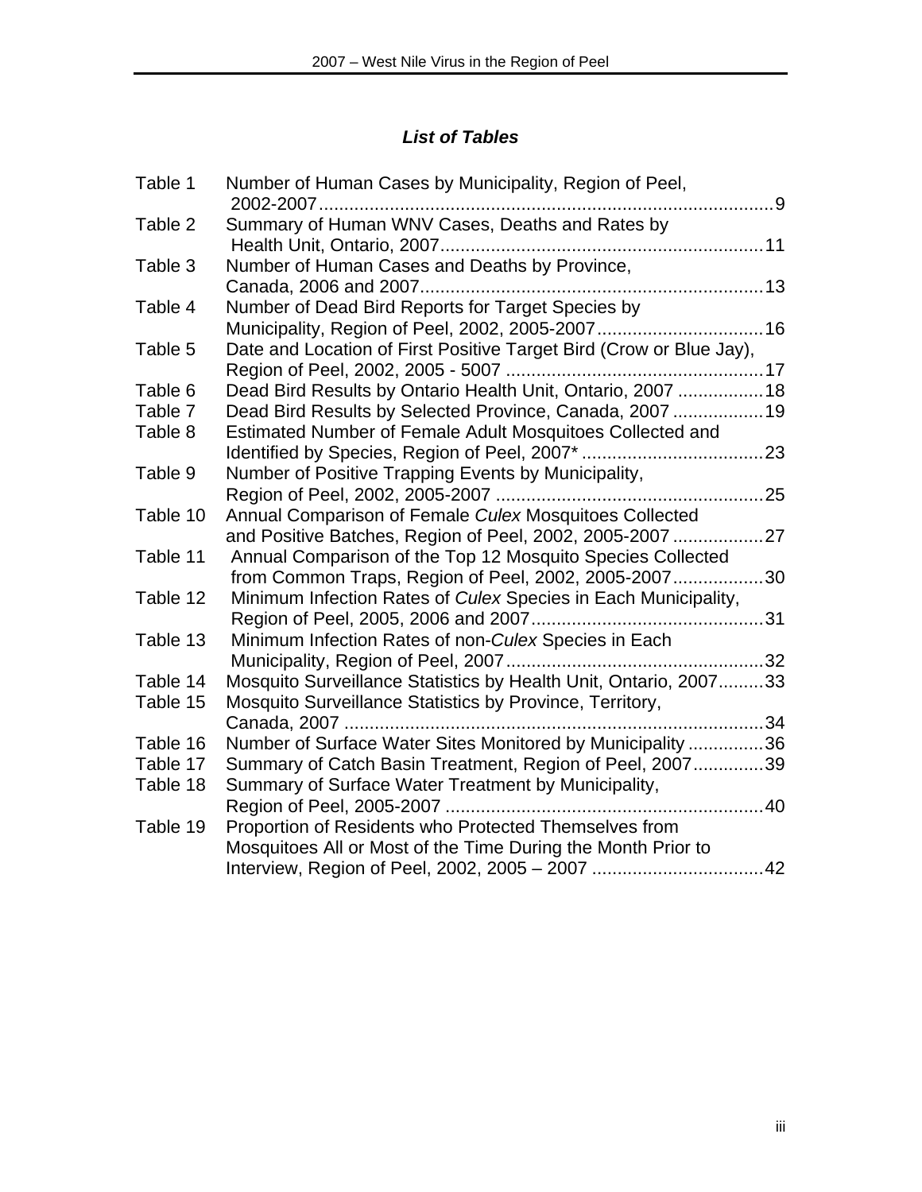## *List of Tables*

| | | |
|---|---|---|
| Table 1 | Number of Human Cases by Municipality, Region of Peel, 2002-2007 | 9 |
| Table 2 | Summary of Human WNV Cases, Deaths and Rates by Health Unit, Ontario, 2007 | 11 |
| Table 3 | Number of Human Cases and Deaths by Province, Canada, 2006 and 2007 | 13 |
| Table 4 | Number of Dead Bird Reports for Target Species by Municipality, Region of Peel, 2002, 2005-2007 | 16 |
| Table 5 | Date and Location of First Positive Target Bird (Crow or Blue Jay), Region of Peel, 2002, 2005 - 5007 | 17 |
| Table 6 | Dead Bird Results by Ontario Health Unit, Ontario, 2007 | 18 |
| Table 7 | Dead Bird Results by Selected Province, Canada, 2007 | 19 |
| Table 8 | Estimated Number of Female Adult Mosquitoes Collected and Identified by Species, Region of Peel, 2007* | 23 |
| Table 9 | Number of Positive Trapping Events by Municipality, Region of Peel, 2002, 2005-2007 | 25 |
| Table 10 | Annual Comparison of Female *Culex* Mosquitoes Collected and Positive Batches, Region of Peel, 2002, 2005-2007 | 27 |
| Table 11 | Annual Comparison of the Top 12 Mosquito Species Collected from Common Traps, Region of Peel, 2002, 2005-2007 | 30 |
| Table 12 | Minimum Infection Rates of *Culex* Species in Each Municipality, Region of Peel, 2005, 2006 and 2007 | 31 |
| Table 13 | Minimum Infection Rates of non-*Culex* Species in Each Municipality, Region of Peel, 2007 | 32 |
| Table 14 | Mosquito Surveillance Statistics by Health Unit, Ontario, 2007 | 33 |
| Table 15 | Mosquito Surveillance Statistics by Province, Territory, Canada, 2007 | 34 |
| Table 16 | Number of Surface Water Sites Monitored by Municipality | 36 |
| Table 17 | Summary of Catch Basin Treatment, Region of Peel, 2007 | 39 |
| Table 18 | Summary of Surface Water Treatment by Municipality, Region of Peel, 2005-2007 | 40 |
| Table 19 | Proportion of Residents who Protected Themselves from Mosquitoes All or Most of the Time During the Month Prior to Interview, Region of Peel, 2002, 2005 – 2007 | 42 |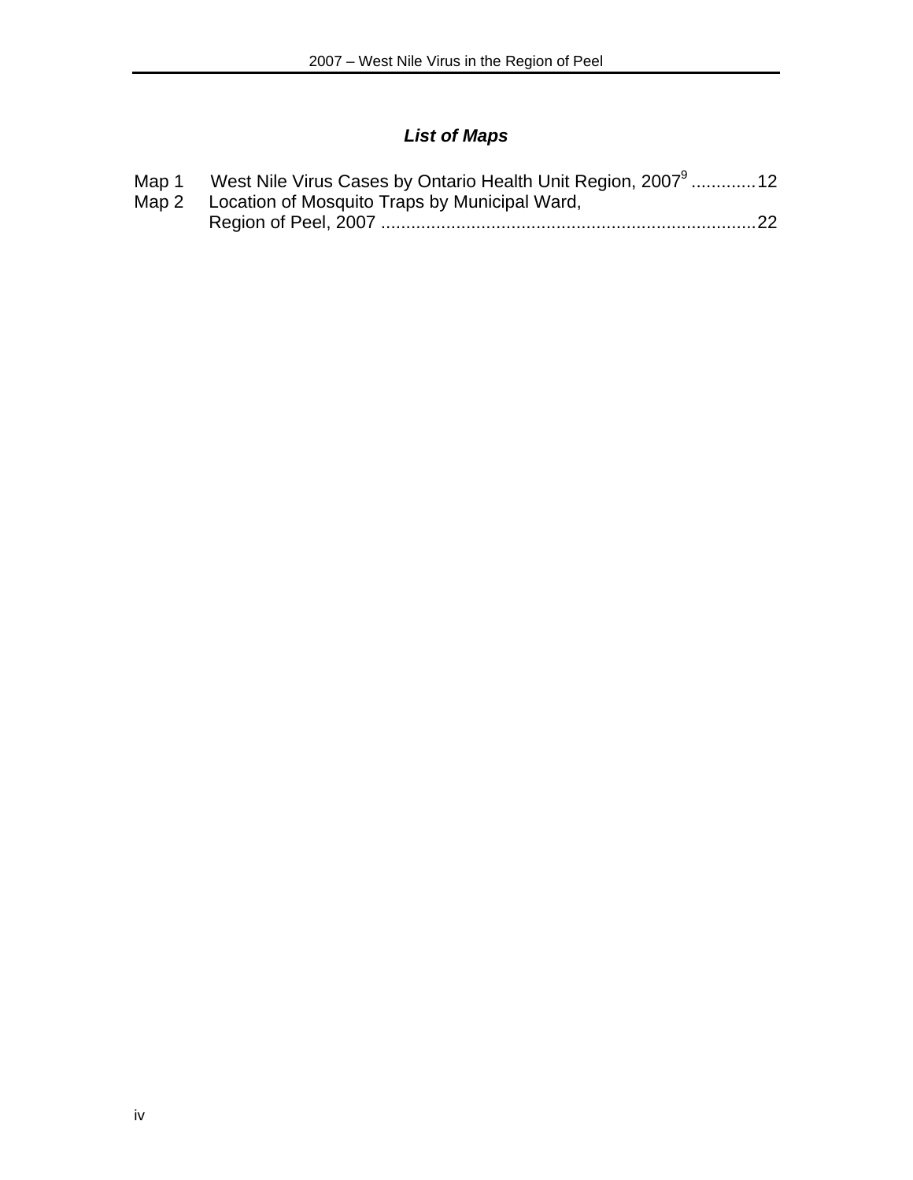## *List of Maps*

Map 1 West Nile Virus Cases by Ontario Health Unit Region, 2007[9] ............. 12

Map 2 Location of Mosquito Traps by Municipal Ward, Region of Peel, 2007 ........................................................................... 22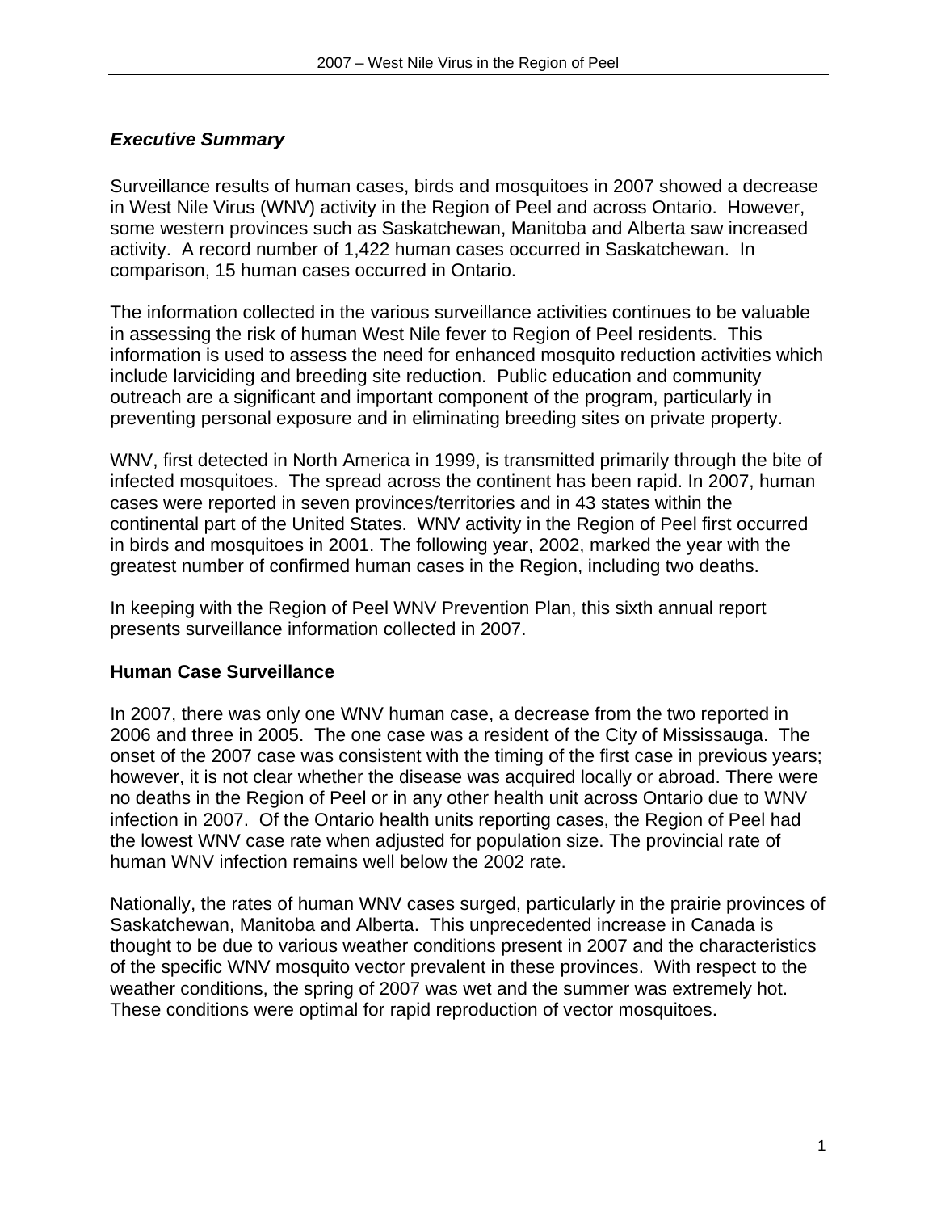## *Executive Summary*

Surveillance results of human cases, birds and mosquitoes in 2007 showed a decrease in West Nile Virus (WNV) activity in the Region of Peel and across Ontario. However, some western provinces such as Saskatchewan, Manitoba and Alberta saw increased activity. A record number of 1,422 human cases occurred in Saskatchewan. In comparison, 15 human cases occurred in Ontario.

The information collected in the various surveillance activities continues to be valuable in assessing the risk of human West Nile fever to Region of Peel residents. This information is used to assess the need for enhanced mosquito reduction activities which include larviciding and breeding site reduction. Public education and community outreach are a significant and important component of the program, particularly in preventing personal exposure and in eliminating breeding sites on private property.

WNV, first detected in North America in 1999, is transmitted primarily through the bite of infected mosquitoes. The spread across the continent has been rapid. In 2007, human cases were reported in seven provinces/territories and in 43 states within the continental part of the United States. WNV activity in the Region of Peel first occurred in birds and mosquitoes in 2001. The following year, 2002, marked the year with the greatest number of confirmed human cases in the Region, including two deaths.

In keeping with the Region of Peel WNV Prevention Plan, this sixth annual report presents surveillance information collected in 2007.

### Human Case Surveillance

In 2007, there was only one WNV human case, a decrease from the two reported in 2006 and three in 2005. The one case was a resident of the City of Mississauga. The onset of the 2007 case was consistent with the timing of the first case in previous years; however, it is not clear whether the disease was acquired locally or abroad. There were no deaths in the Region of Peel or in any other health unit across Ontario due to WNV infection in 2007. Of the Ontario health units reporting cases, the Region of Peel had the lowest WNV case rate when adjusted for population size. The provincial rate of human WNV infection remains well below the 2002 rate.

Nationally, the rates of human WNV cases surged, particularly in the prairie provinces of Saskatchewan, Manitoba and Alberta. This unprecedented increase in Canada is thought to be due to various weather conditions present in 2007 and the characteristics of the specific WNV mosquito vector prevalent in these provinces. With respect to the weather conditions, the spring of 2007 was wet and the summer was extremely hot. These conditions were optimal for rapid reproduction of vector mosquitoes.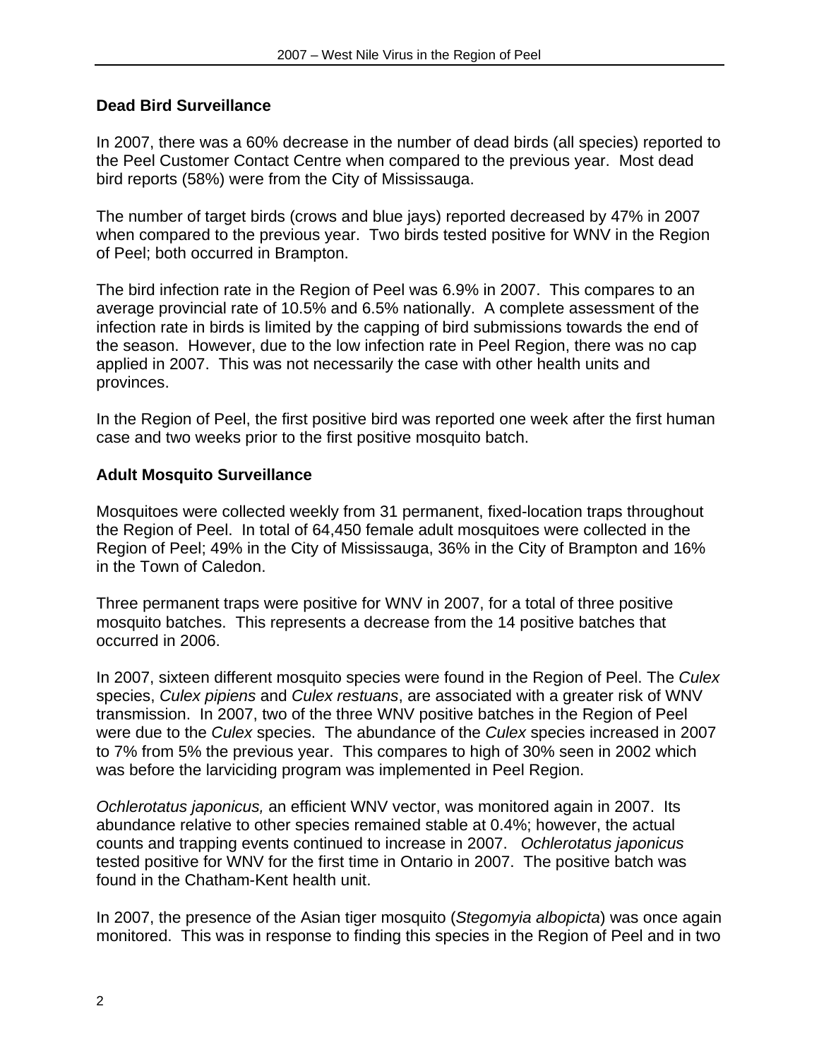## Dead Bird Surveillance

In 2007, there was a 60% decrease in the number of dead birds (all species) reported to the Peel Customer Contact Centre when compared to the previous year. Most dead bird reports (58%) were from the City of Mississauga.

The number of target birds (crows and blue jays) reported decreased by 47% in 2007 when compared to the previous year. Two birds tested positive for WNV in the Region of Peel; both occurred in Brampton.

The bird infection rate in the Region of Peel was 6.9% in 2007. This compares to an average provincial rate of 10.5% and 6.5% nationally. A complete assessment of the infection rate in birds is limited by the capping of bird submissions towards the end of the season. However, due to the low infection rate in Peel Region, there was no cap applied in 2007. This was not necessarily the case with other health units and provinces.

In the Region of Peel, the first positive bird was reported one week after the first human case and two weeks prior to the first positive mosquito batch.

## Adult Mosquito Surveillance

Mosquitoes were collected weekly from 31 permanent, fixed-location traps throughout the Region of Peel. In total of 64,450 female adult mosquitoes were collected in the Region of Peel; 49% in the City of Mississauga, 36% in the City of Brampton and 16% in the Town of Caledon.

Three permanent traps were positive for WNV in 2007, for a total of three positive mosquito batches. This represents a decrease from the 14 positive batches that occurred in 2006.

In 2007, sixteen different mosquito species were found in the Region of Peel. The *Culex* species, *Culex pipiens* and *Culex restuans*, are associated with a greater risk of WNV transmission. In 2007, two of the three WNV positive batches in the Region of Peel were due to the *Culex* species. The abundance of the *Culex* species increased in 2007 to 7% from 5% the previous year. This compares to high of 30% seen in 2002 which was before the larviciding program was implemented in Peel Region.

*Ochlerotatus japonicus,* an efficient WNV vector, was monitored again in 2007. Its abundance relative to other species remained stable at 0.4%; however, the actual counts and trapping events continued to increase in 2007. *Ochlerotatus japonicus* tested positive for WNV for the first time in Ontario in 2007. The positive batch was found in the Chatham-Kent health unit.

In 2007, the presence of the Asian tiger mosquito (*Stegomyia albopicta*) was once again monitored. This was in response to finding this species in the Region of Peel and in two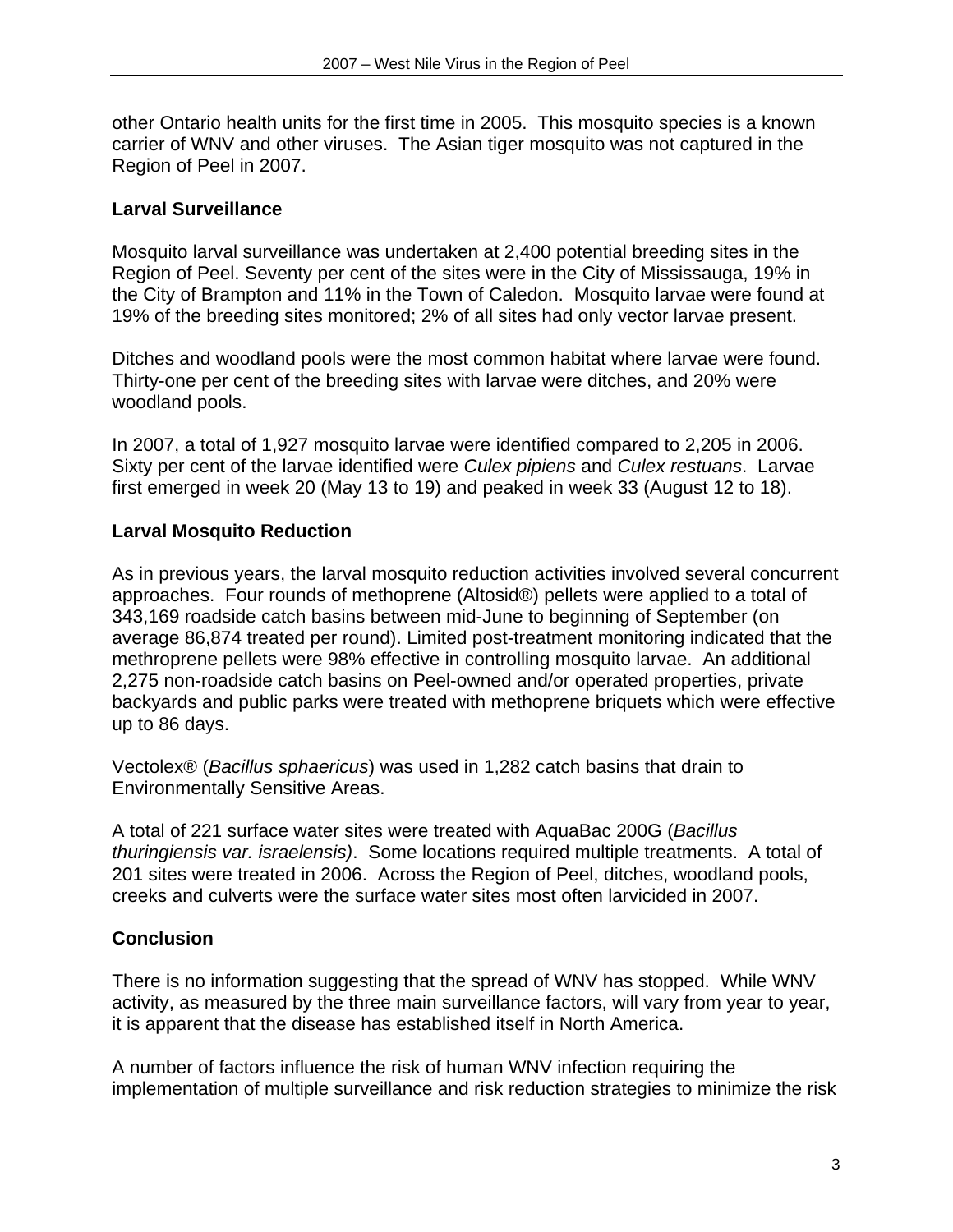other Ontario health units for the first time in 2005. This mosquito species is a known carrier of WNV and other viruses. The Asian tiger mosquito was not captured in the Region of Peel in 2007.

### Larval Surveillance

Mosquito larval surveillance was undertaken at 2,400 potential breeding sites in the Region of Peel. Seventy per cent of the sites were in the City of Mississauga, 19% in the City of Brampton and 11% in the Town of Caledon. Mosquito larvae were found at 19% of the breeding sites monitored; 2% of all sites had only vector larvae present.

Ditches and woodland pools were the most common habitat where larvae were found. Thirty-one per cent of the breeding sites with larvae were ditches, and 20% were woodland pools.

In 2007, a total of 1,927 mosquito larvae were identified compared to 2,205 in 2006. Sixty per cent of the larvae identified were *Culex pipiens* and *Culex restuans*. Larvae first emerged in week 20 (May 13 to 19) and peaked in week 33 (August 12 to 18).

### Larval Mosquito Reduction

As in previous years, the larval mosquito reduction activities involved several concurrent approaches. Four rounds of methoprene (Altosid®) pellets were applied to a total of 343,169 roadside catch basins between mid-June to beginning of September (on average 86,874 treated per round). Limited post-treatment monitoring indicated that the methroprene pellets were 98% effective in controlling mosquito larvae. An additional 2,275 non-roadside catch basins on Peel-owned and/or operated properties, private backyards and public parks were treated with methoprene briquets which were effective up to 86 days.

Vectolex® (*Bacillus sphaericus*) was used in 1,282 catch basins that drain to Environmentally Sensitive Areas.

A total of 221 surface water sites were treated with AquaBac 200G (*Bacillus thuringiensis var. israelensis)*. Some locations required multiple treatments. A total of 201 sites were treated in 2006. Across the Region of Peel, ditches, woodland pools, creeks and culverts were the surface water sites most often larvicided in 2007.

### Conclusion

There is no information suggesting that the spread of WNV has stopped. While WNV activity, as measured by the three main surveillance factors, will vary from year to year, it is apparent that the disease has established itself in North America.

A number of factors influence the risk of human WNV infection requiring the implementation of multiple surveillance and risk reduction strategies to minimize the risk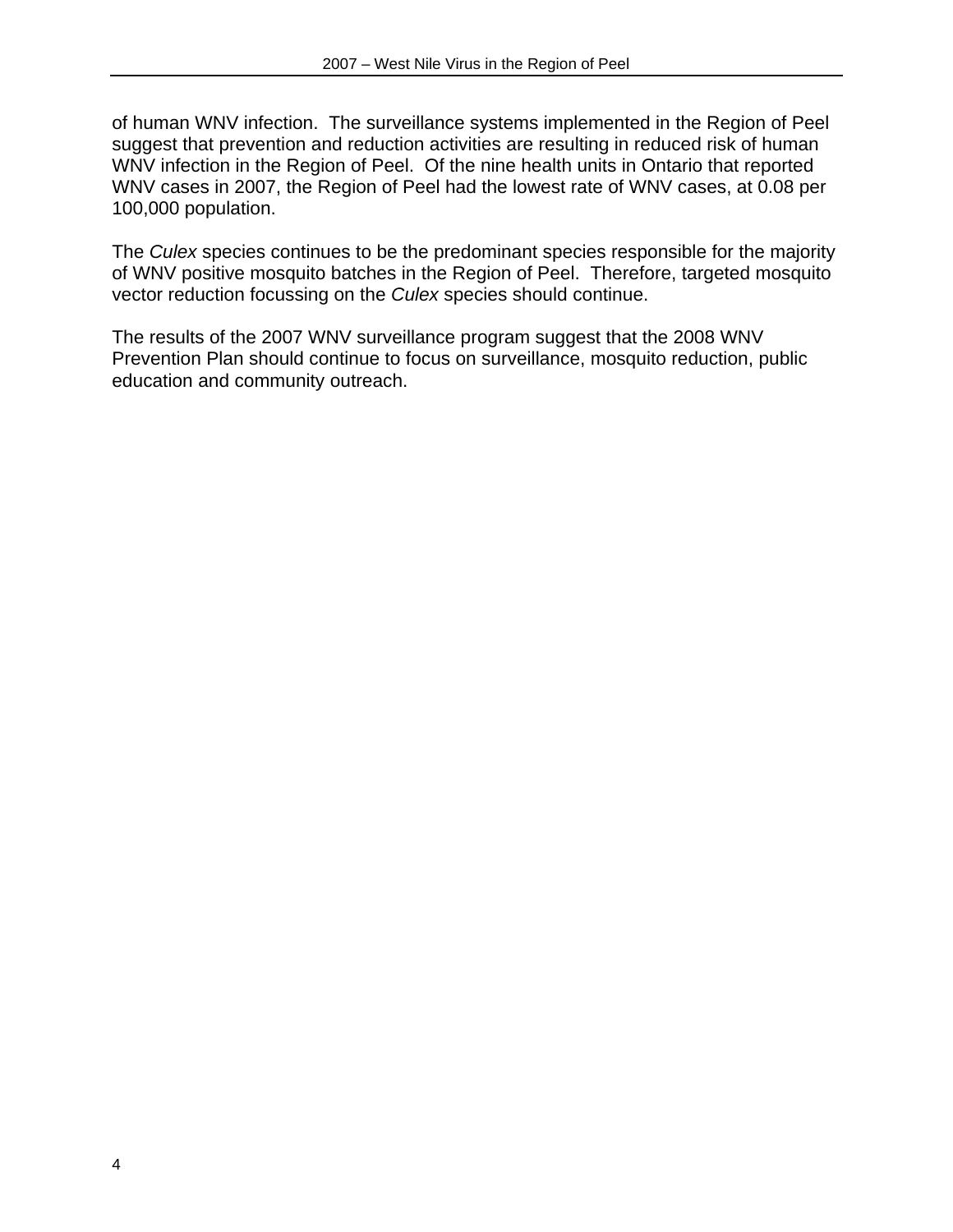of human WNV infection. The surveillance systems implemented in the Region of Peel suggest that prevention and reduction activities are resulting in reduced risk of human WNV infection in the Region of Peel. Of the nine health units in Ontario that reported WNV cases in 2007, the Region of Peel had the lowest rate of WNV cases, at 0.08 per 100,000 population.

The *Culex* species continues to be the predominant species responsible for the majority of WNV positive mosquito batches in the Region of Peel. Therefore, targeted mosquito vector reduction focussing on the *Culex* species should continue.

The results of the 2007 WNV surveillance program suggest that the 2008 WNV Prevention Plan should continue to focus on surveillance, mosquito reduction, public education and community outreach.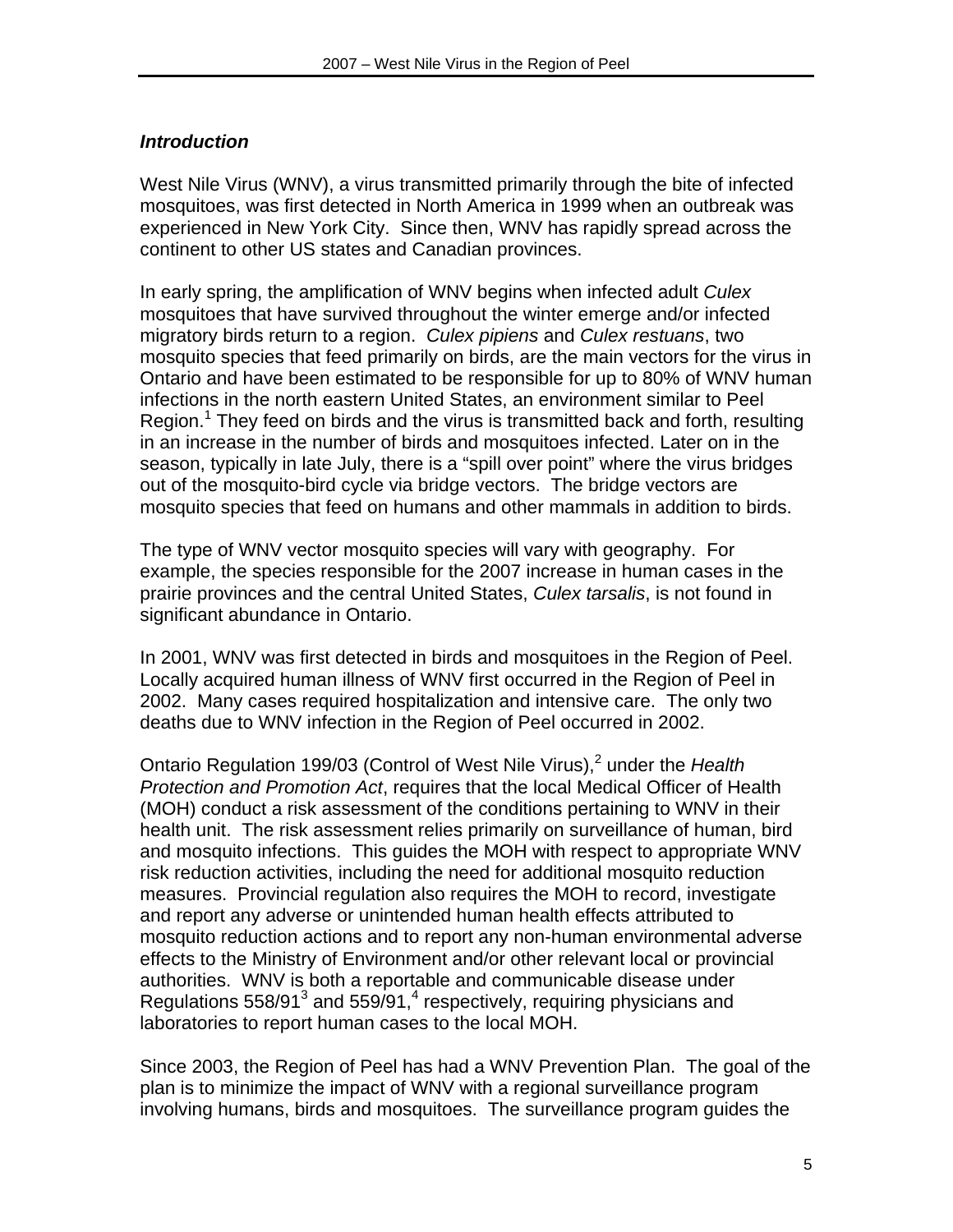### *Introduction*

West Nile Virus (WNV), a virus transmitted primarily through the bite of infected mosquitoes, was first detected in North America in 1999 when an outbreak was experienced in New York City. Since then, WNV has rapidly spread across the continent to other US states and Canadian provinces.

In early spring, the amplification of WNV begins when infected adult *Culex* mosquitoes that have survived throughout the winter emerge and/or infected migratory birds return to a region. *Culex pipiens* and *Culex restuans*, two mosquito species that feed primarily on birds, are the main vectors for the virus in Ontario and have been estimated to be responsible for up to 80% of WNV human infections in the north eastern United States, an environment similar to Peel Region.[1] They feed on birds and the virus is transmitted back and forth, resulting in an increase in the number of birds and mosquitoes infected. Later on in the season, typically in late July, there is a "spill over point" where the virus bridges out of the mosquito-bird cycle via bridge vectors. The bridge vectors are mosquito species that feed on humans and other mammals in addition to birds.

The type of WNV vector mosquito species will vary with geography. For example, the species responsible for the 2007 increase in human cases in the prairie provinces and the central United States, *Culex tarsalis*, is not found in significant abundance in Ontario.

In 2001, WNV was first detected in birds and mosquitoes in the Region of Peel. Locally acquired human illness of WNV first occurred in the Region of Peel in 2002. Many cases required hospitalization and intensive care. The only two deaths due to WNV infection in the Region of Peel occurred in 2002.

Ontario Regulation 199/03 (Control of West Nile Virus),[2] under the *Health Protection and Promotion Act*, requires that the local Medical Officer of Health (MOH) conduct a risk assessment of the conditions pertaining to WNV in their health unit. The risk assessment relies primarily on surveillance of human, bird and mosquito infections. This guides the MOH with respect to appropriate WNV risk reduction activities, including the need for additional mosquito reduction measures. Provincial regulation also requires the MOH to record, investigate and report any adverse or unintended human health effects attributed to mosquito reduction actions and to report any non-human environmental adverse effects to the Ministry of Environment and/or other relevant local or provincial authorities. WNV is both a reportable and communicable disease under Regulations 558/91[3] and 559/91,[4] respectively, requiring physicians and laboratories to report human cases to the local MOH.

Since 2003, the Region of Peel has had a WNV Prevention Plan. The goal of the plan is to minimize the impact of WNV with a regional surveillance program involving humans, birds and mosquitoes. The surveillance program guides the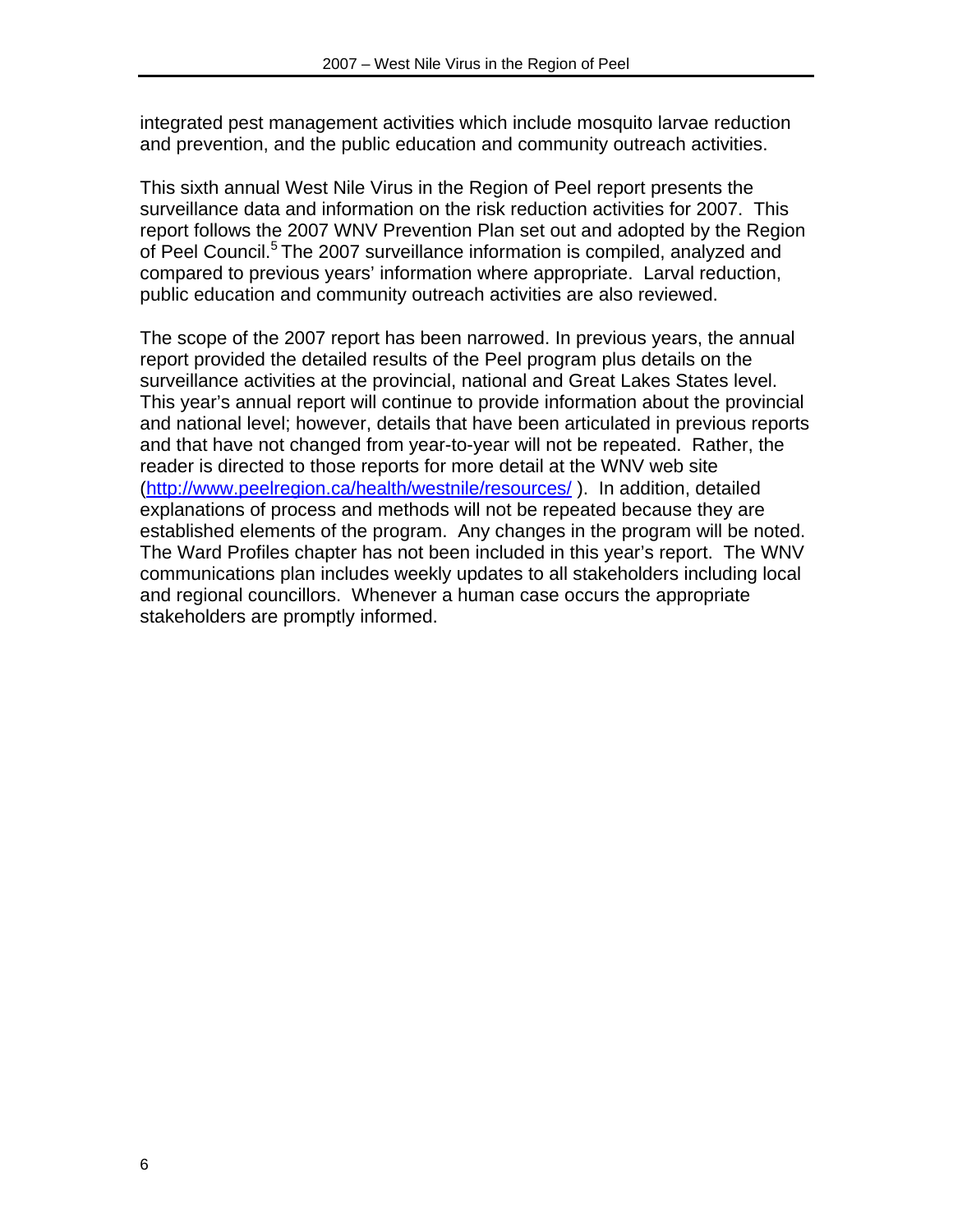integrated pest management activities which include mosquito larvae reduction and prevention, and the public education and community outreach activities.

This sixth annual West Nile Virus in the Region of Peel report presents the surveillance data and information on the risk reduction activities for 2007. This report follows the 2007 WNV Prevention Plan set out and adopted by the Region of Peel Council.[5] The 2007 surveillance information is compiled, analyzed and compared to previous years' information where appropriate. Larval reduction, public education and community outreach activities are also reviewed.

The scope of the 2007 report has been narrowed. In previous years, the annual report provided the detailed results of the Peel program plus details on the surveillance activities at the provincial, national and Great Lakes States level. This year's annual report will continue to provide information about the provincial and national level; however, details that have been articulated in previous reports and that have not changed from year-to-year will not be repeated. Rather, the reader is directed to those reports for more detail at the WNV web site (http://www.peelregion.ca/health/westnile/resources/ ). In addition, detailed explanations of process and methods will not be repeated because they are established elements of the program. Any changes in the program will be noted. The Ward Profiles chapter has not been included in this year's report. The WNV communications plan includes weekly updates to all stakeholders including local and regional councillors. Whenever a human case occurs the appropriate stakeholders are promptly informed.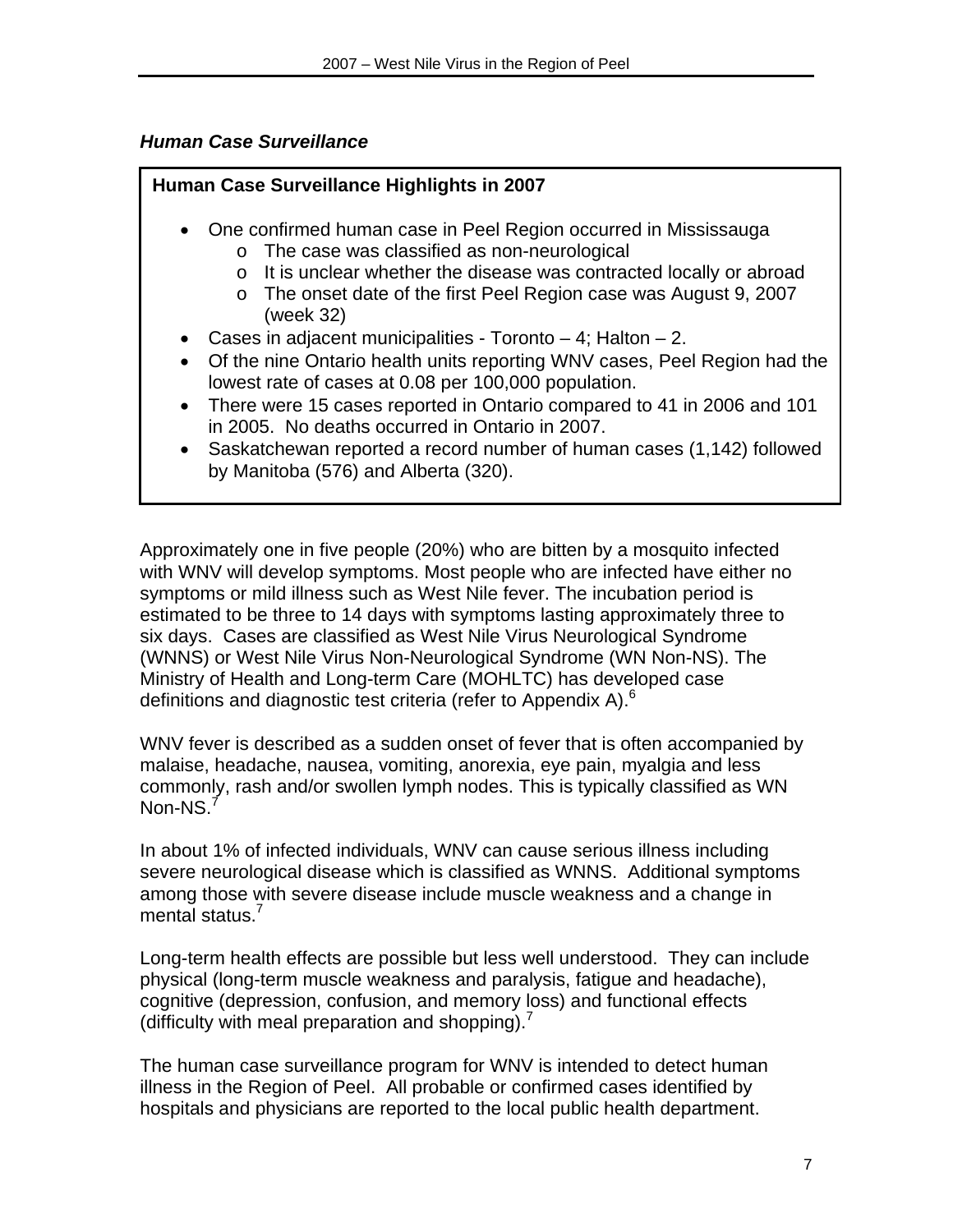### *Human Case Surveillance*

**Human Case Surveillance Highlights in 2007**

- One confirmed human case in Peel Region occurred in Mississauga
  - The case was classified as non-neurological
  - It is unclear whether the disease was contracted locally or abroad
  - The onset date of the first Peel Region case was August 9, 2007 (week 32)
- Cases in adjacent municipalities - Toronto – 4; Halton – 2.
- Of the nine Ontario health units reporting WNV cases, Peel Region had the lowest rate of cases at 0.08 per 100,000 population.
- There were 15 cases reported in Ontario compared to 41 in 2006 and 101 in 2005. No deaths occurred in Ontario in 2007.
- Saskatchewan reported a record number of human cases (1,142) followed by Manitoba (576) and Alberta (320).

Approximately one in five people (20%) who are bitten by a mosquito infected with WNV will develop symptoms. Most people who are infected have either no symptoms or mild illness such as West Nile fever. The incubation period is estimated to be three to 14 days with symptoms lasting approximately three to six days. Cases are classified as West Nile Virus Neurological Syndrome (WNNS) or West Nile Virus Non-Neurological Syndrome (WN Non-NS). The Ministry of Health and Long-term Care (MOHLTC) has developed case definitions and diagnostic test criteria (refer to Appendix A).[6]

WNV fever is described as a sudden onset of fever that is often accompanied by malaise, headache, nausea, vomiting, anorexia, eye pain, myalgia and less commonly, rash and/or swollen lymph nodes. This is typically classified as WN Non-NS.[7]

In about 1% of infected individuals, WNV can cause serious illness including severe neurological disease which is classified as WNNS. Additional symptoms among those with severe disease include muscle weakness and a change in mental status.[7]

Long-term health effects are possible but less well understood. They can include physical (long-term muscle weakness and paralysis, fatigue and headache), cognitive (depression, confusion, and memory loss) and functional effects (difficulty with meal preparation and shopping).[7]

The human case surveillance program for WNV is intended to detect human illness in the Region of Peel. All probable or confirmed cases identified by hospitals and physicians are reported to the local public health department.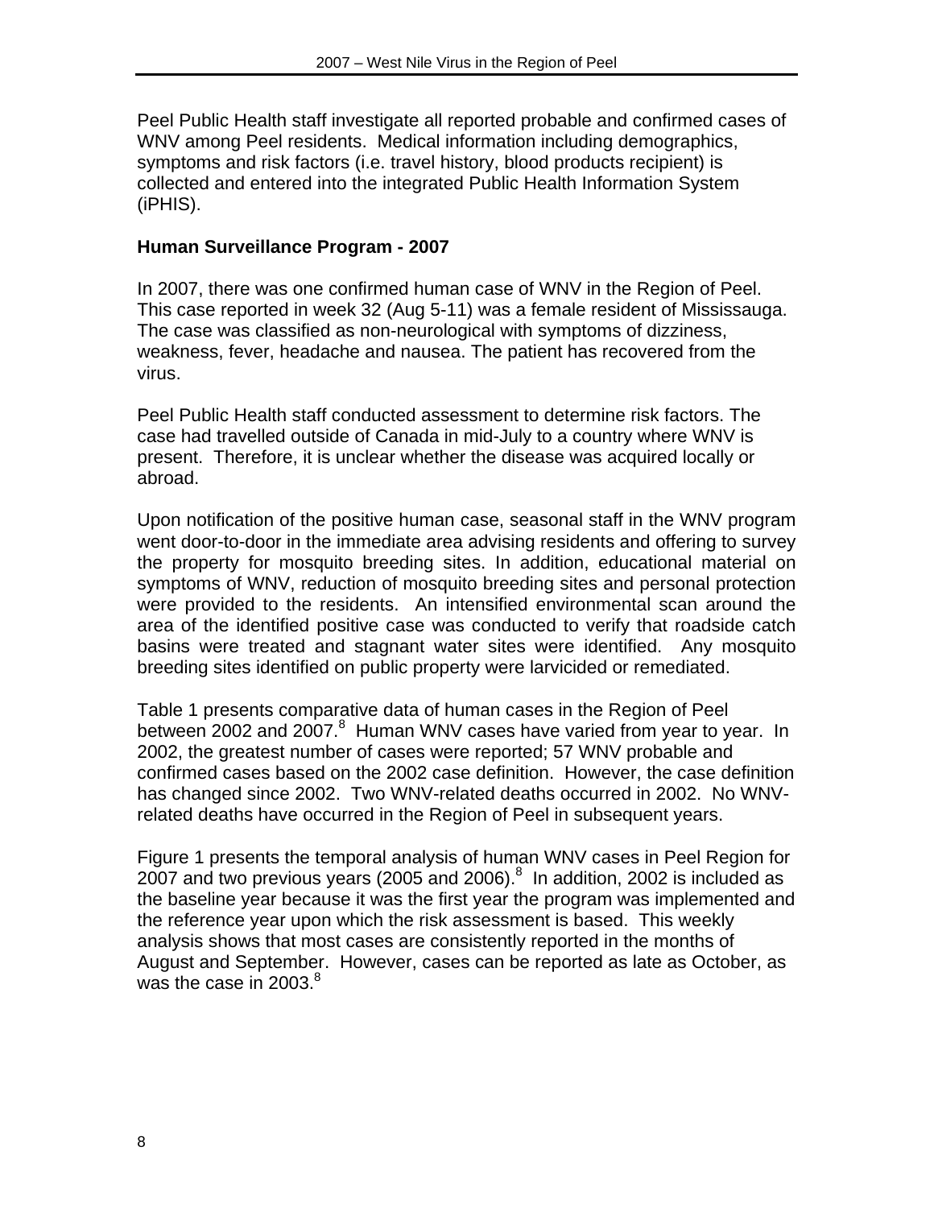Peel Public Health staff investigate all reported probable and confirmed cases of WNV among Peel residents. Medical information including demographics, symptoms and risk factors (i.e. travel history, blood products recipient) is collected and entered into the integrated Public Health Information System (iPHIS).

**Human Surveillance Program - 2007**

In 2007, there was one confirmed human case of WNV in the Region of Peel. This case reported in week 32 (Aug 5-11) was a female resident of Mississauga. The case was classified as non-neurological with symptoms of dizziness, weakness, fever, headache and nausea. The patient has recovered from the virus.

Peel Public Health staff conducted assessment to determine risk factors. The case had travelled outside of Canada in mid-July to a country where WNV is present. Therefore, it is unclear whether the disease was acquired locally or abroad.

Upon notification of the positive human case, seasonal staff in the WNV program went door-to-door in the immediate area advising residents and offering to survey the property for mosquito breeding sites. In addition, educational material on symptoms of WNV, reduction of mosquito breeding sites and personal protection were provided to the residents. An intensified environmental scan around the area of the identified positive case was conducted to verify that roadside catch basins were treated and stagnant water sites were identified. Any mosquito breeding sites identified on public property were larvicided or remediated.

Table 1 presents comparative data of human cases in the Region of Peel between 2002 and 2007.[8] Human WNV cases have varied from year to year. In 2002, the greatest number of cases were reported; 57 WNV probable and confirmed cases based on the 2002 case definition. However, the case definition has changed since 2002. Two WNV-related deaths occurred in 2002. No WNV-related deaths have occurred in the Region of Peel in subsequent years.

Figure 1 presents the temporal analysis of human WNV cases in Peel Region for 2007 and two previous years (2005 and 2006).[8] In addition, 2002 is included as the baseline year because it was the first year the program was implemented and the reference year upon which the risk assessment is based. This weekly analysis shows that most cases are consistently reported in the months of August and September. However, cases can be reported as late as October, as was the case in 2003.[8]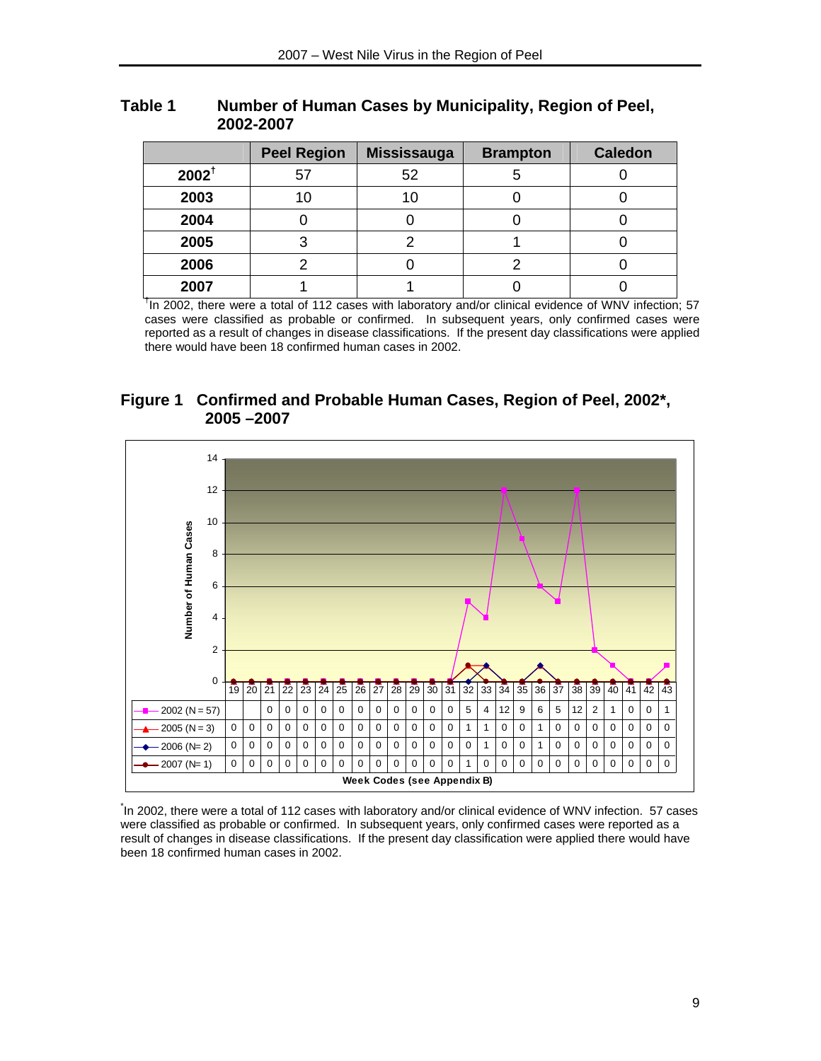**Table 1 Number of Human Cases by Municipality, Region of Peel, 2002-2007**

| | Peel Region | Mississauga | Brampton | Caledon |
|---|---|---|---|---|
| **2002**[†] | 57 | 52 | 5 | 0 |
| **2003** | 10 | 10 | 0 | 0 |
| **2004** | 0 | 0 | 0 | 0 |
| **2005** | 3 | 2 | 1 | 0 |
| **2006** | 2 | 0 | 2 | 0 |
| **2007** | 1 | 1 | 0 | 0 |

[†]In 2002, there were a total of 112 cases with laboratory and/or clinical evidence of WNV infection; 57 cases were classified as probable or confirmed. In subsequent years, only confirmed cases were reported as a result of changes in disease classifications. If the present day classifications were applied there would have been 18 confirmed human cases in 2002.

**Figure 1 Confirmed and Probable Human Cases, Region of Peel, 2002\*, 2005 –2007**

| Week Codes (see Appendix B) | 19 | 20 | 21 | 22 | 23 | 24 | 25 | 26 | 27 | 28 | 29 | 30 | 31 | 32 | 33 | 34 | 35 | 36 | 37 | 38 | 39 | 40 | 41 | 42 | 43 |
|---|---|---|---|---|---|---|---|---|---|---|---|---|---|---|---|---|---|---|---|---|---|---|---|---|---|
| 2002 (N = 57) | | | 0 | 0 | 0 | 0 | 0 | 0 | 0 | 0 | 0 | 0 | 0 | 5 | 4 | 12 | 9 | 6 | 5 | 12 | 2 | 1 | 0 | 0 | 1 |
| 2005 (N = 3) | 0 | 0 | 0 | 0 | 0 | 0 | 0 | 0 | 0 | 0 | 0 | 0 | 0 | 1 | 1 | 0 | 0 | 1 | 0 | 0 | 0 | 0 | 0 | 0 | 0 |
| 2006 (N= 2) | 0 | 0 | 0 | 0 | 0 | 0 | 0 | 0 | 0 | 0 | 0 | 0 | 0 | 0 | 1 | 0 | 0 | 1 | 0 | 0 | 0 | 0 | 0 | 0 | 0 |
| 2007 (N= 1) | 0 | 0 | 0 | 0 | 0 | 0 | 0 | 0 | 0 | 0 | 0 | 0 | 0 | 1 | 0 | 0 | 0 | 0 | 0 | 0 | 0 | 0 | 0 | 0 | 0 |

Y-axis: Number of Human Cases

*In 2002, there were a total of 112 cases with laboratory and/or clinical evidence of WNV infection. 57 cases were classified as probable or confirmed. In subsequent years, only confirmed cases were reported as a result of changes in disease classifications. If the present day classification were applied there would have been 18 confirmed human cases in 2002.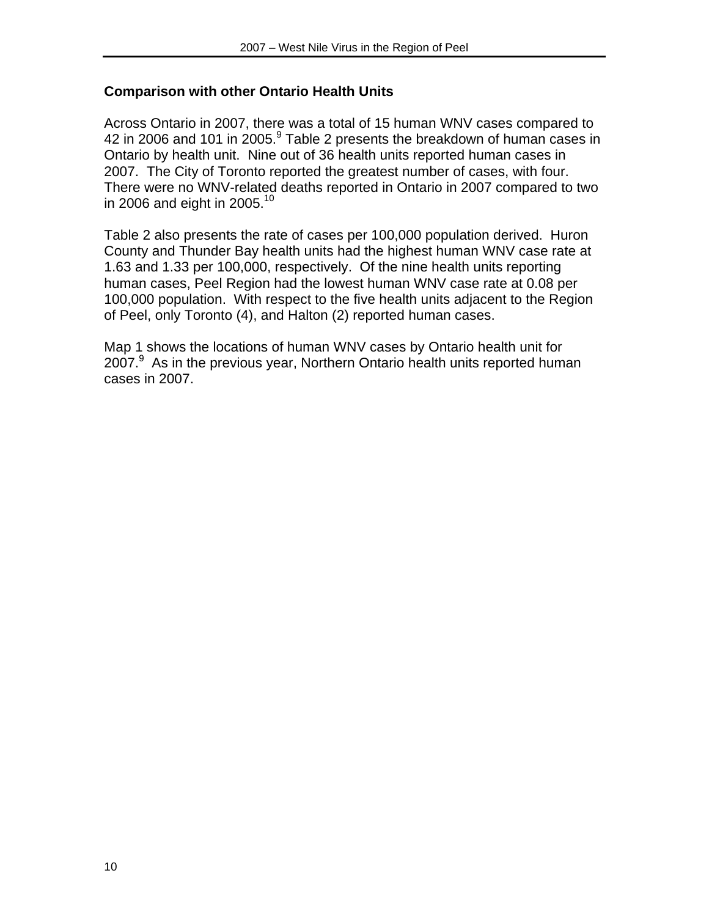## Comparison with other Ontario Health Units

Across Ontario in 2007, there was a total of 15 human WNV cases compared to 42 in 2006 and 101 in 2005.[9] Table 2 presents the breakdown of human cases in Ontario by health unit. Nine out of 36 health units reported human cases in 2007. The City of Toronto reported the greatest number of cases, with four. There were no WNV-related deaths reported in Ontario in 2007 compared to two in 2006 and eight in 2005.[10]

Table 2 also presents the rate of cases per 100,000 population derived. Huron County and Thunder Bay health units had the highest human WNV case rate at 1.63 and 1.33 per 100,000, respectively. Of the nine health units reporting human cases, Peel Region had the lowest human WNV case rate at 0.08 per 100,000 population. With respect to the five health units adjacent to the Region of Peel, only Toronto (4), and Halton (2) reported human cases.

Map 1 shows the locations of human WNV cases by Ontario health unit for 2007.[9] As in the previous year, Northern Ontario health units reported human cases in 2007.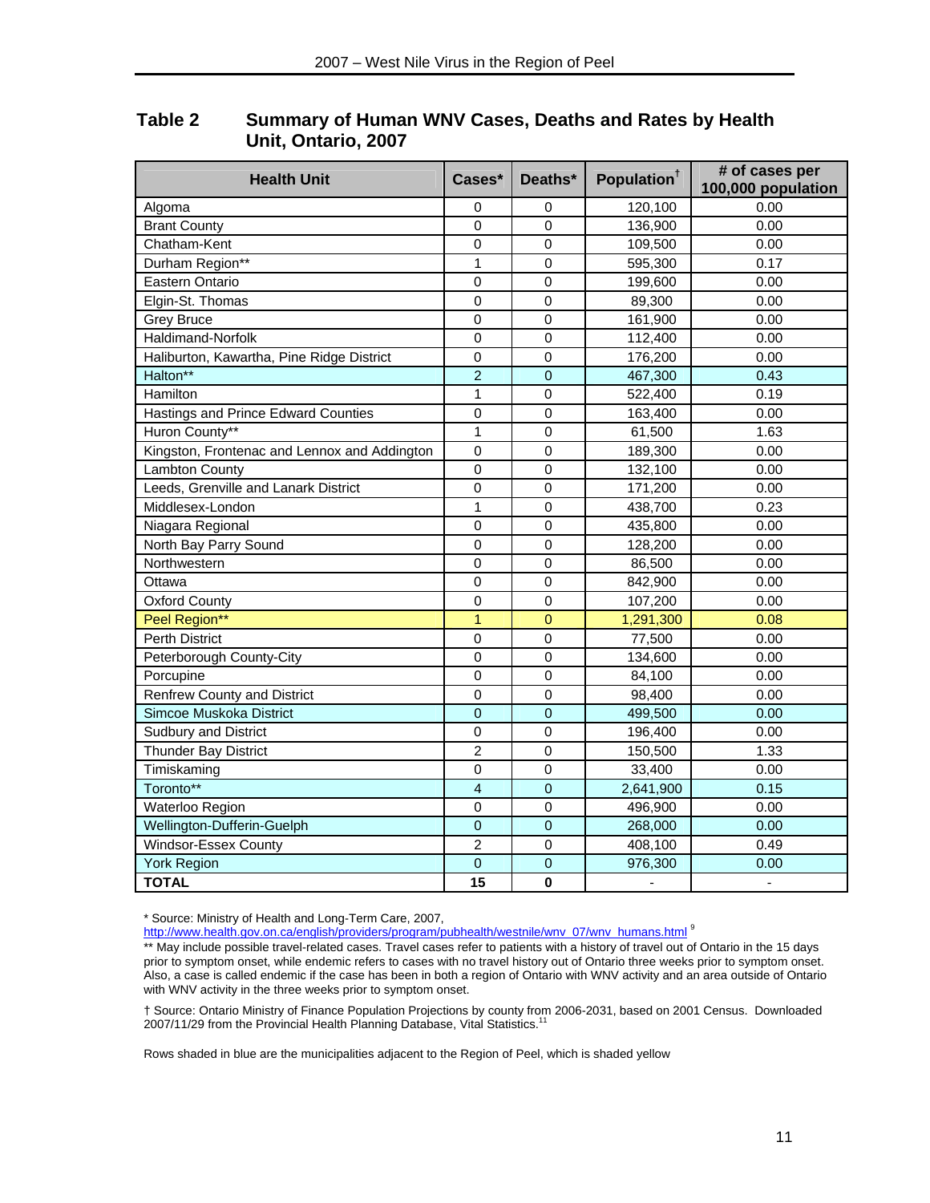## Table 2 Summary of Human WNV Cases, Deaths and Rates by Health Unit, Ontario, 2007

| Health Unit | Cases* | Deaths* | Population† | # of cases per 100,000 population |
|---|---|---|---|---|
| Algoma | 0 | 0 | 120,100 | 0.00 |
| Brant County | 0 | 0 | 136,900 | 0.00 |
| Chatham-Kent | 0 | 0 | 109,500 | 0.00 |
| Durham Region** | 1 | 0 | 595,300 | 0.17 |
| Eastern Ontario | 0 | 0 | 199,600 | 0.00 |
| Elgin-St. Thomas | 0 | 0 | 89,300 | 0.00 |
| Grey Bruce | 0 | 0 | 161,900 | 0.00 |
| Haldimand-Norfolk | 0 | 0 | 112,400 | 0.00 |
| Haliburton, Kawartha, Pine Ridge District | 0 | 0 | 176,200 | 0.00 |
| Halton** | 2 | 0 | 467,300 | 0.43 |
| Hamilton | 1 | 0 | 522,400 | 0.19 |
| Hastings and Prince Edward Counties | 0 | 0 | 163,400 | 0.00 |
| Huron County** | 1 | 0 | 61,500 | 1.63 |
| Kingston, Frontenac and Lennox and Addington | 0 | 0 | 189,300 | 0.00 |
| Lambton County | 0 | 0 | 132,100 | 0.00 |
| Leeds, Grenville and Lanark District | 0 | 0 | 171,200 | 0.00 |
| Middlesex-London | 1 | 0 | 438,700 | 0.23 |
| Niagara Regional | 0 | 0 | 435,800 | 0.00 |
| North Bay Parry Sound | 0 | 0 | 128,200 | 0.00 |
| Northwestern | 0 | 0 | 86,500 | 0.00 |
| Ottawa | 0 | 0 | 842,900 | 0.00 |
| Oxford County | 0 | 0 | 107,200 | 0.00 |
| Peel Region** | 1 | 0 | 1,291,300 | 0.08 |
| Perth District | 0 | 0 | 77,500 | 0.00 |
| Peterborough County-City | 0 | 0 | 134,600 | 0.00 |
| Porcupine | 0 | 0 | 84,100 | 0.00 |
| Renfrew County and District | 0 | 0 | 98,400 | 0.00 |
| Simcoe Muskoka District | 0 | 0 | 499,500 | 0.00 |
| Sudbury and District | 0 | 0 | 196,400 | 0.00 |
| Thunder Bay District | 2 | 0 | 150,500 | 1.33 |
| Timiskaming | 0 | 0 | 33,400 | 0.00 |
| Toronto** | 4 | 0 | 2,641,900 | 0.15 |
| Waterloo Region | 0 | 0 | 496,900 | 0.00 |
| Wellington-Dufferin-Guelph | 0 | 0 | 268,000 | 0.00 |
| Windsor-Essex County | 2 | 0 | 408,100 | 0.49 |
| York Region | 0 | 0 | 976,300 | 0.00 |
| **TOTAL** | **15** | **0** | - | - |

* Source: Ministry of Health and Long-Term Care, 2007, http://www.health.gov.on.ca/english/providers/program/pubhealth/westnile/wnv_07/wnv_humans.html [9]

** May include possible travel-related cases. Travel cases refer to patients with a history of travel out of Ontario in the 15 days prior to symptom onset, while endemic refers to cases with no travel history out of Ontario three weeks prior to symptom onset. Also, a case is called endemic if the case has been in both a region of Ontario with WNV activity and an area outside of Ontario with WNV activity in the three weeks prior to symptom onset.

† Source: Ontario Ministry of Finance Population Projections by county from 2006-2031, based on 2001 Census. Downloaded 2007/11/29 from the Provincial Health Planning Database, Vital Statistics.[11]

Rows shaded in blue are the municipalities adjacent to the Region of Peel, which is shaded yellow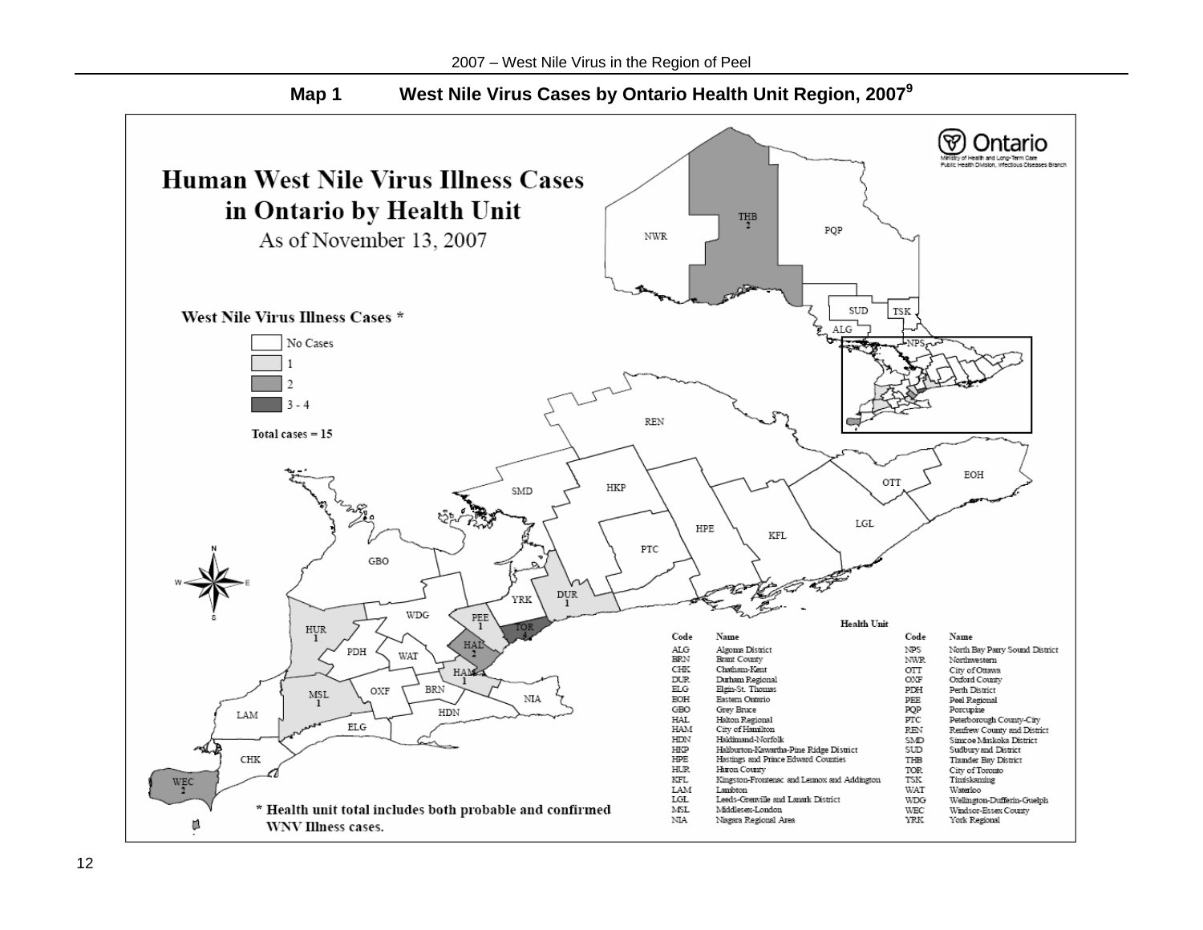## Map 1 West Nile Virus Cases by Ontario Health Unit Region, 2007[9]

# Human West Nile Virus Illness Cases in Ontario by Health Unit

As of November 13, 2007

**West Nile Virus Illness Cases ***

- No Cases
- 1
- 2
- 3 - 4

**Total cases = 15**

| Health Unit | | | |
|---|---|---|---|
| **Code** | **Name** | **Code** | **Name** |
| ALG | Algoma District | NPS | North Bay Parry Sound District |
| BRN | Brant County | NWR | Northwestern |
| CHK | Chatham-Kent | OTT | City of Ottawa |
| DUR | Durham Regional | OXF | Oxford County |
| ELG | Elgin-St. Thomas | PDH | Perth District |
| EOH | Eastern Ontario | PEE | Peel Regional |
| GBO | Grey Bruce | PQP | Porcupine |
| HAL | Halton Regional | PTC | Peterborough County-City |
| HAM | City of Hamilton | REN | Renfrew County and District |
| HDN | Haldimand-Norfolk | SMD | Simcoe Muskoka District |
| HKP | Haliburton-Kawartha-Pine Ridge District | SUD | Sudbury and District |
| HPE | Hastings and Prince Edward Counties | THB | Thunder Bay District |
| HUR | Huron County | TOR | City of Toronto |
| KFL | Kingston-Frontenac and Lennox and Addington | TSK | Timiskaming |
| LAM | Lambton | WAT | Waterloo |
| LGL | Leeds-Grenville and Lanark District | WDG | Wellington-Dufferin-Guelph |
| MSL | Middlesex-London | WEC | Windsor-Essex County |
| NIA | Niagara Regional Area | YRK | York Regional |

\* Health unit total includes both probable and confirmed WNV Illness cases.

Ontario — Ministry of Health and Long-Term Care, Public Health Division, Infectious Diseases Branch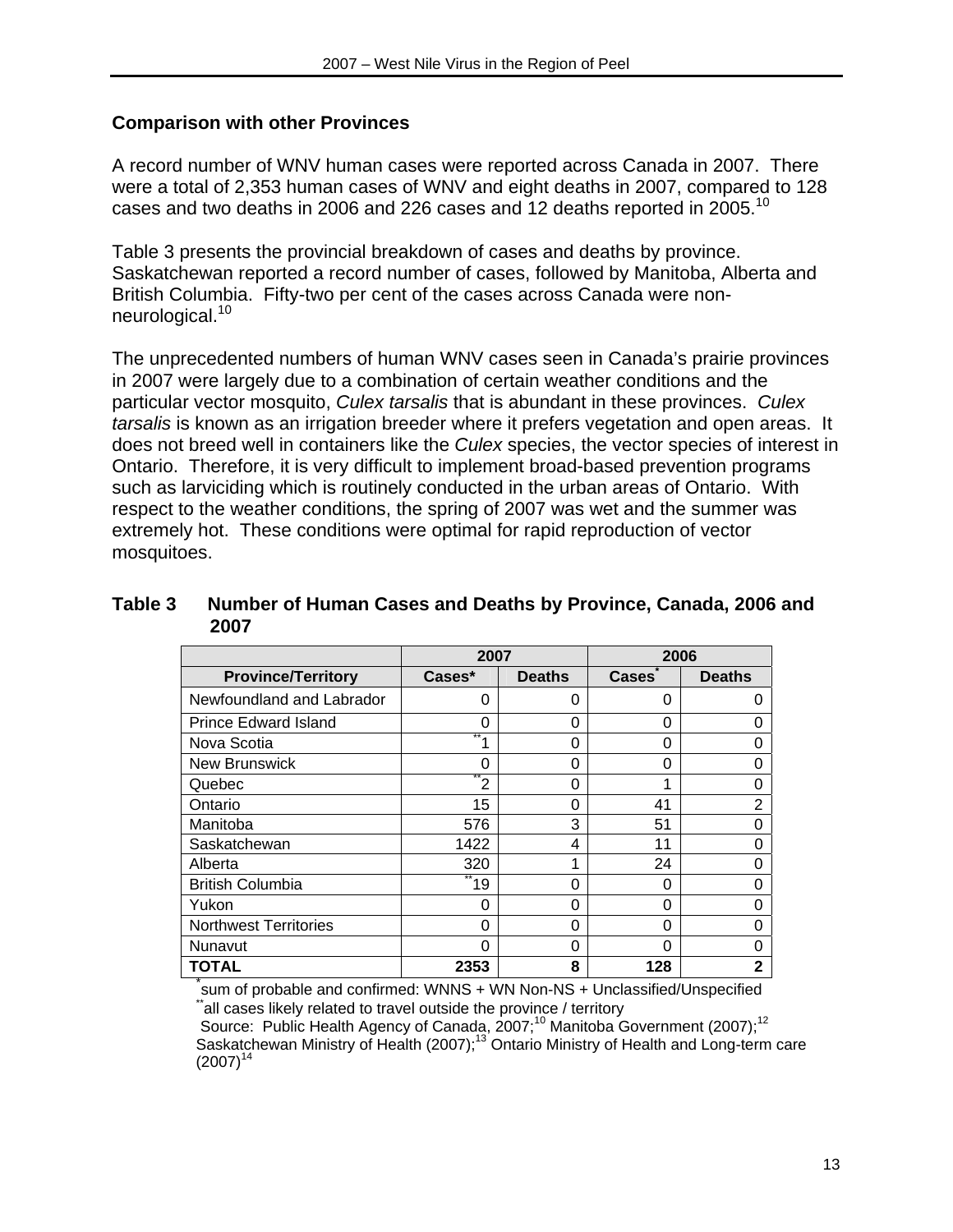## Comparison with other Provinces

A record number of WNV human cases were reported across Canada in 2007. There were a total of 2,353 human cases of WNV and eight deaths in 2007, compared to 128 cases and two deaths in 2006 and 226 cases and 12 deaths reported in 2005.[10]

Table 3 presents the provincial breakdown of cases and deaths by province. Saskatchewan reported a record number of cases, followed by Manitoba, Alberta and British Columbia. Fifty-two per cent of the cases across Canada were non-neurological.[10]

The unprecedented numbers of human WNV cases seen in Canada's prairie provinces in 2007 were largely due to a combination of certain weather conditions and the particular vector mosquito, *Culex tarsalis* that is abundant in these provinces. *Culex tarsalis* is known as an irrigation breeder where it prefers vegetation and open areas. It does not breed well in containers like the *Culex* species, the vector species of interest in Ontario. Therefore, it is very difficult to implement broad-based prevention programs such as larviciding which is routinely conducted in the urban areas of Ontario. With respect to the weather conditions, the spring of 2007 was wet and the summer was extremely hot. These conditions were optimal for rapid reproduction of vector mosquitoes.

**Table 3 Number of Human Cases and Deaths by Province, Canada, 2006 and 2007**

| | 2007 | | 2006 | |
|---|---|---|---|---|
| **Province/Territory** | **Cases*** | **Deaths** | **Cases*** | **Deaths** |
| Newfoundland and Labrador | 0 | 0 | 0 | 0 |
| Prince Edward Island | 0 | 0 | 0 | 0 |
| Nova Scotia | **1 | 0 | 0 | 0 |
| New Brunswick | 0 | 0 | 0 | 0 |
| Quebec | **2 | 0 | 1 | 0 |
| Ontario | 15 | 0 | 41 | 2 |
| Manitoba | 576 | 3 | 51 | 0 |
| Saskatchewan | 1422 | 4 | 11 | 0 |
| Alberta | 320 | 1 | 24 | 0 |
| British Columbia | **19 | 0 | 0 | 0 |
| Yukon | 0 | 0 | 0 | 0 |
| Northwest Territories | 0 | 0 | 0 | 0 |
| Nunavut | 0 | 0 | 0 | 0 |
| **TOTAL** | **2353** | **8** | **128** | **2** |

*sum of probable and confirmed: WNNS + WN Non-NS + Unclassified/Unspecified

**all cases likely related to travel outside the province / territory

Source: Public Health Agency of Canada, 2007;[10] Manitoba Government (2007);[12] Saskatchewan Ministry of Health (2007);[13] Ontario Ministry of Health and Long-term care (2007)[14]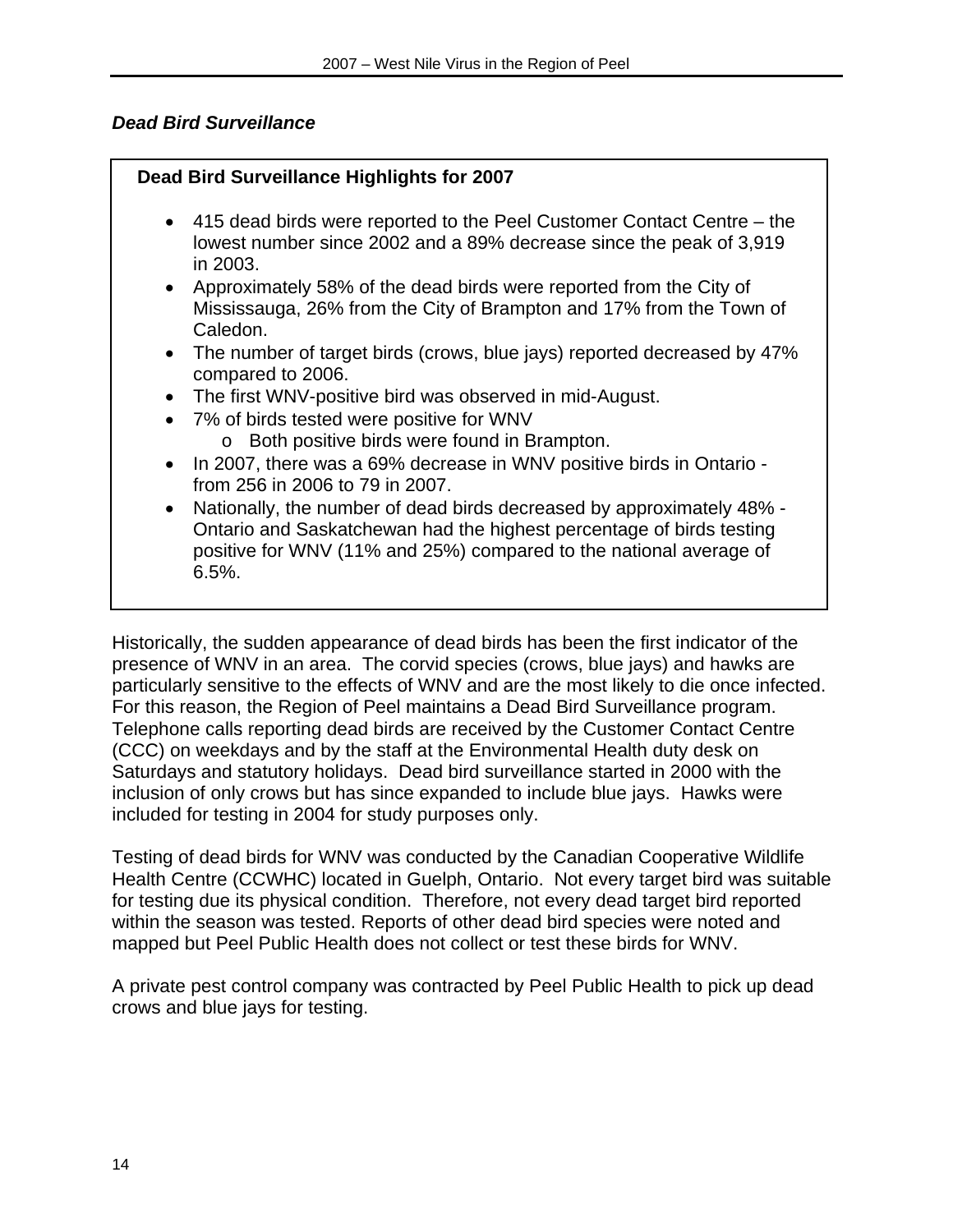### *Dead Bird Surveillance*

**Dead Bird Surveillance Highlights for 2007**

- 415 dead birds were reported to the Peel Customer Contact Centre – the lowest number since 2002 and a 89% decrease since the peak of 3,919 in 2003.
- Approximately 58% of the dead birds were reported from the City of Mississauga, 26% from the City of Brampton and 17% from the Town of Caledon.
- The number of target birds (crows, blue jays) reported decreased by 47% compared to 2006.
- The first WNV-positive bird was observed in mid-August.
- 7% of birds tested were positive for WNV
    - Both positive birds were found in Brampton.
- In 2007, there was a 69% decrease in WNV positive birds in Ontario - from 256 in 2006 to 79 in 2007.
- Nationally, the number of dead birds decreased by approximately 48% - Ontario and Saskatchewan had the highest percentage of birds testing positive for WNV (11% and 25%) compared to the national average of 6.5%.

Historically, the sudden appearance of dead birds has been the first indicator of the presence of WNV in an area. The corvid species (crows, blue jays) and hawks are particularly sensitive to the effects of WNV and are the most likely to die once infected. For this reason, the Region of Peel maintains a Dead Bird Surveillance program. Telephone calls reporting dead birds are received by the Customer Contact Centre (CCC) on weekdays and by the staff at the Environmental Health duty desk on Saturdays and statutory holidays. Dead bird surveillance started in 2000 with the inclusion of only crows but has since expanded to include blue jays. Hawks were included for testing in 2004 for study purposes only.

Testing of dead birds for WNV was conducted by the Canadian Cooperative Wildlife Health Centre (CCWHC) located in Guelph, Ontario. Not every target bird was suitable for testing due its physical condition. Therefore, not every dead target bird reported within the season was tested. Reports of other dead bird species were noted and mapped but Peel Public Health does not collect or test these birds for WNV.

A private pest control company was contracted by Peel Public Health to pick up dead crows and blue jays for testing.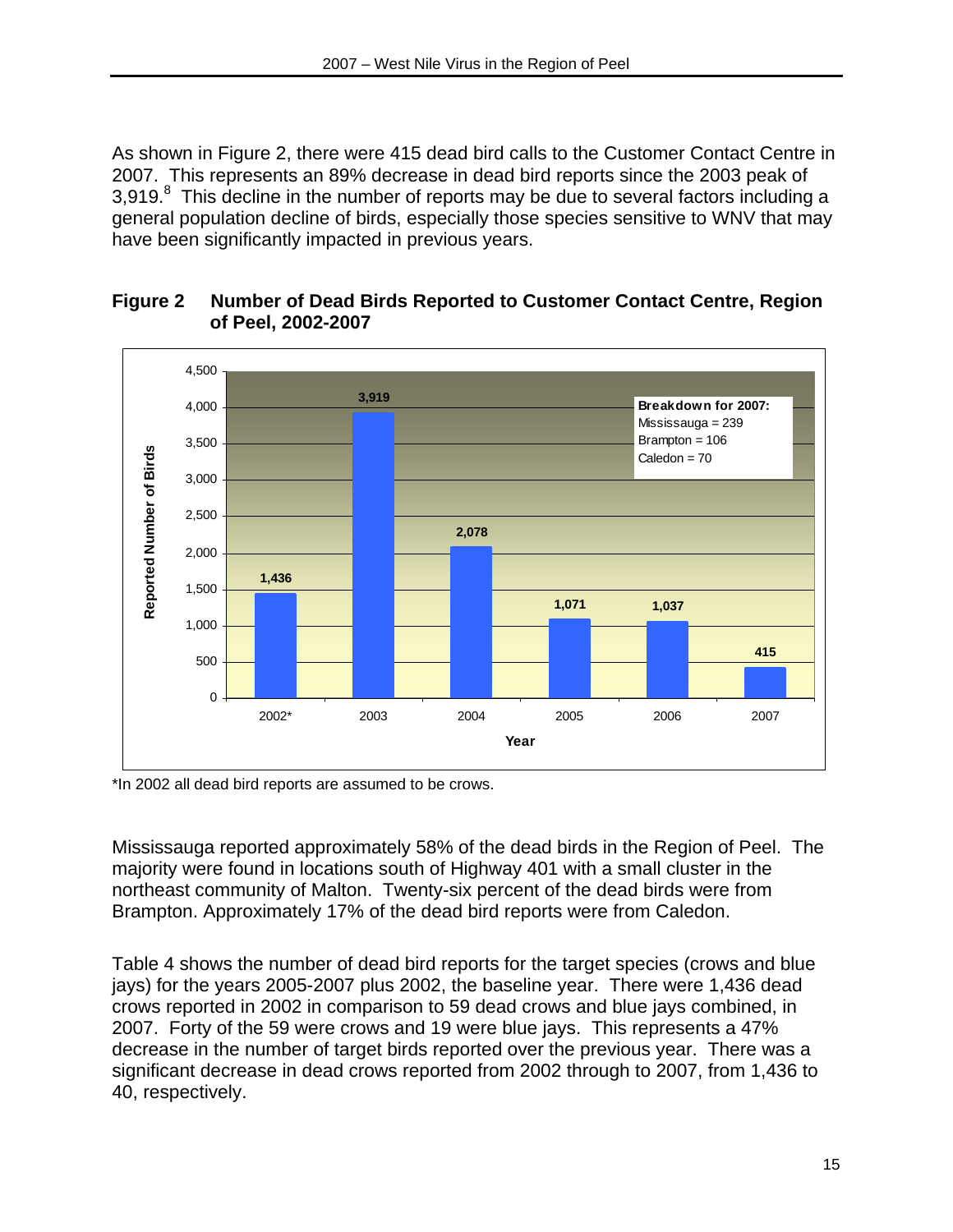As shown in Figure 2, there were 415 dead bird calls to the Customer Contact Centre in 2007. This represents an 89% decrease in dead bird reports since the 2003 peak of 3,919.[8] This decline in the number of reports may be due to several factors including a general population decline of birds, especially those species sensitive to WNV that may have been significantly impacted in previous years.

**Figure 2 Number of Dead Birds Reported to Customer Contact Centre, Region of Peel, 2002-2007**

| Year | Reported Number of Birds |
|---|---|
| 2002* | 1,436 |
| 2003 | 3,919 |
| 2004 | 2,078 |
| 2005 | 1,071 |
| 2006 | 1,037 |
| 2007 | 415 |

**Breakdown for 2007:**
Mississauga = 239
Brampton = 106
Caledon = 70

*In 2002 all dead bird reports are assumed to be crows.

Mississauga reported approximately 58% of the dead birds in the Region of Peel. The majority were found in locations south of Highway 401 with a small cluster in the northeast community of Malton. Twenty-six percent of the dead birds were from Brampton. Approximately 17% of the dead bird reports were from Caledon.

Table 4 shows the number of dead bird reports for the target species (crows and blue jays) for the years 2005-2007 plus 2002, the baseline year. There were 1,436 dead crows reported in 2002 in comparison to 59 dead crows and blue jays combined, in 2007. Forty of the 59 were crows and 19 were blue jays. This represents a 47% decrease in the number of target birds reported over the previous year. There was a significant decrease in dead crows reported from 2002 through to 2007, from 1,436 to 40, respectively.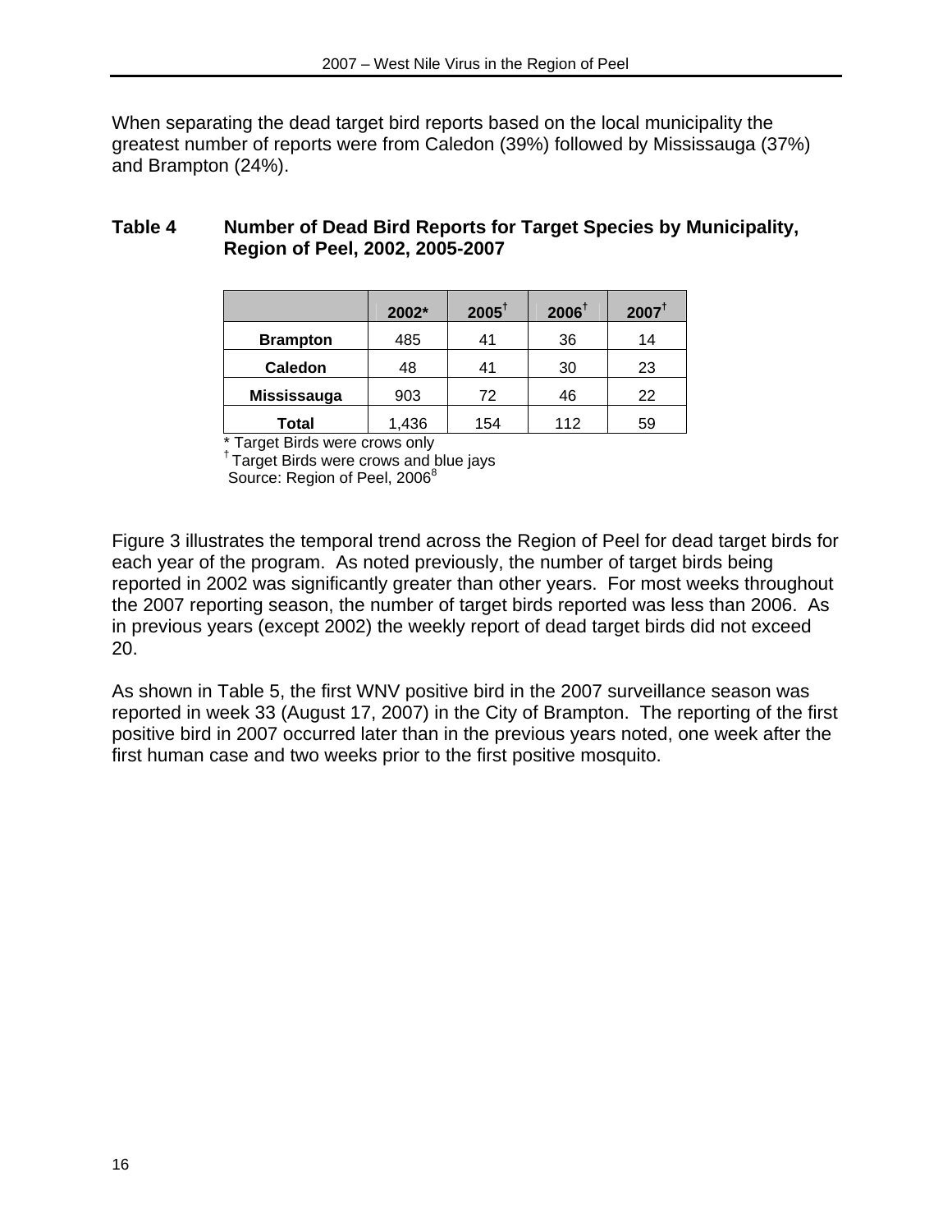When separating the dead target bird reports based on the local municipality the greatest number of reports were from Caledon (39%) followed by Mississauga (37%) and Brampton (24%).

**Table 4 Number of Dead Bird Reports for Target Species by Municipality, Region of Peel, 2002, 2005-2007**

| | 2002* | 2005† | 2006† | 2007† |
|---|---|---|---|---|
| **Brampton** | 485 | 41 | 36 | 14 |
| **Caledon** | 48 | 41 | 30 | 23 |
| **Mississauga** | 903 | 72 | 46 | 22 |
| **Total** | 1,436 | 154 | 112 | 59 |

\* Target Birds were crows only
† Target Birds were crows and blue jays
Source: Region of Peel, 2006[8]

Figure 3 illustrates the temporal trend across the Region of Peel for dead target birds for each year of the program. As noted previously, the number of target birds being reported in 2002 was significantly greater than other years. For most weeks throughout the 2007 reporting season, the number of target birds reported was less than 2006. As in previous years (except 2002) the weekly report of dead target birds did not exceed 20.

As shown in Table 5, the first WNV positive bird in the 2007 surveillance season was reported in week 33 (August 17, 2007) in the City of Brampton. The reporting of the first positive bird in 2007 occurred later than in the previous years noted, one week after the first human case and two weeks prior to the first positive mosquito.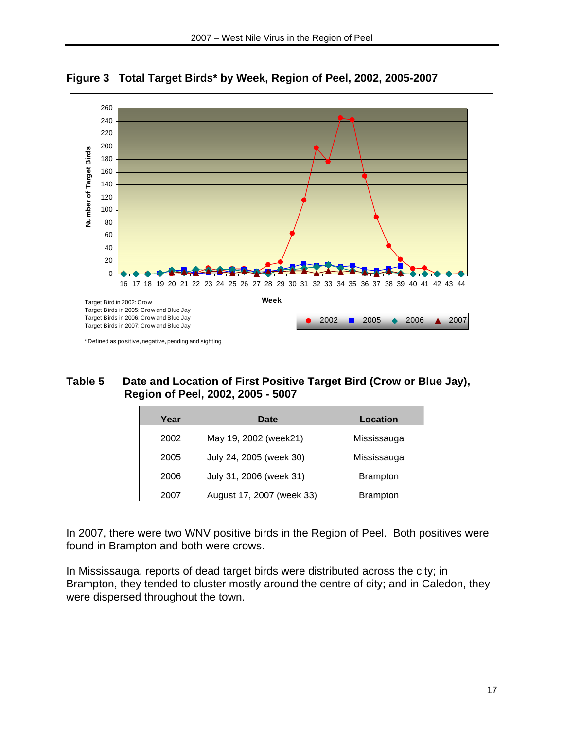**Figure 3 Total Target Birds* by Week, Region of Peel, 2002, 2005-2007**

Target Bird in 2002: Crow
Target Birds in 2005: Crow and Blue Jay
Target Birds in 2006: Crow and Blue Jay
Target Birds in 2007: Crow and Blue Jay

* Defined as positive, negative, pending and sighting

**Table 5 Date and Location of First Positive Target Bird (Crow or Blue Jay), Region of Peel, 2002, 2005 - 5007**

| Year | Date | Location |
|---|---|---|
| 2002 | May 19, 2002 (week21) | Mississauga |
| 2005 | July 24, 2005 (week 30) | Mississauga |
| 2006 | July 31, 2006 (week 31) | Brampton |
| 2007 | August 17, 2007 (week 33) | Brampton |

In 2007, there were two WNV positive birds in the Region of Peel. Both positives were found in Brampton and both were crows.

In Mississauga, reports of dead target birds were distributed across the city; in Brampton, they tended to cluster mostly around the centre of city; and in Caledon, they were dispersed throughout the town.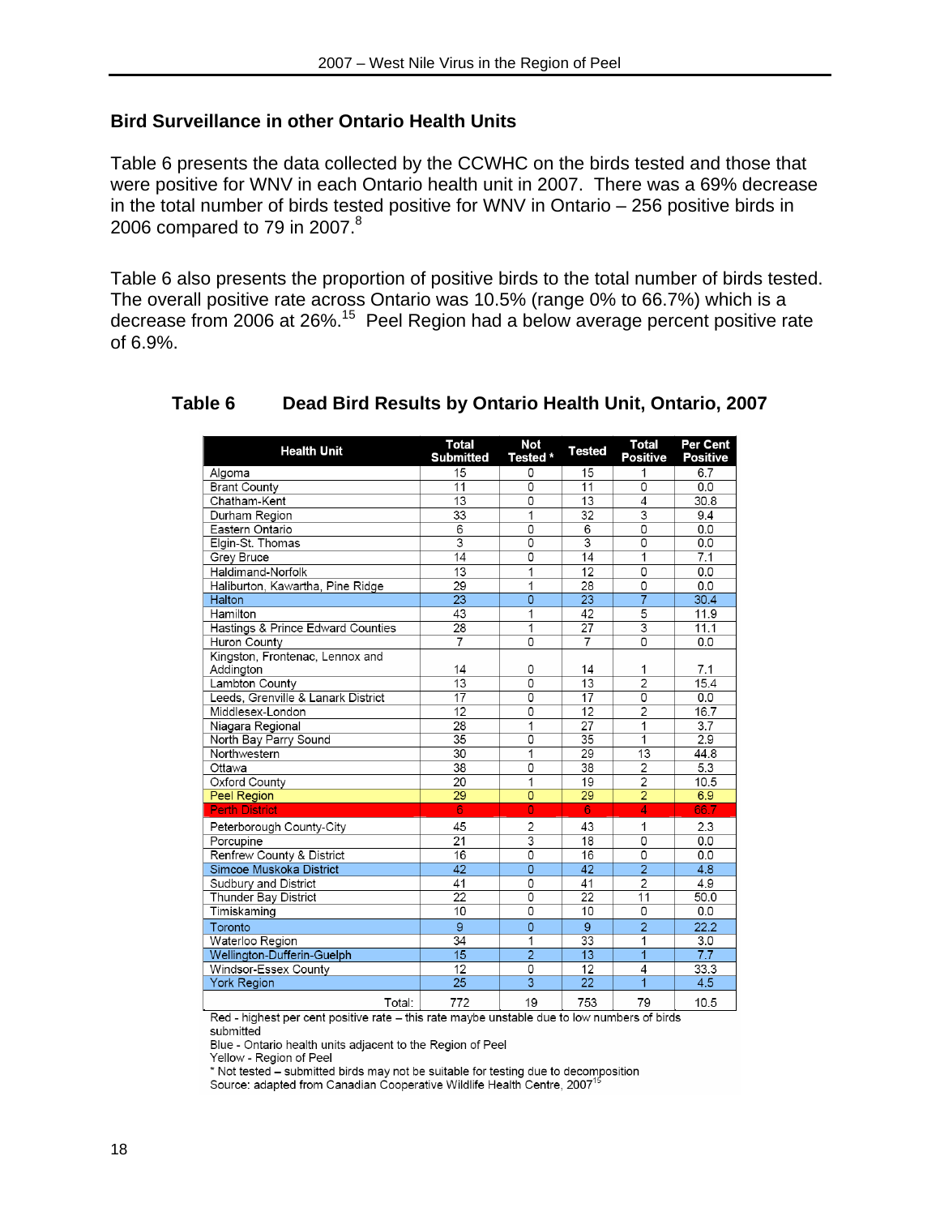## Bird Surveillance in other Ontario Health Units

Table 6 presents the data collected by the CCWHC on the birds tested and those that were positive for WNV in each Ontario health unit in 2007. There was a 69% decrease in the total number of birds tested positive for WNV in Ontario – 256 positive birds in 2006 compared to 79 in 2007.[8]

Table 6 also presents the proportion of positive birds to the total number of birds tested. The overall positive rate across Ontario was 10.5% (range 0% to 66.7%) which is a decrease from 2006 at 26%.[15] Peel Region had a below average percent positive rate of 6.9%.

### Table 6 Dead Bird Results by Ontario Health Unit, Ontario, 2007

| Health Unit | Total Submitted | Not Tested * | Tested | Total Positive | Per Cent Positive |
|---|---|---|---|---|---|
| Algoma | 15 | 0 | 15 | 1 | 6.7 |
| Brant County | 11 | 0 | 11 | 0 | 0.0 |
| Chatham-Kent | 13 | 0 | 13 | 4 | 30.8 |
| Durham Region | 33 | 1 | 32 | 3 | 9.4 |
| Eastern Ontario | 6 | 0 | 6 | 0 | 0.0 |
| Elgin-St. Thomas | 3 | 0 | 3 | 0 | 0.0 |
| Grey Bruce | 14 | 0 | 14 | 1 | 7.1 |
| Haldimand-Norfolk | 13 | 1 | 12 | 0 | 0.0 |
| Haliburton, Kawartha, Pine Ridge | 29 | 1 | 28 | 0 | 0.0 |
| Halton | 23 | 0 | 23 | 7 | 30.4 |
| Hamilton | 43 | 1 | 42 | 5 | 11.9 |
| Hastings & Prince Edward Counties | 28 | 1 | 27 | 3 | 11.1 |
| Huron County | 7 | 0 | 7 | 0 | 0.0 |
| Kingston, Frontenac, Lennox and Addington | 14 | 0 | 14 | 1 | 7.1 |
| Lambton County | 13 | 0 | 13 | 2 | 15.4 |
| Leeds, Grenville & Lanark District | 17 | 0 | 17 | 0 | 0.0 |
| Middlesex-London | 12 | 0 | 12 | 2 | 16.7 |
| Niagara Regional | 28 | 1 | 27 | 1 | 3.7 |
| North Bay Parry Sound | 35 | 0 | 35 | 1 | 2.9 |
| Northwestern | 30 | 1 | 29 | 13 | 44.8 |
| Ottawa | 38 | 0 | 38 | 2 | 5.3 |
| Oxford County | 20 | 1 | 19 | 2 | 10.5 |
| Peel Region | 29 | 0 | 29 | 2 | 6.9 |
| Perth District | 6 | 0 | 6 | 4 | 66.7 |
| Peterborough County-City | 45 | 2 | 43 | 1 | 2.3 |
| Porcupine | 21 | 3 | 18 | 0 | 0.0 |
| Renfrew County & District | 16 | 0 | 16 | 0 | 0.0 |
| Simcoe Muskoka District | 42 | 0 | 42 | 2 | 4.8 |
| Sudbury and District | 41 | 0 | 41 | 2 | 4.9 |
| Thunder Bay District | 22 | 0 | 22 | 11 | 50.0 |
| Timiskaming | 10 | 0 | 10 | 0 | 0.0 |
| Toronto | 9 | 0 | 9 | 2 | 22.2 |
| Waterloo Region | 34 | 1 | 33 | 1 | 3.0 |
| Wellington-Dufferin-Guelph | 15 | 2 | 13 | 1 | 7.7 |
| Windsor-Essex County | 12 | 0 | 12 | 4 | 33.3 |
| York Region | 25 | 3 | 22 | 1 | 4.5 |
| Total: | 772 | 19 | 753 | 79 | 10.5 |

Red - highest per cent positive rate – this rate maybe unstable due to low numbers of birds submitted
Blue - Ontario health units adjacent to the Region of Peel
Yellow - Region of Peel
* Not tested – submitted birds may not be suitable for testing due to decomposition
Source: adapted from Canadian Cooperative Wildlife Health Centre, 2007[15]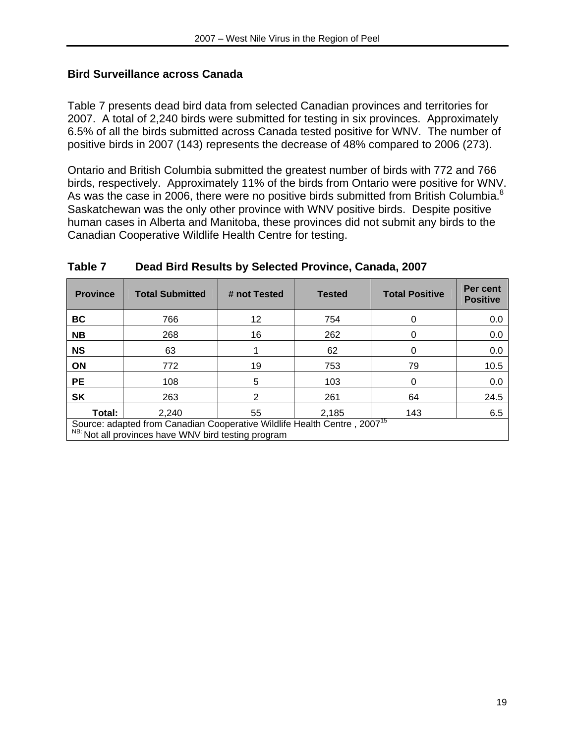## Bird Surveillance across Canada

Table 7 presents dead bird data from selected Canadian provinces and territories for 2007. A total of 2,240 birds were submitted for testing in six provinces. Approximately 6.5% of all the birds submitted across Canada tested positive for WNV. The number of positive birds in 2007 (143) represents the decrease of 48% compared to 2006 (273).

Ontario and British Columbia submitted the greatest number of birds with 772 and 766 birds, respectively. Approximately 11% of the birds from Ontario were positive for WNV. As was the case in 2006, there were no positive birds submitted from British Columbia.[8] Saskatchewan was the only other province with WNV positive birds. Despite positive human cases in Alberta and Manitoba, these provinces did not submit any birds to the Canadian Cooperative Wildlife Health Centre for testing.

**Table 7 Dead Bird Results by Selected Province, Canada, 2007**

| Province | Total Submitted | # not Tested | Tested | Total Positive | Per cent Positive |
|---|---|---|---|---|---|
| **BC** | 766 | 12 | 754 | 0 | 0.0 |
| **NB** | 268 | 16 | 262 | 0 | 0.0 |
| **NS** | 63 | 1 | 62 | 0 | 0.0 |
| **ON** | 772 | 19 | 753 | 79 | 10.5 |
| **PE** | 108 | 5 | 103 | 0 | 0.0 |
| **SK** | 263 | 2 | 261 | 64 | 24.5 |
| **Total:** | 2,240 | 55 | 2,185 | 143 | 6.5 |

Source: adapted from Canadian Cooperative Wildlife Health Centre , 2007[15]
NB: Not all provinces have WNV bird testing program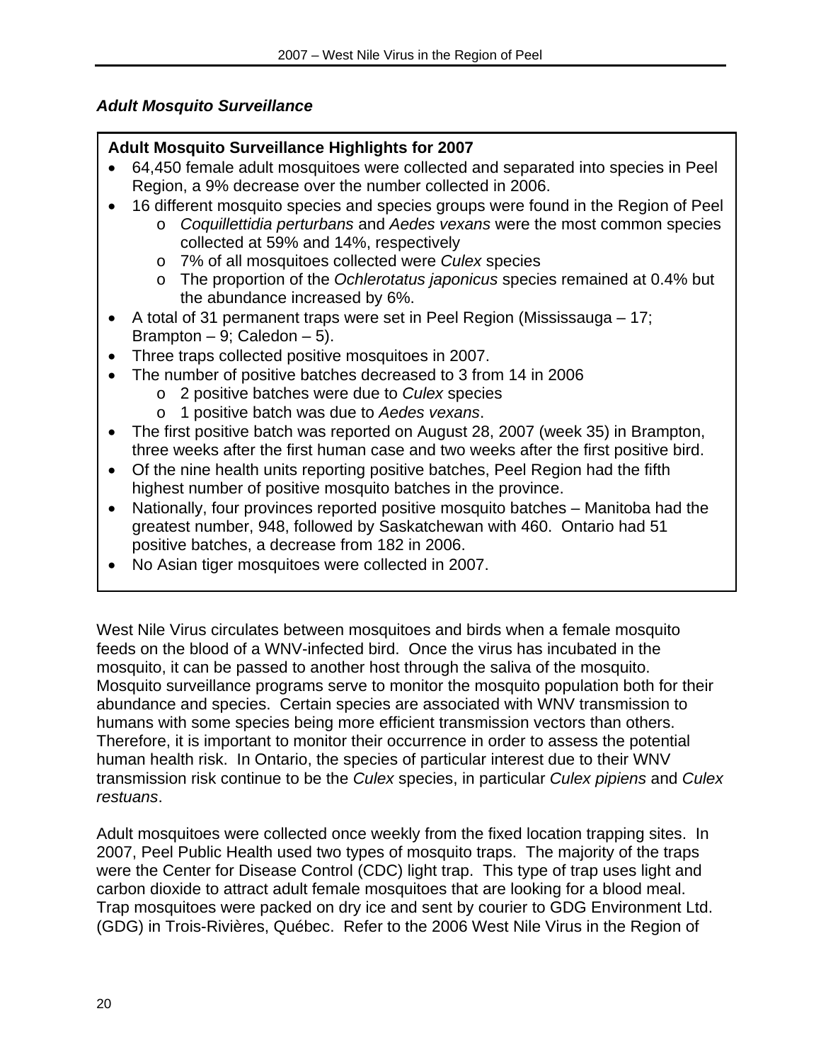### *Adult Mosquito Surveillance*

**Adult Mosquito Surveillance Highlights for 2007**

- 64,450 female adult mosquitoes were collected and separated into species in Peel Region, a 9% decrease over the number collected in 2006.
- 16 different mosquito species and species groups were found in the Region of Peel
  - *Coquillettidia perturbans* and *Aedes vexans* were the most common species collected at 59% and 14%, respectively
  - 7% of all mosquitoes collected were *Culex* species
  - The proportion of the *Ochlerotatus japonicus* species remained at 0.4% but the abundance increased by 6%.
- A total of 31 permanent traps were set in Peel Region (Mississauga – 17; Brampton – 9; Caledon – 5).
- Three traps collected positive mosquitoes in 2007.
- The number of positive batches decreased to 3 from 14 in 2006
  - 2 positive batches were due to *Culex* species
  - 1 positive batch was due to *Aedes vexans*.
- The first positive batch was reported on August 28, 2007 (week 35) in Brampton, three weeks after the first human case and two weeks after the first positive bird.
- Of the nine health units reporting positive batches, Peel Region had the fifth highest number of positive mosquito batches in the province.
- Nationally, four provinces reported positive mosquito batches – Manitoba had the greatest number, 948, followed by Saskatchewan with 460. Ontario had 51 positive batches, a decrease from 182 in 2006.
- No Asian tiger mosquitoes were collected in 2007.

West Nile Virus circulates between mosquitoes and birds when a female mosquito feeds on the blood of a WNV-infected bird. Once the virus has incubated in the mosquito, it can be passed to another host through the saliva of the mosquito. Mosquito surveillance programs serve to monitor the mosquito population both for their abundance and species. Certain species are associated with WNV transmission to humans with some species being more efficient transmission vectors than others. Therefore, it is important to monitor their occurrence in order to assess the potential human health risk. In Ontario, the species of particular interest due to their WNV transmission risk continue to be the *Culex* species, in particular *Culex pipiens* and *Culex restuans*.

Adult mosquitoes were collected once weekly from the fixed location trapping sites. In 2007, Peel Public Health used two types of mosquito traps. The majority of the traps were the Center for Disease Control (CDC) light trap. This type of trap uses light and carbon dioxide to attract adult female mosquitoes that are looking for a blood meal. Trap mosquitoes were packed on dry ice and sent by courier to GDG Environment Ltd. (GDG) in Trois-Rivières, Québec. Refer to the 2006 West Nile Virus in the Region of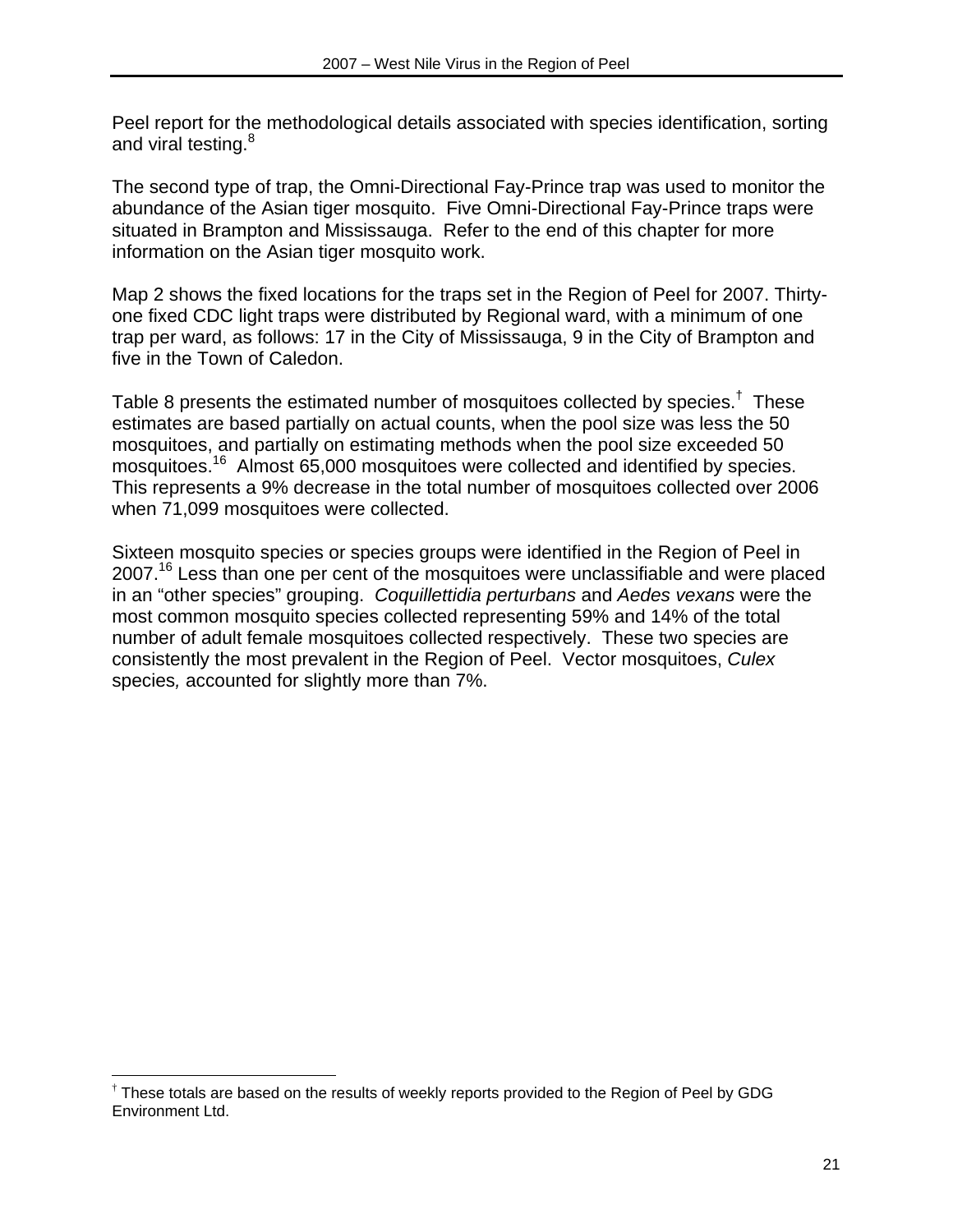Peel report for the methodological details associated with species identification, sorting and viral testing.[8]

The second type of trap, the Omni-Directional Fay-Prince trap was used to monitor the abundance of the Asian tiger mosquito. Five Omni-Directional Fay-Prince traps were situated in Brampton and Mississauga. Refer to the end of this chapter for more information on the Asian tiger mosquito work.

Map 2 shows the fixed locations for the traps set in the Region of Peel for 2007. Thirty-one fixed CDC light traps were distributed by Regional ward, with a minimum of one trap per ward, as follows: 17 in the City of Mississauga, 9 in the City of Brampton and five in the Town of Caledon.

Table 8 presents the estimated number of mosquitoes collected by species.[†] These estimates are based partially on actual counts, when the pool size was less the 50 mosquitoes, and partially on estimating methods when the pool size exceeded 50 mosquitoes.[16] Almost 65,000 mosquitoes were collected and identified by species. This represents a 9% decrease in the total number of mosquitoes collected over 2006 when 71,099 mosquitoes were collected.

Sixteen mosquito species or species groups were identified in the Region of Peel in 2007.[16] Less than one per cent of the mosquitoes were unclassifiable and were placed in an "other species" grouping. *Coquillettidia perturbans* and *Aedes vexans* were the most common mosquito species collected representing 59% and 14% of the total number of adult female mosquitoes collected respectively. These two species are consistently the most prevalent in the Region of Peel. Vector mosquitoes, *Culex* species*,* accounted for slightly more than 7%.

---

[†] These totals are based on the results of weekly reports provided to the Region of Peel by GDG Environment Ltd.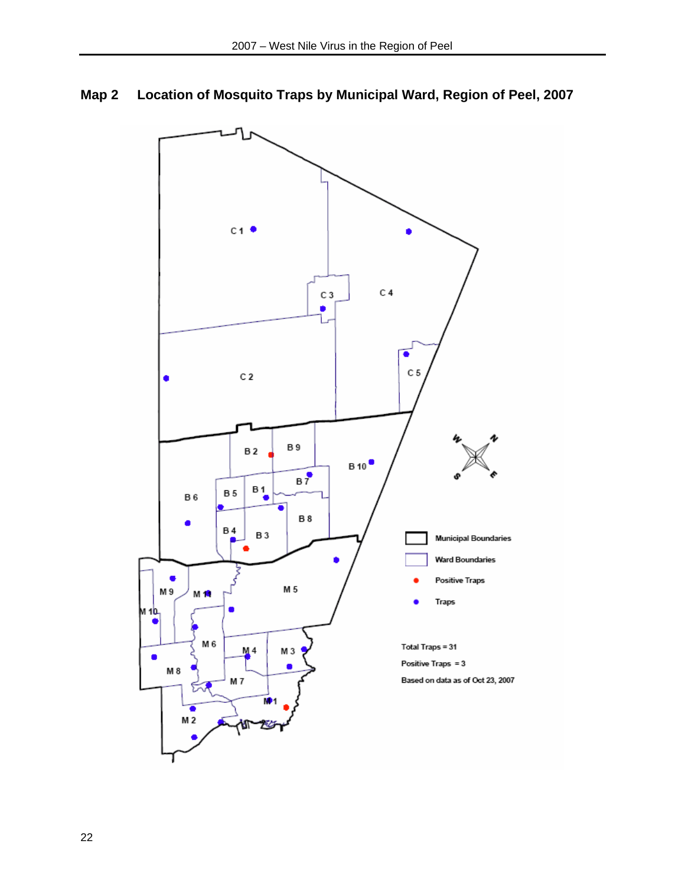## Map 2 Location of Mosquito Traps by Municipal Ward, Region of Peel, 2007

C 1

C 3

C 4

C 2

C 5

B 2

B 9

B 10

B 7

B 5

B 1

B 6

B 8

B 4

B 3

M 9

M 11

M 5

M 10

M 6

M 4

M 3

M 8

M 7

M 1

M 2

Municipal Boundaries

Ward Boundaries

Positive Traps

Traps

Total Traps = 31

Positive Traps = 3

Based on data as of Oct 23, 2007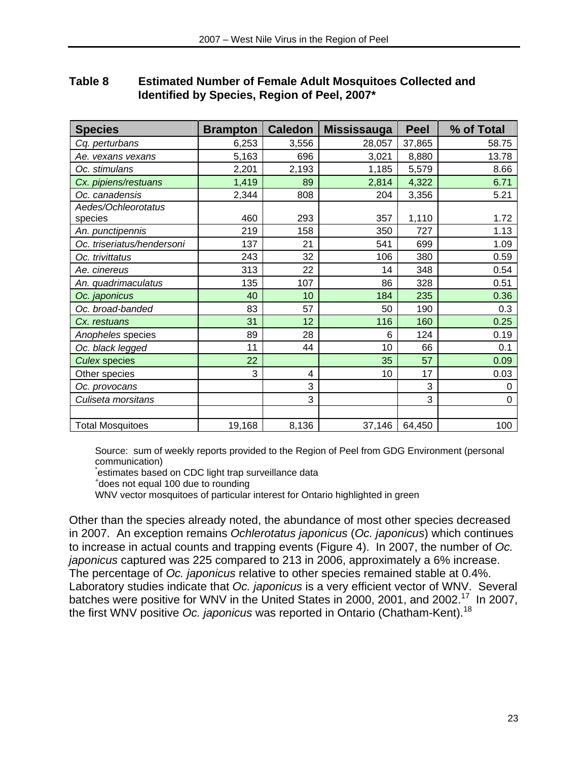**Table 8 Estimated Number of Female Adult Mosquitoes Collected and Identified by Species, Region of Peel, 2007***

| Species | Brampton | Caledon | Mississauga | Peel | % of Total |
|---|---|---|---|---|---|
| *Cq. perturbans* | 6,253 | 3,556 | 28,057 | 37,865 | 58.75 |
| *Ae. vexans vexans* | 5,163 | 696 | 3,021 | 8,880 | 13.78 |
| *Oc. stimulans* | 2,201 | 2,193 | 1,185 | 5,579 | 8.66 |
| *Cx. pipiens/restuans* | 1,419 | 89 | 2,814 | 4,322 | 6.71 |
| *Oc. canadensis* | 2,344 | 808 | 204 | 3,356 | 5.21 |
| *Aedes/Ochleorotatus* species | 460 | 293 | 357 | 1,110 | 1.72 |
| *An. punctipennis* | 219 | 158 | 350 | 727 | 1.13 |
| *Oc. triseriatus/hendersoni* | 137 | 21 | 541 | 699 | 1.09 |
| *Oc. trivittatus* | 243 | 32 | 106 | 380 | 0.59 |
| *Ae. cinereus* | 313 | 22 | 14 | 348 | 0.54 |
| *An. quadrimaculatus* | 135 | 107 | 86 | 328 | 0.51 |
| *Oc. japonicus* | 40 | 10 | 184 | 235 | 0.36 |
| *Oc. broad-banded* | 83 | 57 | 50 | 190 | 0.3 |
| *Cx. restuans* | 31 | 12 | 116 | 160 | 0.25 |
| *Anopheles* species | 89 | 28 | 6 | 124 | 0.19 |
| *Oc. black legged* | 11 | 44 | 10 | 66 | 0.1 |
| *Culex* species | 22 | | 35 | 57 | 0.09 |
| Other species | 3 | 4 | 10 | 17 | 0.03 |
| *Oc. provocans* | | 3 | | 3 | 0 |
| *Culiseta morsitans* | | 3 | | 3 | 0 |
| | | | | | |
| Total Mosquitoes | 19,168 | 8,136 | 37,146 | 64,450 | 100 |

Source: sum of weekly reports provided to the Region of Peel from GDG Environment (personal communication)

*estimates based on CDC light trap surveillance data

+does not equal 100 due to rounding

WNV vector mosquitoes of particular interest for Ontario highlighted in green

Other than the species already noted, the abundance of most other species decreased in 2007. An exception remains *Ochlerotatus japonicus* (*Oc. japonicus*) which continues to increase in actual counts and trapping events (Figure 4). In 2007, the number of *Oc. japonicus* captured was 225 compared to 213 in 2006, approximately a 6% increase. The percentage of *Oc. japonicus* relative to other species remained stable at 0.4%. Laboratory studies indicate that *Oc. japonicus* is a very efficient vector of WNV. Several batches were positive for WNV in the United States in 2000, 2001, and 2002.[17] In 2007, the first WNV positive *Oc. japonicus* was reported in Ontario (Chatham-Kent).[18]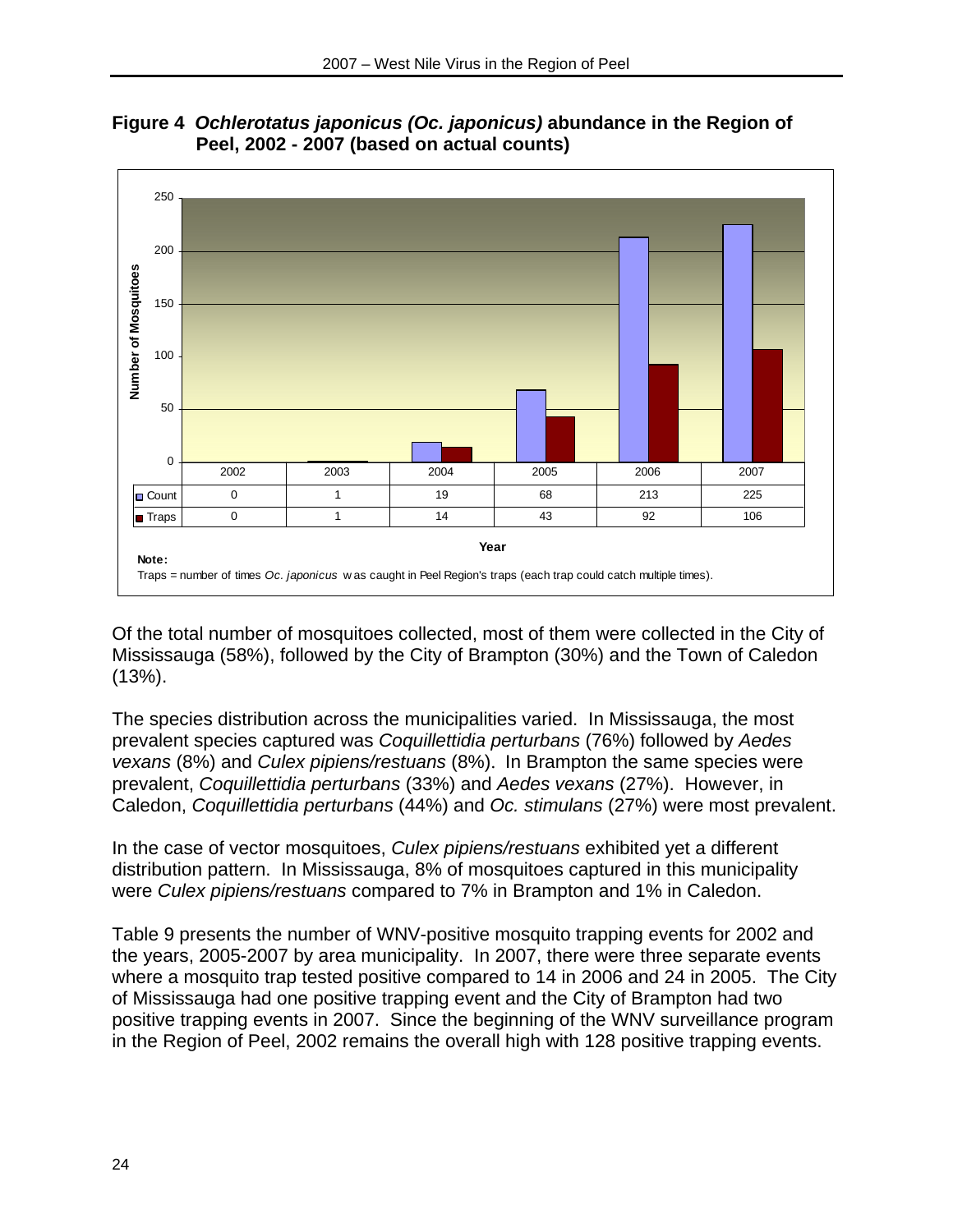**Figure 4 *Ochlerotatus japonicus (Oc. japonicus)* abundance in the Region of Peel, 2002 - 2007 (based on actual counts)**

| | 2002 | 2003 | 2004 | 2005 | 2006 | 2007 |
|---|---|---|---|---|---|---|
| Count | 0 | 1 | 19 | 68 | 213 | 225 |
| Traps | 0 | 1 | 14 | 43 | 92 | 106 |

**Note:**
Traps = number of times *Oc. japonicus* was caught in Peel Region's traps (each trap could catch multiple times).

Of the total number of mosquitoes collected, most of them were collected in the City of Mississauga (58%), followed by the City of Brampton (30%) and the Town of Caledon (13%).

The species distribution across the municipalities varied. In Mississauga, the most prevalent species captured was *Coquillettidia perturbans* (76%) followed by *Aedes vexans* (8%) and *Culex pipiens/restuans* (8%). In Brampton the same species were prevalent, *Coquillettidia perturbans* (33%) and *Aedes vexans* (27%). However, in Caledon, *Coquillettidia perturbans* (44%) and *Oc. stimulans* (27%) were most prevalent.

In the case of vector mosquitoes, *Culex pipiens/restuans* exhibited yet a different distribution pattern. In Mississauga, 8% of mosquitoes captured in this municipality were *Culex pipiens/restuans* compared to 7% in Brampton and 1% in Caledon.

Table 9 presents the number of WNV-positive mosquito trapping events for 2002 and the years, 2005-2007 by area municipality. In 2007, there were three separate events where a mosquito trap tested positive compared to 14 in 2006 and 24 in 2005. The City of Mississauga had one positive trapping event and the City of Brampton had two positive trapping events in 2007. Since the beginning of the WNV surveillance program in the Region of Peel, 2002 remains the overall high with 128 positive trapping events.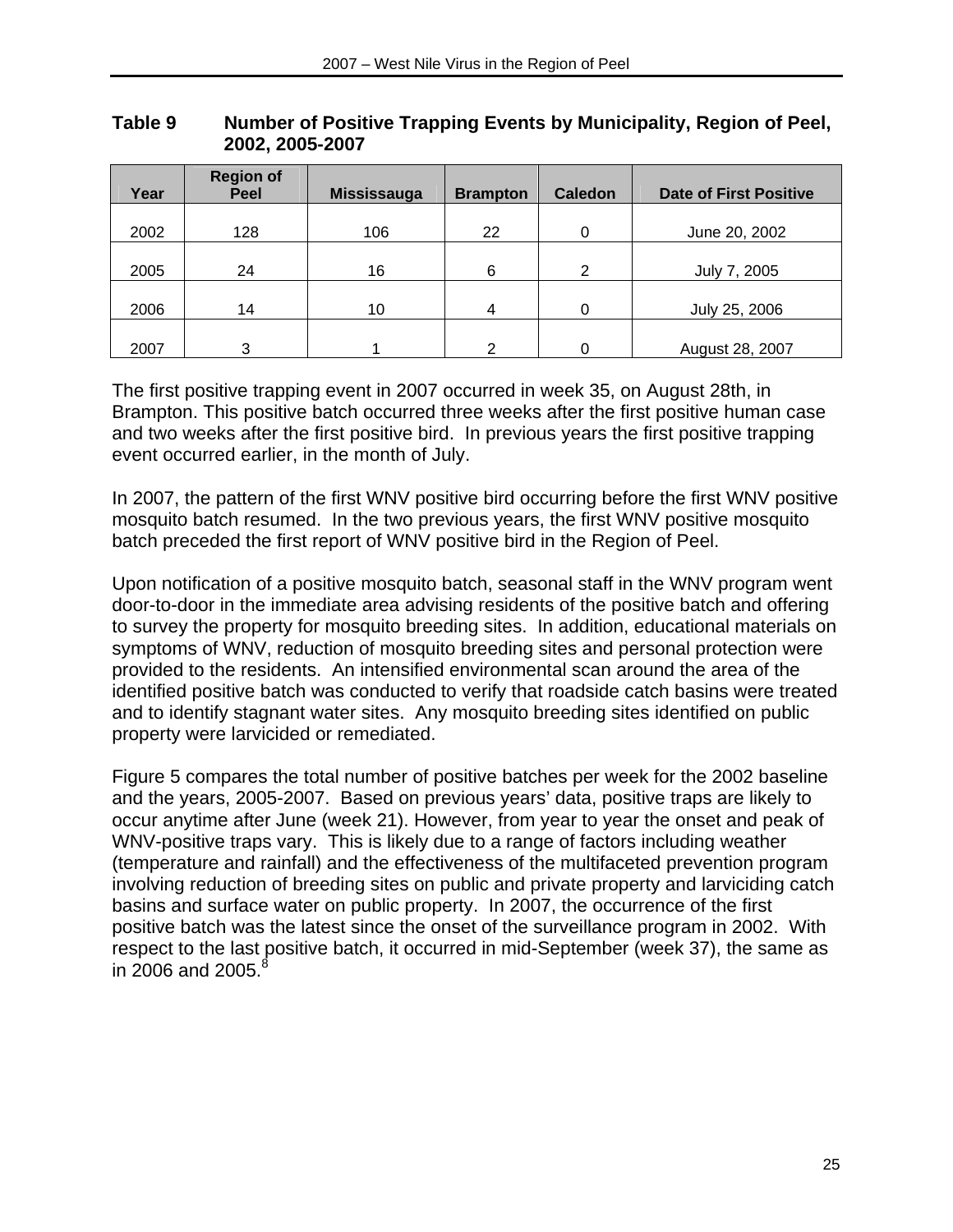**Table 9 Number of Positive Trapping Events by Municipality, Region of Peel, 2002, 2005-2007**

| Year | Region of Peel | Mississauga | Brampton | Caledon | Date of First Positive |
|---|---|---|---|---|---|
| 2002 | 128 | 106 | 22 | 0 | June 20, 2002 |
| 2005 | 24 | 16 | 6 | 2 | July 7, 2005 |
| 2006 | 14 | 10 | 4 | 0 | July 25, 2006 |
| 2007 | 3 | 1 | 2 | 0 | August 28, 2007 |

The first positive trapping event in 2007 occurred in week 35, on August 28th, in Brampton. This positive batch occurred three weeks after the first positive human case and two weeks after the first positive bird. In previous years the first positive trapping event occurred earlier, in the month of July.

In 2007, the pattern of the first WNV positive bird occurring before the first WNV positive mosquito batch resumed. In the two previous years, the first WNV positive mosquito batch preceded the first report of WNV positive bird in the Region of Peel.

Upon notification of a positive mosquito batch, seasonal staff in the WNV program went door-to-door in the immediate area advising residents of the positive batch and offering to survey the property for mosquito breeding sites. In addition, educational materials on symptoms of WNV, reduction of mosquito breeding sites and personal protection were provided to the residents. An intensified environmental scan around the area of the identified positive batch was conducted to verify that roadside catch basins were treated and to identify stagnant water sites. Any mosquito breeding sites identified on public property were larvicided or remediated.

Figure 5 compares the total number of positive batches per week for the 2002 baseline and the years, 2005-2007. Based on previous years' data, positive traps are likely to occur anytime after June (week 21). However, from year to year the onset and peak of WNV-positive traps vary. This is likely due to a range of factors including weather (temperature and rainfall) and the effectiveness of the multifaceted prevention program involving reduction of breeding sites on public and private property and larviciding catch basins and surface water on public property. In 2007, the occurrence of the first positive batch was the latest since the onset of the surveillance program in 2002. With respect to the last positive batch, it occurred in mid-September (week 37), the same as in 2006 and 2005.[8]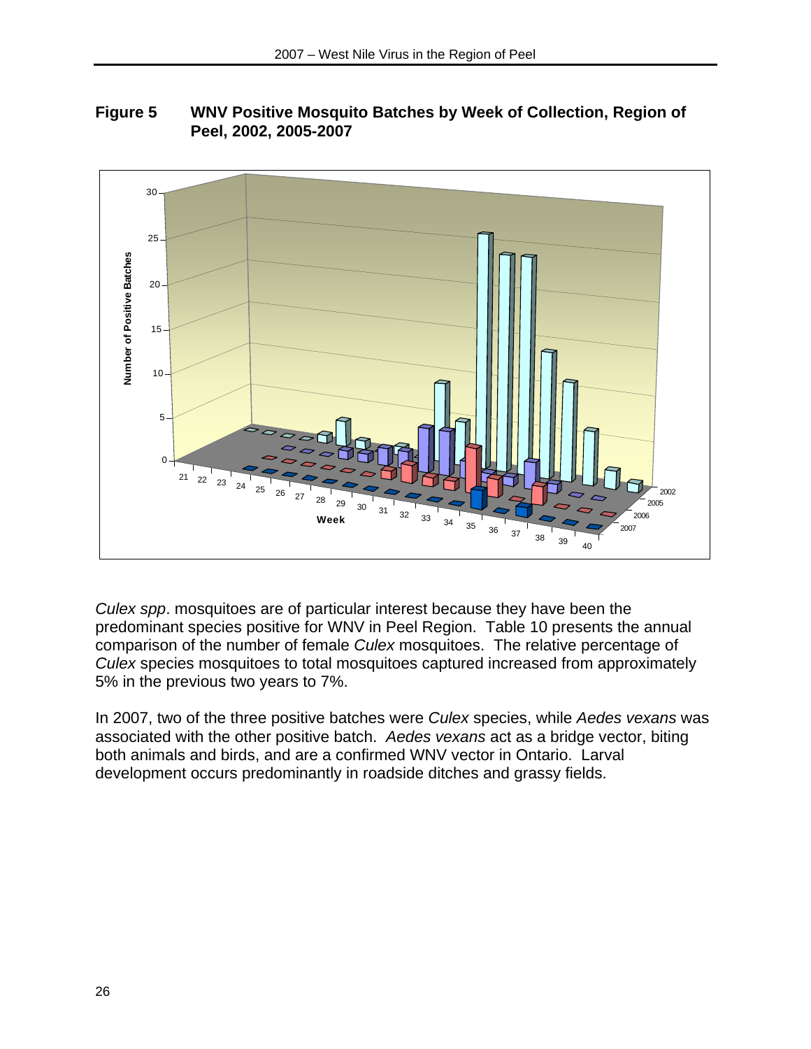**Figure 5 WNV Positive Mosquito Batches by Week of Collection, Region of Peel, 2002, 2005-2007**

*Culex spp*. mosquitoes are of particular interest because they have been the predominant species positive for WNV in Peel Region. Table 10 presents the annual comparison of the number of female *Culex* mosquitoes. The relative percentage of *Culex* species mosquitoes to total mosquitoes captured increased from approximately 5% in the previous two years to 7%.

In 2007, two of the three positive batches were *Culex* species, while *Aedes vexans* was associated with the other positive batch. *Aedes vexans* act as a bridge vector, biting both animals and birds, and are a confirmed WNV vector in Ontario. Larval development occurs predominantly in roadside ditches and grassy fields.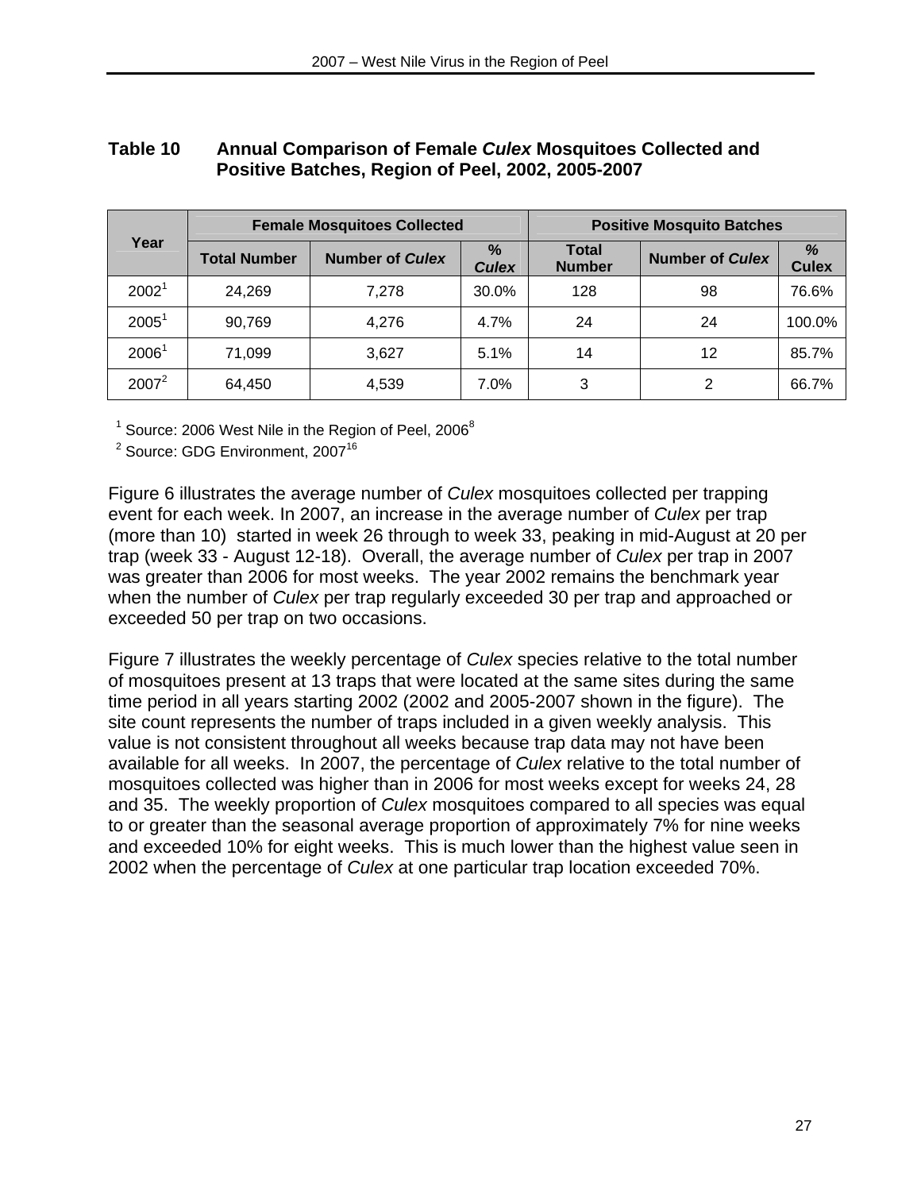**Table 10 Annual Comparison of Female *Culex* Mosquitoes Collected and Positive Batches, Region of Peel, 2002, 2005-2007**

| Year | Female Mosquitoes Collected | | | Positive Mosquito Batches | | |
|---|---|---|---|---|---|---|
| | Total Number | Number of *Culex* | % *Culex* | Total Number | Number of *Culex* | % Culex |
| 2002[1] | 24,269 | 7,278 | 30.0% | 128 | 98 | 76.6% |
| 2005[1] | 90,769 | 4,276 | 4.7% | 24 | 24 | 100.0% |
| 2006[1] | 71,099 | 3,627 | 5.1% | 14 | 12 | 85.7% |
| 2007[2] | 64,450 | 4,539 | 7.0% | 3 | 2 | 66.7% |

[1] Source: 2006 West Nile in the Region of Peel, 2006[8]

[2] Source: GDG Environment, 2007[16]

Figure 6 illustrates the average number of *Culex* mosquitoes collected per trapping event for each week. In 2007, an increase in the average number of *Culex* per trap (more than 10) started in week 26 through to week 33, peaking in mid-August at 20 per trap (week 33 - August 12-18). Overall, the average number of *Culex* per trap in 2007 was greater than 2006 for most weeks. The year 2002 remains the benchmark year when the number of *Culex* per trap regularly exceeded 30 per trap and approached or exceeded 50 per trap on two occasions.

Figure 7 illustrates the weekly percentage of *Culex* species relative to the total number of mosquitoes present at 13 traps that were located at the same sites during the same time period in all years starting 2002 (2002 and 2005-2007 shown in the figure). The site count represents the number of traps included in a given weekly analysis. This value is not consistent throughout all weeks because trap data may not have been available for all weeks. In 2007, the percentage of *Culex* relative to the total number of mosquitoes collected was higher than in 2006 for most weeks except for weeks 24, 28 and 35. The weekly proportion of *Culex* mosquitoes compared to all species was equal to or greater than the seasonal average proportion of approximately 7% for nine weeks and exceeded 10% for eight weeks. This is much lower than the highest value seen in 2002 when the percentage of *Culex* at one particular trap location exceeded 70%.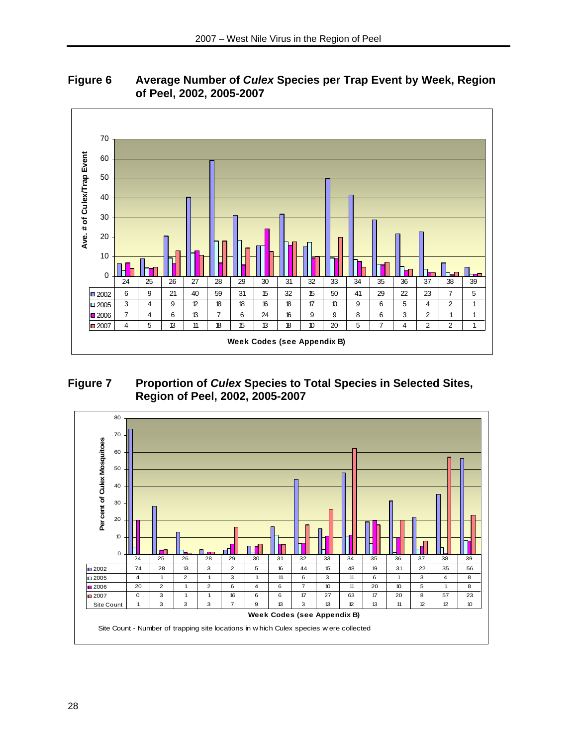**Figure 6 Average Number of *Culex* Species per Trap Event by Week, Region of Peel, 2002, 2005-2007**

| | 24 | 25 | 26 | 27 | 28 | 29 | 30 | 31 | 32 | 33 | 34 | 35 | 36 | 37 | 38 | 39 |
|---|---|---|---|---|---|---|---|---|---|---|---|---|---|---|---|---|
| 2002 | 6 | 9 | 21 | 40 | 59 | 31 | 15 | 32 | 15 | 50 | 41 | 29 | 22 | 23 | 7 | 5 |
| 2005 | 3 | 4 | 9 | 12 | 18 | 18 | 16 | 18 | 17 | 10 | 9 | 6 | 5 | 4 | 2 | 1 |
| 2006 | 7 | 4 | 6 | 13 | 7 | 6 | 24 | 16 | 9 | 9 | 8 | 6 | 3 | 2 | 1 | 1 |
| 2007 | 4 | 5 | 13 | 11 | 18 | 15 | 13 | 18 | 10 | 20 | 5 | 7 | 4 | 2 | 2 | 1 |

Y-axis: Ave. # of Culex/Trap Event

Week Codes (see Appendix B)

**Figure 7 Proportion of *Culex* Species to Total Species in Selected Sites, Region of Peel, 2002, 2005-2007**

| | 24 | 25 | 26 | 28 | 29 | 30 | 31 | 32 | 33 | 34 | 35 | 36 | 37 | 38 | 39 |
|---|---|---|---|---|---|---|---|---|---|---|---|---|---|---|---|
| 2002 | 74 | 28 | 13 | 3 | 2 | 5 | 16 | 44 | 15 | 48 | 19 | 31 | 22 | 35 | 56 |
| 2005 | 4 | 1 | 2 | 1 | 3 | 1 | 11 | 6 | 3 | 11 | 6 | 1 | 3 | 4 | 8 |
| 2006 | 20 | 2 | 1 | 2 | 6 | 4 | 6 | 7 | 10 | 11 | 20 | 10 | 5 | 1 | 8 |
| 2007 | 0 | 3 | 1 | 1 | 16 | 6 | 6 | 17 | 27 | 63 | 17 | 20 | 8 | 57 | 23 |
| Site Count | 1 | 3 | 3 | 3 | 7 | 9 | 13 | 3 | 13 | 12 | 13 | 11 | 12 | 12 | 10 |

Y-axis: Per cent of Culex Mosquitoes

Week Codes (see Appendix B)

Site Count - Number of trapping site locations in which Culex species were collected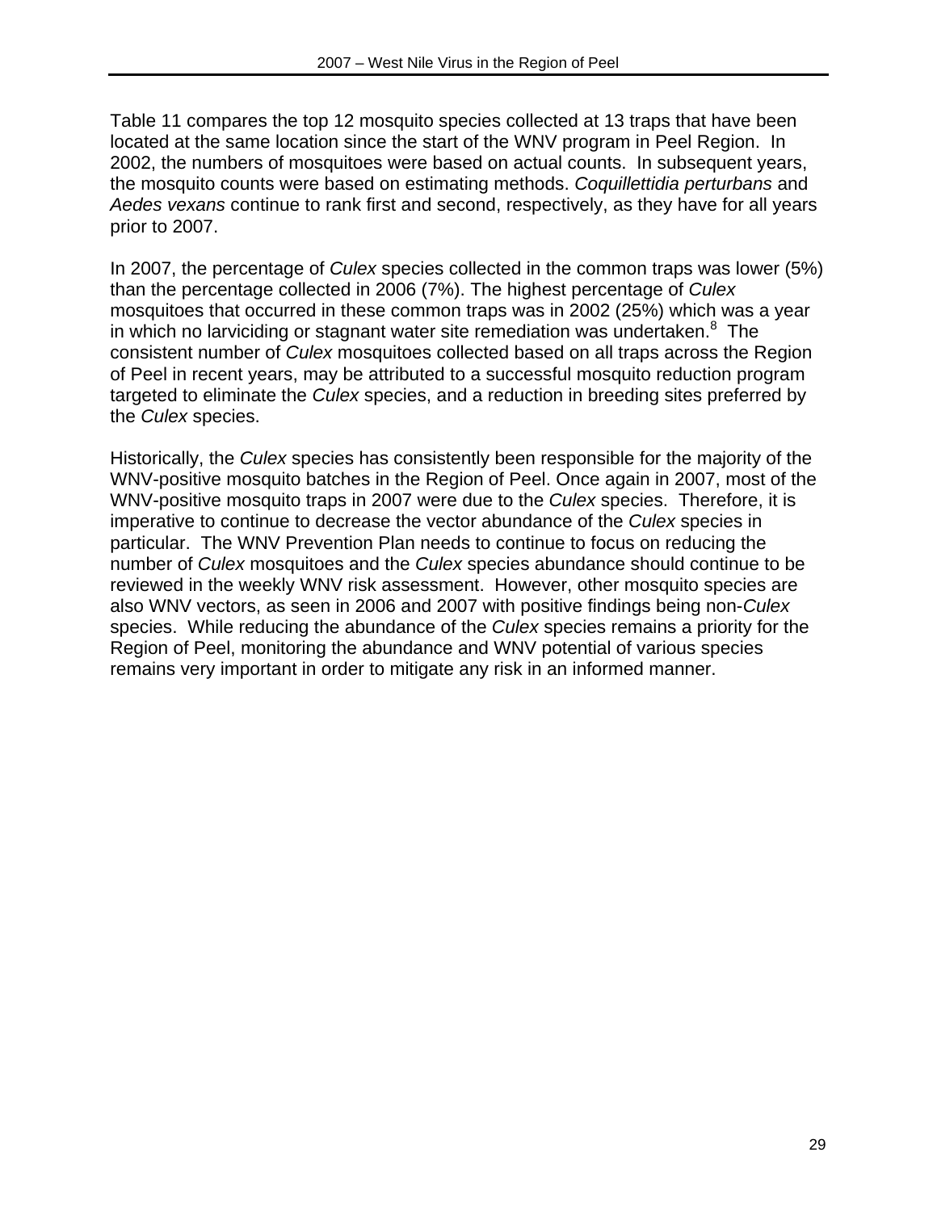Table 11 compares the top 12 mosquito species collected at 13 traps that have been located at the same location since the start of the WNV program in Peel Region. In 2002, the numbers of mosquitoes were based on actual counts. In subsequent years, the mosquito counts were based on estimating methods. *Coquillettidia perturbans* and *Aedes vexans* continue to rank first and second, respectively, as they have for all years prior to 2007.

In 2007, the percentage of *Culex* species collected in the common traps was lower (5%) than the percentage collected in 2006 (7%). The highest percentage of *Culex* mosquitoes that occurred in these common traps was in 2002 (25%) which was a year in which no larviciding or stagnant water site remediation was undertaken.[8] The consistent number of *Culex* mosquitoes collected based on all traps across the Region of Peel in recent years, may be attributed to a successful mosquito reduction program targeted to eliminate the *Culex* species, and a reduction in breeding sites preferred by the *Culex* species.

Historically, the *Culex* species has consistently been responsible for the majority of the WNV-positive mosquito batches in the Region of Peel. Once again in 2007, most of the WNV-positive mosquito traps in 2007 were due to the *Culex* species. Therefore, it is imperative to continue to decrease the vector abundance of the *Culex* species in particular. The WNV Prevention Plan needs to continue to focus on reducing the number of *Culex* mosquitoes and the *Culex* species abundance should continue to be reviewed in the weekly WNV risk assessment. However, other mosquito species are also WNV vectors, as seen in 2006 and 2007 with positive findings being non-*Culex* species. While reducing the abundance of the *Culex* species remains a priority for the Region of Peel, monitoring the abundance and WNV potential of various species remains very important in order to mitigate any risk in an informed manner.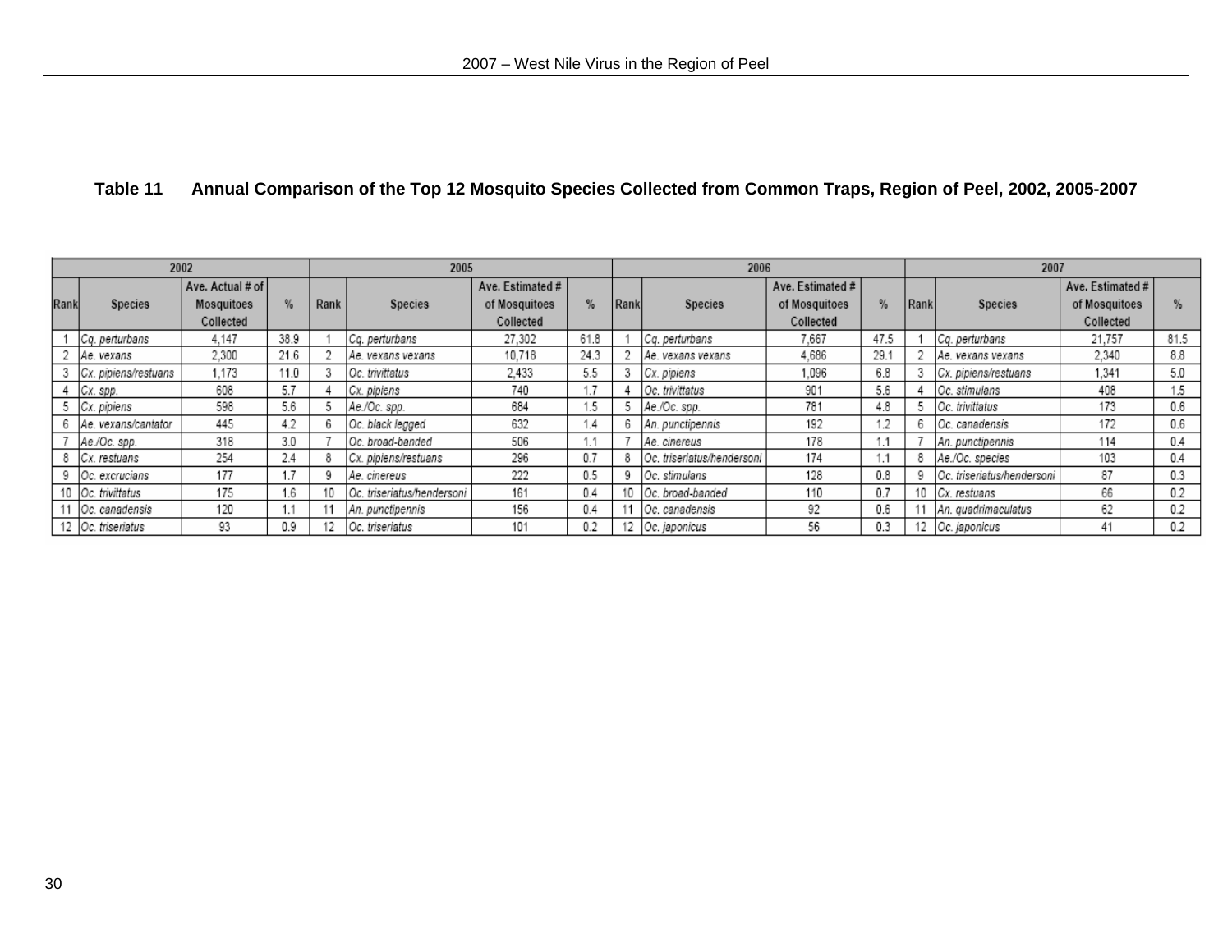**Table 11 Annual Comparison of the Top 12 Mosquito Species Collected from Common Traps, Region of Peel, 2002, 2005-2007**

| 2002 | | | | 2005 | | | | 2006 | | | | 2007 | | | |
|---|---|---|---|---|---|---|---|---|---|---|---|---|---|---|---|
| Rank | Species | Ave. Actual # of Mosquitoes Collected | % | Rank | Species | Ave. Estimated # of Mosquitoes Collected | % | Rank | Species | Ave. Estimated # of Mosquitoes Collected | % | Rank | Species | Ave. Estimated # of Mosquitoes Collected | % |
| 1 | *Cq. perturbans* | 4,147 | 38.9 | 1 | *Cq. perturbans* | 27,302 | 61.8 | 1 | *Cq. perturbans* | 7,667 | 47.5 | 1 | *Cq. perturbans* | 21,757 | 81.5 |
| 2 | *Ae. vexans* | 2,300 | 21.6 | 2 | *Ae. vexans vexans* | 10,718 | 24.3 | 2 | *Ae. vexans vexans* | 4,686 | 29.1 | 2 | *Ae. vexans vexans* | 2,340 | 8.8 |
| 3 | *Cx. pipiens/restuans* | 1,173 | 11.0 | 3 | *Oc. trivittatus* | 2,433 | 5.5 | 3 | *Cx. pipiens* | 1,096 | 6.8 | 3 | *Cx. pipiens/restuans* | 1,341 | 5.0 |
| 4 | *Cx. spp.* | 608 | 5.7 | 4 | *Cx. pipiens* | 740 | 1.7 | 4 | *Oc. trivittatus* | 901 | 5.6 | 4 | *Oc. stimulans* | 408 | 1.5 |
| 5 | *Cx. pipiens* | 598 | 5.6 | 5 | *Ae./Oc. spp.* | 684 | 1.5 | 5 | *Ae./Oc. spp.* | 781 | 4.8 | 5 | *Oc. trivittatus* | 173 | 0.6 |
| 6 | *Ae. vexans/cantator* | 445 | 4.2 | 6 | *Oc. black legged* | 632 | 1.4 | 6 | *An. punctipennis* | 192 | 1.2 | 6 | *Oc. canadensis* | 172 | 0.6 |
| 7 | *Ae./Oc. spp.* | 318 | 3.0 | 7 | *Oc. broad-banded* | 506 | 1.1 | 7 | *Ae. cinereus* | 178 | 1.1 | 7 | *An. punctipennis* | 114 | 0.4 |
| 8 | *Cx. restuans* | 254 | 2.4 | 8 | *Cx. pipiens/restuans* | 296 | 0.7 | 8 | *Oc. triseriatus/hendersoni* | 174 | 1.1 | 8 | *Ae./Oc. species* | 103 | 0.4 |
| 9 | *Oc. excrucians* | 177 | 1.7 | 9 | *Ae. cinereus* | 222 | 0.5 | 9 | *Oc. stimulans* | 128 | 0.8 | 9 | *Oc. triseriatus/hendersoni* | 87 | 0.3 |
| 10 | *Oc. trivittatus* | 175 | 1.6 | 10 | *Oc. triseriatus/hendersoni* | 161 | 0.4 | 10 | *Oc. broad-banded* | 110 | 0.7 | 10 | *Cx. restuans* | 66 | 0.2 |
| 11 | *Oc. canadensis* | 120 | 1.1 | 11 | *An. punctipennis* | 156 | 0.4 | 11 | *Oc. canadensis* | 92 | 0.6 | 11 | *An. quadrimaculatus* | 62 | 0.2 |
| 12 | *Oc. triseriatus* | 93 | 0.9 | 12 | *Oc. triseriatus* | 101 | 0.2 | 12 | *Oc. japonicus* | 56 | 0.3 | 12 | *Oc. japonicus* | 41 | 0.2 |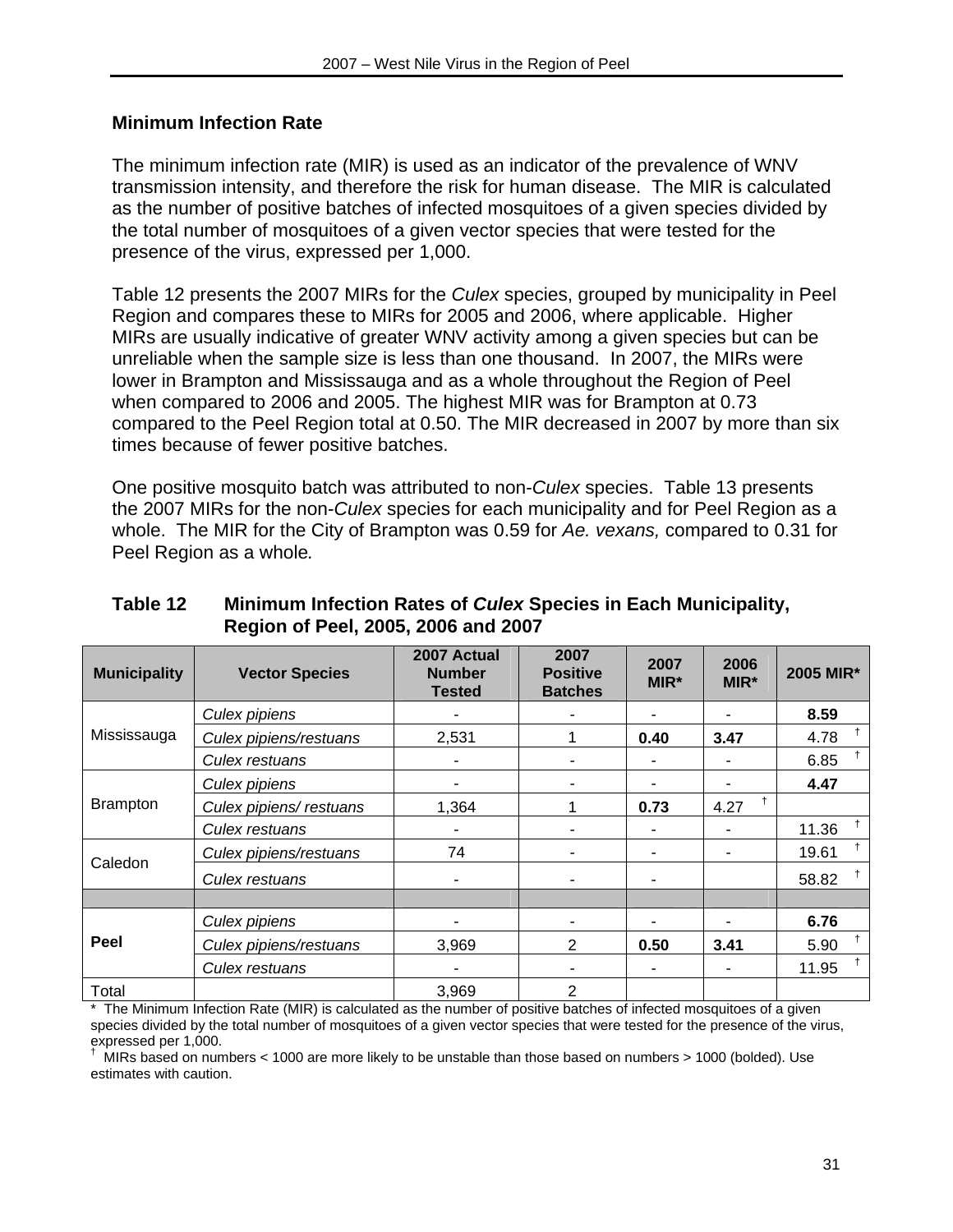## Minimum Infection Rate

The minimum infection rate (MIR) is used as an indicator of the prevalence of WNV transmission intensity, and therefore the risk for human disease. The MIR is calculated as the number of positive batches of infected mosquitoes of a given species divided by the total number of mosquitoes of a given vector species that were tested for the presence of the virus, expressed per 1,000.

Table 12 presents the 2007 MIRs for the *Culex* species, grouped by municipality in Peel Region and compares these to MIRs for 2005 and 2006, where applicable. Higher MIRs are usually indicative of greater WNV activity among a given species but can be unreliable when the sample size is less than one thousand. In 2007, the MIRs were lower in Brampton and Mississauga and as a whole throughout the Region of Peel when compared to 2006 and 2005. The highest MIR was for Brampton at 0.73 compared to the Peel Region total at 0.50. The MIR decreased in 2007 by more than six times because of fewer positive batches.

One positive mosquito batch was attributed to non-*Culex* species. Table 13 presents the 2007 MIRs for the non-*Culex* species for each municipality and for Peel Region as a whole. The MIR for the City of Brampton was 0.59 for *Ae. vexans,* compared to 0.31 for Peel Region as a whole*.*

**Table 12 Minimum Infection Rates of *Culex* Species in Each Municipality, Region of Peel, 2005, 2006 and 2007**

| Municipality | Vector Species | 2007 Actual Number Tested | 2007 Positive Batches | 2007 MIR* | 2006 MIR* | 2005 MIR* |
|---|---|---|---|---|---|---|
| Mississauga | *Culex pipiens* | - | - | - | - | **8.59** |
| | *Culex pipiens/restuans* | 2,531 | 1 | **0.40** | **3.47** | 4.78 † |
| | *Culex restuans* | - | - | - | - | 6.85 † |
| Brampton | *Culex pipiens* | - | - | - | - | **4.47** |
| | *Culex pipiens/ restuans* | 1,364 | 1 | **0.73** | 4.27 † | |
| | *Culex restuans* | - | - | - | - | 11.36 † |
| Caledon | *Culex pipiens/restuans* | 74 | - | - | - | 19.61 † |
| | *Culex restuans* | - | - | - | | 58.82 † |
| | | | | | | |
| **Peel** | *Culex pipiens* | - | - | - | - | **6.76** |
| | *Culex pipiens/restuans* | 3,969 | 2 | **0.50** | **3.41** | 5.90 † |
| | *Culex restuans* | - | - | - | - | 11.95 † |
| Total | | 3,969 | 2 | | | |

\* The Minimum Infection Rate (MIR) is calculated as the number of positive batches of infected mosquitoes of a given species divided by the total number of mosquitoes of a given vector species that were tested for the presence of the virus, expressed per 1,000.

† MIRs based on numbers < 1000 are more likely to be unstable than those based on numbers > 1000 (bolded). Use estimates with caution.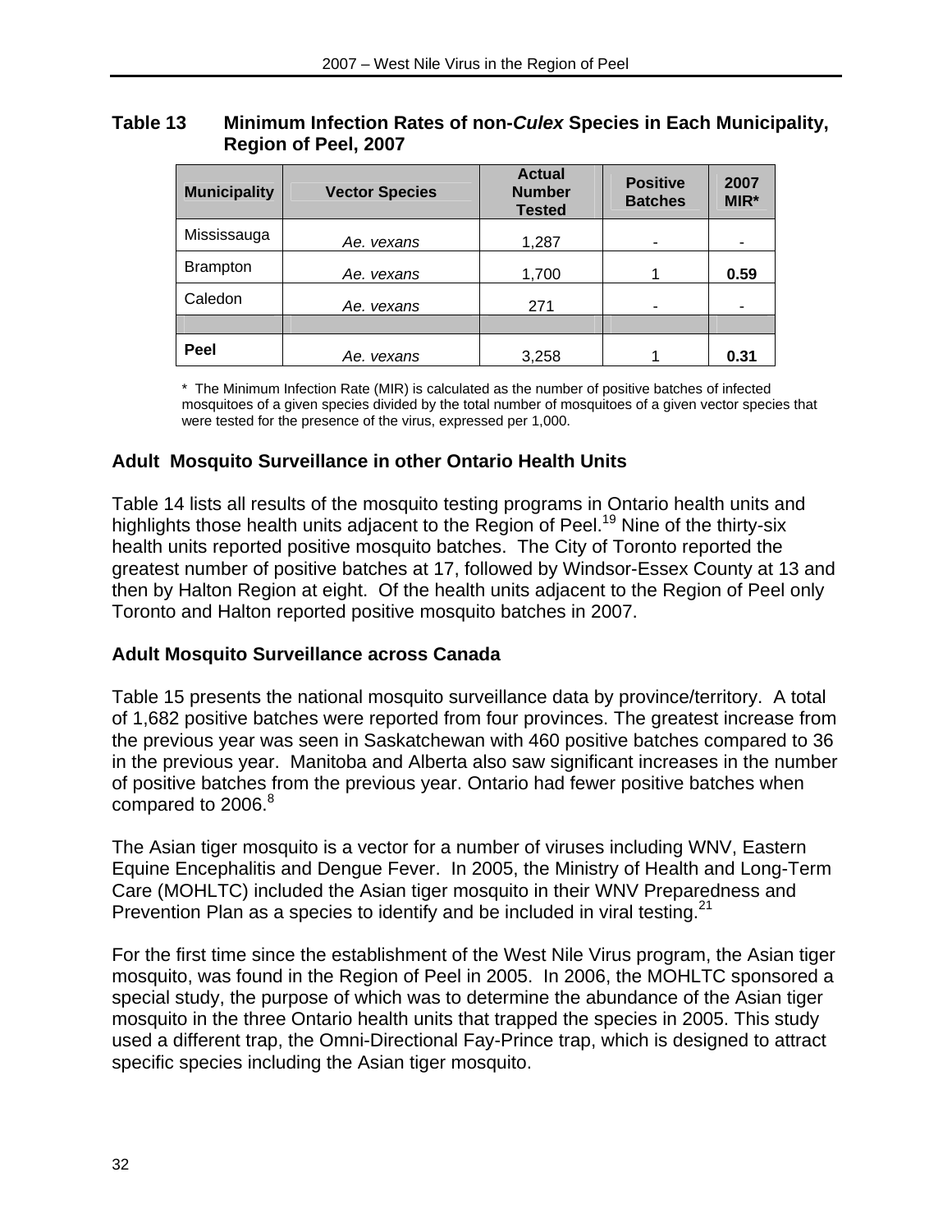**Table 13 Minimum Infection Rates of non-*Culex* Species in Each Municipality, Region of Peel, 2007**

| Municipality | Vector Species | Actual Number Tested | Positive Batches | 2007 MIR* |
|---|---|---|---|---|
| Mississauga | *Ae. vexans* | 1,287 | - | - |
| Brampton | *Ae. vexans* | 1,700 | 1 | **0.59** |
| Caledon | *Ae. vexans* | 271 | - | - |
| | | | | |
| **Peel** | *Ae. vexans* | 3,258 | 1 | **0.31** |

\* The Minimum Infection Rate (MIR) is calculated as the number of positive batches of infected mosquitoes of a given species divided by the total number of mosquitoes of a given vector species that were tested for the presence of the virus, expressed per 1,000.

### Adult Mosquito Surveillance in other Ontario Health Units

Table 14 lists all results of the mosquito testing programs in Ontario health units and highlights those health units adjacent to the Region of Peel.[19] Nine of the thirty-six health units reported positive mosquito batches. The City of Toronto reported the greatest number of positive batches at 17, followed by Windsor-Essex County at 13 and then by Halton Region at eight. Of the health units adjacent to the Region of Peel only Toronto and Halton reported positive mosquito batches in 2007.

### Adult Mosquito Surveillance across Canada

Table 15 presents the national mosquito surveillance data by province/territory. A total of 1,682 positive batches were reported from four provinces. The greatest increase from the previous year was seen in Saskatchewan with 460 positive batches compared to 36 in the previous year. Manitoba and Alberta also saw significant increases in the number of positive batches from the previous year. Ontario had fewer positive batches when compared to 2006.[8]

The Asian tiger mosquito is a vector for a number of viruses including WNV, Eastern Equine Encephalitis and Dengue Fever. In 2005, the Ministry of Health and Long-Term Care (MOHLTC) included the Asian tiger mosquito in their WNV Preparedness and Prevention Plan as a species to identify and be included in viral testing.[21]

For the first time since the establishment of the West Nile Virus program, the Asian tiger mosquito, was found in the Region of Peel in 2005. In 2006, the MOHLTC sponsored a special study, the purpose of which was to determine the abundance of the Asian tiger mosquito in the three Ontario health units that trapped the species in 2005. This study used a different trap, the Omni-Directional Fay-Prince trap, which is designed to attract specific species including the Asian tiger mosquito.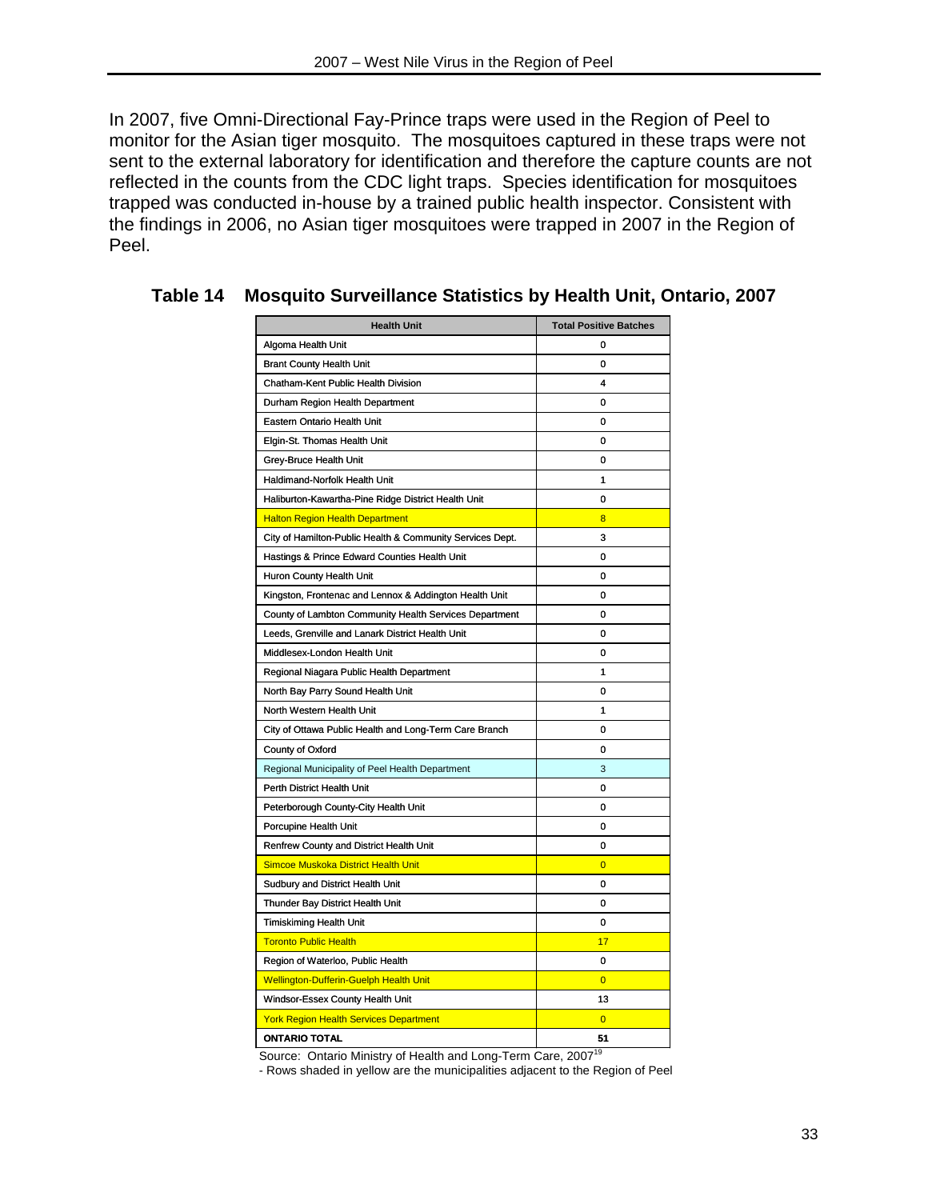In 2007, five Omni-Directional Fay-Prince traps were used in the Region of Peel to monitor for the Asian tiger mosquito. The mosquitoes captured in these traps were not sent to the external laboratory for identification and therefore the capture counts are not reflected in the counts from the CDC light traps. Species identification for mosquitoes trapped was conducted in-house by a trained public health inspector. Consistent with the findings in 2006, no Asian tiger mosquitoes were trapped in 2007 in the Region of Peel.

**Table 14 Mosquito Surveillance Statistics by Health Unit, Ontario, 2007**

| Health Unit | Total Positive Batches |
|---|---|
| Algoma Health Unit | 0 |
| Brant County Health Unit | 0 |
| Chatham-Kent Public Health Division | 4 |
| Durham Region Health Department | 0 |
| Eastern Ontario Health Unit | 0 |
| Elgin-St. Thomas Health Unit | 0 |
| Grey-Bruce Health Unit | 0 |
| Haldimand-Norfolk Health Unit | 1 |
| Haliburton-Kawartha-Pine Ridge District Health Unit | 0 |
| Halton Region Health Department | 8 |
| City of Hamilton-Public Health & Community Services Dept. | 3 |
| Hastings & Prince Edward Counties Health Unit | 0 |
| Huron County Health Unit | 0 |
| Kingston, Frontenac and Lennox & Addington Health Unit | 0 |
| County of Lambton Community Health Services Department | 0 |
| Leeds, Grenville and Lanark District Health Unit | 0 |
| Middlesex-London Health Unit | 0 |
| Regional Niagara Public Health Department | 1 |
| North Bay Parry Sound Health Unit | 0 |
| North Western Health Unit | 1 |
| City of Ottawa Public Health and Long-Term Care Branch | 0 |
| County of Oxford | 0 |
| Regional Municipality of Peel Health Department | 3 |
| Perth District Health Unit | 0 |
| Peterborough County-City Health Unit | 0 |
| Porcupine Health Unit | 0 |
| Renfrew County and District Health Unit | 0 |
| Simcoe Muskoka District Health Unit | 0 |
| Sudbury and District Health Unit | 0 |
| Thunder Bay District Health Unit | 0 |
| Timiskiming Health Unit | 0 |
| Toronto Public Health | 17 |
| Region of Waterloo, Public Health | 0 |
| Wellington-Dufferin-Guelph Health Unit | 0 |
| Windsor-Essex County Health Unit | 13 |
| York Region Health Services Department | 0 |
| **ONTARIO TOTAL** | **51** |

Source: Ontario Ministry of Health and Long-Term Care, 2007[19]

- Rows shaded in yellow are the municipalities adjacent to the Region of Peel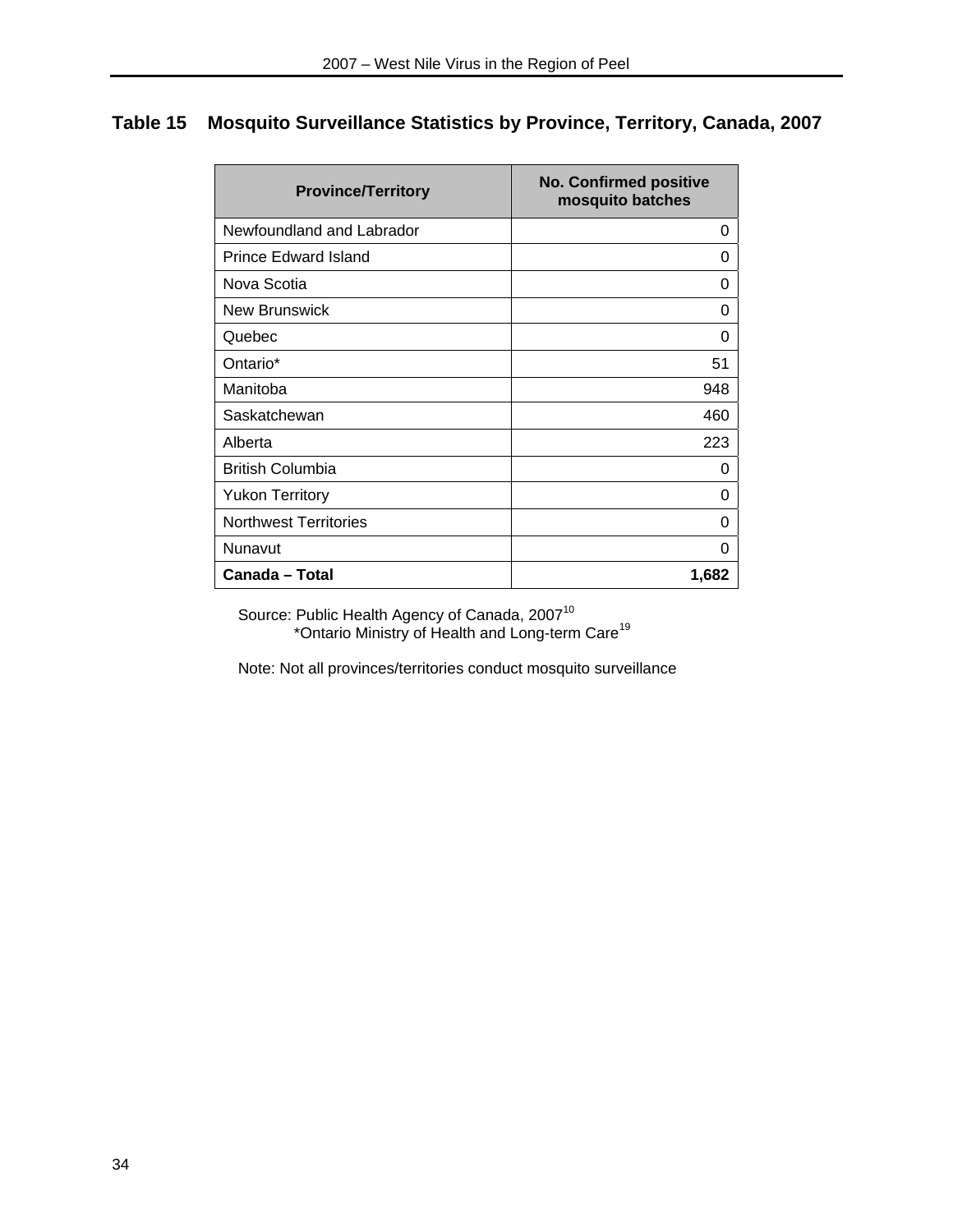## Table 15 Mosquito Surveillance Statistics by Province, Territory, Canada, 2007

| Province/Territory | No. Confirmed positive mosquito batches |
|---|---|
| Newfoundland and Labrador | 0 |
| Prince Edward Island | 0 |
| Nova Scotia | 0 |
| New Brunswick | 0 |
| Quebec | 0 |
| Ontario* | 51 |
| Manitoba | 948 |
| Saskatchewan | 460 |
| Alberta | 223 |
| British Columbia | 0 |
| Yukon Territory | 0 |
| Northwest Territories | 0 |
| Nunavut | 0 |
| **Canada – Total** | **1,682** |

Source: Public Health Agency of Canada, 2007[10]
*Ontario Ministry of Health and Long-term Care[19]

Note: Not all provinces/territories conduct mosquito surveillance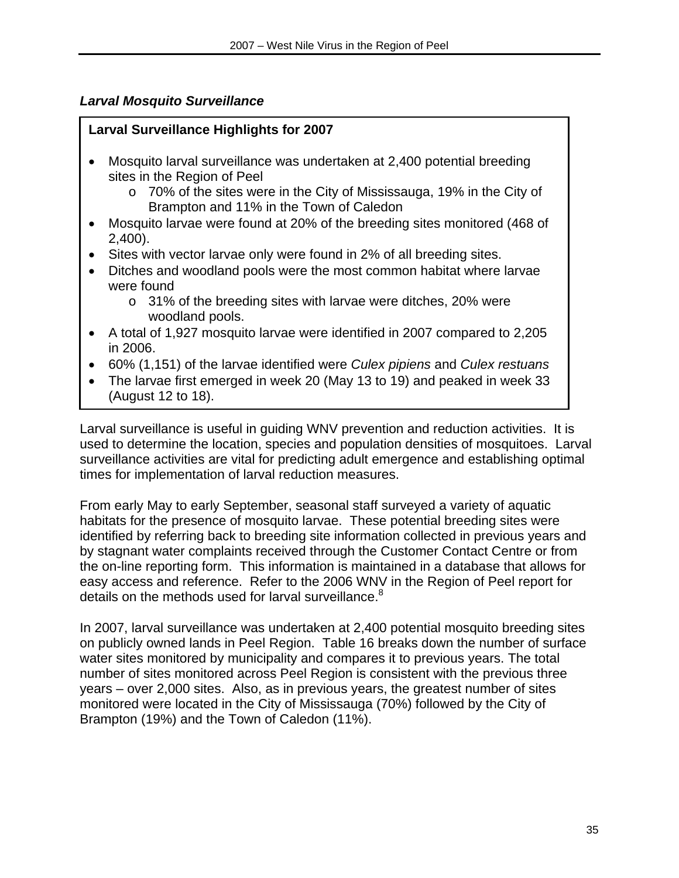### *Larval Mosquito Surveillance*

**Larval Surveillance Highlights for 2007**

- Mosquito larval surveillance was undertaken at 2,400 potential breeding sites in the Region of Peel
  - 70% of the sites were in the City of Mississauga, 19% in the City of Brampton and 11% in the Town of Caledon
- Mosquito larvae were found at 20% of the breeding sites monitored (468 of 2,400).
- Sites with vector larvae only were found in 2% of all breeding sites.
- Ditches and woodland pools were the most common habitat where larvae were found
  - 31% of the breeding sites with larvae were ditches, 20% were woodland pools.
- A total of 1,927 mosquito larvae were identified in 2007 compared to 2,205 in 2006.
- 60% (1,151) of the larvae identified were *Culex pipiens* and *Culex restuans*
- The larvae first emerged in week 20 (May 13 to 19) and peaked in week 33 (August 12 to 18).

Larval surveillance is useful in guiding WNV prevention and reduction activities. It is used to determine the location, species and population densities of mosquitoes. Larval surveillance activities are vital for predicting adult emergence and establishing optimal times for implementation of larval reduction measures.

From early May to early September, seasonal staff surveyed a variety of aquatic habitats for the presence of mosquito larvae. These potential breeding sites were identified by referring back to breeding site information collected in previous years and by stagnant water complaints received through the Customer Contact Centre or from the on-line reporting form. This information is maintained in a database that allows for easy access and reference. Refer to the 2006 WNV in the Region of Peel report for details on the methods used for larval surveillance.[8]

In 2007, larval surveillance was undertaken at 2,400 potential mosquito breeding sites on publicly owned lands in Peel Region. Table 16 breaks down the number of surface water sites monitored by municipality and compares it to previous years. The total number of sites monitored across Peel Region is consistent with the previous three years – over 2,000 sites. Also, as in previous years, the greatest number of sites monitored were located in the City of Mississauga (70%) followed by the City of Brampton (19%) and the Town of Caledon (11%).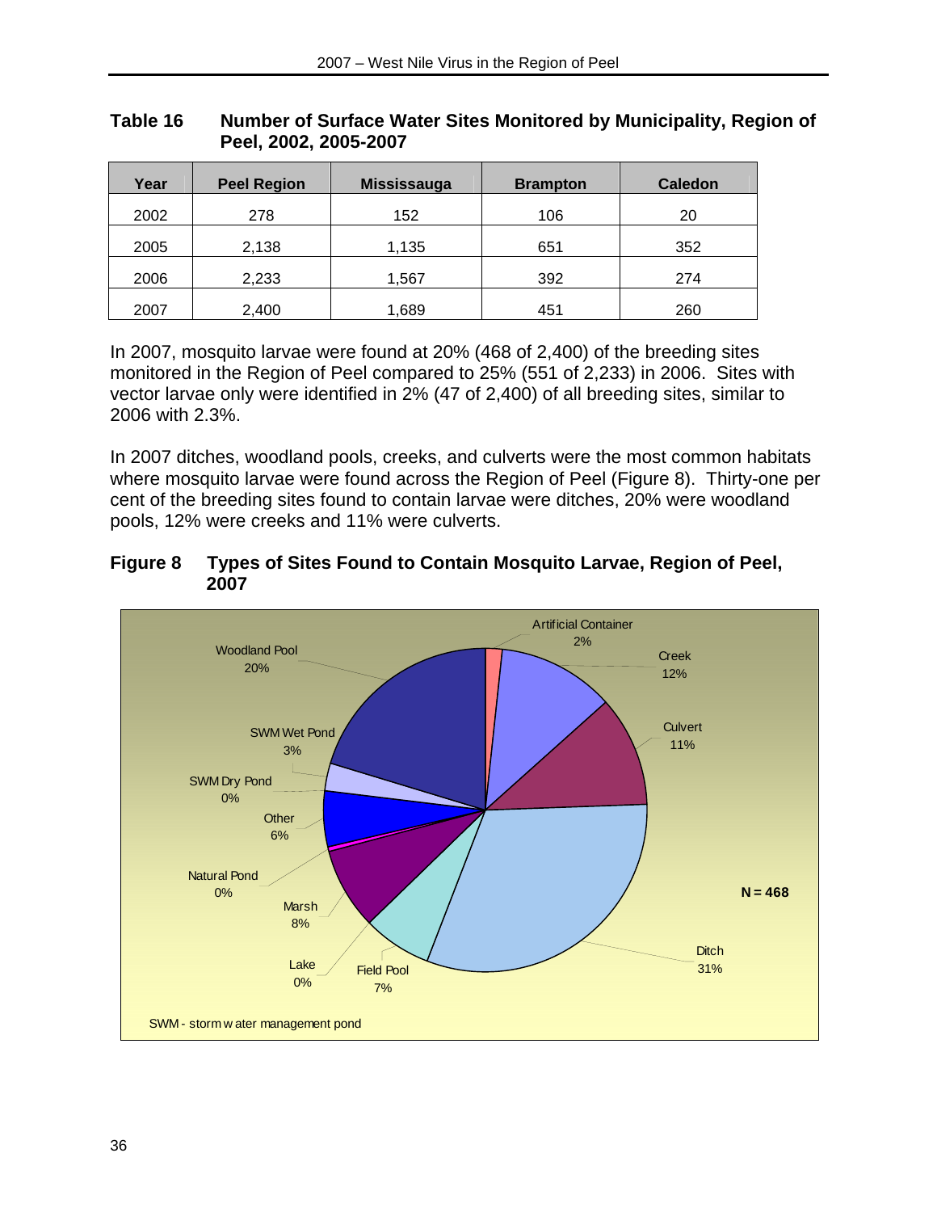**Table 16 Number of Surface Water Sites Monitored by Municipality, Region of Peel, 2002, 2005-2007**

| Year | Peel Region | Mississauga | Brampton | Caledon |
|---|---|---|---|---|
| 2002 | 278 | 152 | 106 | 20 |
| 2005 | 2,138 | 1,135 | 651 | 352 |
| 2006 | 2,233 | 1,567 | 392 | 274 |
| 2007 | 2,400 | 1,689 | 451 | 260 |

In 2007, mosquito larvae were found at 20% (468 of 2,400) of the breeding sites monitored in the Region of Peel compared to 25% (551 of 2,233) in 2006. Sites with vector larvae only were identified in 2% (47 of 2,400) of all breeding sites, similar to 2006 with 2.3%.

In 2007 ditches, woodland pools, creeks, and culverts were the most common habitats where mosquito larvae were found across the Region of Peel (Figure 8). Thirty-one per cent of the breeding sites found to contain larvae were ditches, 20% were woodland pools, 12% were creeks and 11% were culverts.

**Figure 8 Types of Sites Found to Contain Mosquito Larvae, Region of Peel, 2007**

| Site Type | Percent |
|---|---|
| Artificial Container | 2% |
| Creek | 12% |
| Culvert | 11% |
| Ditch | 31% |
| Field Pool | 7% |
| Lake | 0% |
| Marsh | 8% |
| Natural Pond | 0% |
| Other | 6% |
| SWM Dry Pond | 0% |
| SWM Wet Pond | 3% |
| Woodland Pool | 20% |

N = 468

SWM - storm water management pond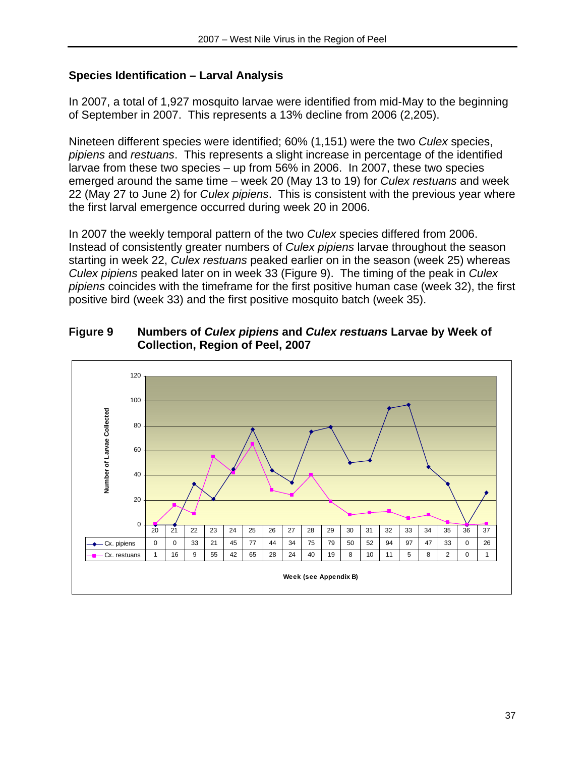## Species Identification – Larval Analysis

In 2007, a total of 1,927 mosquito larvae were identified from mid-May to the beginning of September in 2007. This represents a 13% decline from 2006 (2,205).

Nineteen different species were identified; 60% (1,151) were the two *Culex* species, *pipiens* and *restuans*. This represents a slight increase in percentage of the identified larvae from these two species – up from 56% in 2006. In 2007, these two species emerged around the same time – week 20 (May 13 to 19) for *Culex restuans* and week 22 (May 27 to June 2) for *Culex pipiens*. This is consistent with the previous year where the first larval emergence occurred during week 20 in 2006.

In 2007 the weekly temporal pattern of the two *Culex* species differed from 2006. Instead of consistently greater numbers of *Culex pipiens* larvae throughout the season starting in week 22, *Culex restuans* peaked earlier on in the season (week 25) whereas *Culex pipiens* peaked later on in week 33 (Figure 9). The timing of the peak in *Culex pipiens* coincides with the timeframe for the first positive human case (week 32), the first positive bird (week 33) and the first positive mosquito batch (week 35).

**Figure 9 Numbers of *Culex pipiens* and *Culex restuans* Larvae by Week of Collection, Region of Peel, 2007**

| Week (see Appendix B) | 20 | 21 | 22 | 23 | 24 | 25 | 26 | 27 | 28 | 29 | 30 | 31 | 32 | 33 | 34 | 35 | 36 | 37 |
|---|---|---|---|---|---|---|---|---|---|---|---|---|---|---|---|---|---|---|
| Cx. pipiens | 0 | 0 | 33 | 21 | 45 | 77 | 44 | 34 | 75 | 79 | 50 | 52 | 94 | 97 | 47 | 33 | 0 | 26 |
| Cx. restuans | 1 | 16 | 9 | 55 | 42 | 65 | 28 | 24 | 40 | 19 | 8 | 10 | 11 | 5 | 8 | 2 | 0 | 1 |

Number of Larvae Collected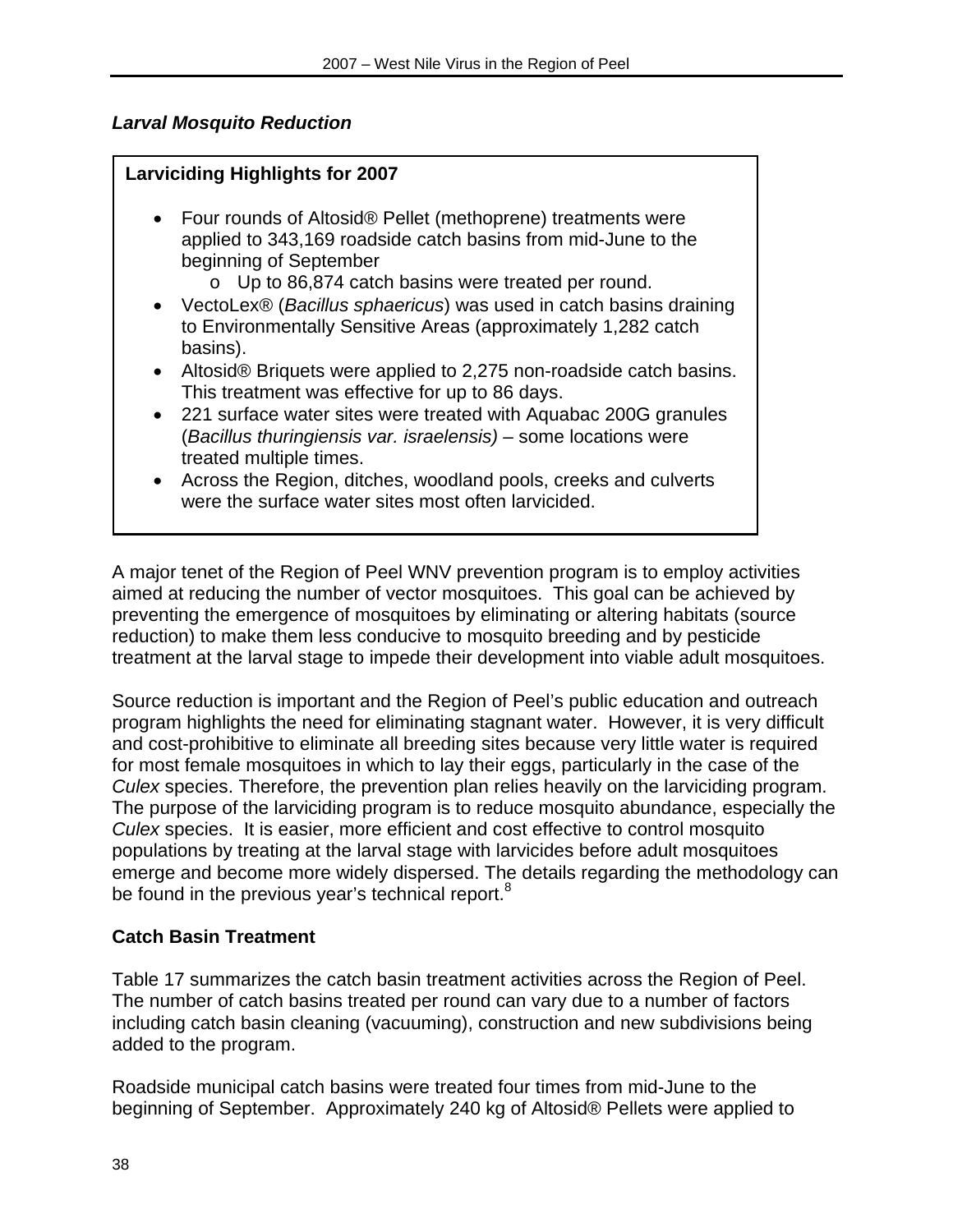### *Larval Mosquito Reduction*

**Larviciding Highlights for 2007**

- Four rounds of Altosid® Pellet (methoprene) treatments were applied to 343,169 roadside catch basins from mid-June to the beginning of September
  - Up to 86,874 catch basins were treated per round.
- VectoLex® (*Bacillus sphaericus*) was used in catch basins draining to Environmentally Sensitive Areas (approximately 1,282 catch basins).
- Altosid® Briquets were applied to 2,275 non-roadside catch basins. This treatment was effective for up to 86 days.
- 221 surface water sites were treated with Aquabac 200G granules (*Bacillus thuringiensis var. israelensis)* – some locations were treated multiple times.
- Across the Region, ditches, woodland pools, creeks and culverts were the surface water sites most often larvicided.

A major tenet of the Region of Peel WNV prevention program is to employ activities aimed at reducing the number of vector mosquitoes. This goal can be achieved by preventing the emergence of mosquitoes by eliminating or altering habitats (source reduction) to make them less conducive to mosquito breeding and by pesticide treatment at the larval stage to impede their development into viable adult mosquitoes.

Source reduction is important and the Region of Peel's public education and outreach program highlights the need for eliminating stagnant water. However, it is very difficult and cost-prohibitive to eliminate all breeding sites because very little water is required for most female mosquitoes in which to lay their eggs, particularly in the case of the *Culex* species. Therefore, the prevention plan relies heavily on the larviciding program. The purpose of the larviciding program is to reduce mosquito abundance, especially the *Culex* species. It is easier, more efficient and cost effective to control mosquito populations by treating at the larval stage with larvicides before adult mosquitoes emerge and become more widely dispersed. The details regarding the methodology can be found in the previous year's technical report.[8]

**Catch Basin Treatment**

Table 17 summarizes the catch basin treatment activities across the Region of Peel. The number of catch basins treated per round can vary due to a number of factors including catch basin cleaning (vacuuming), construction and new subdivisions being added to the program.

Roadside municipal catch basins were treated four times from mid-June to the beginning of September. Approximately 240 kg of Altosid® Pellets were applied to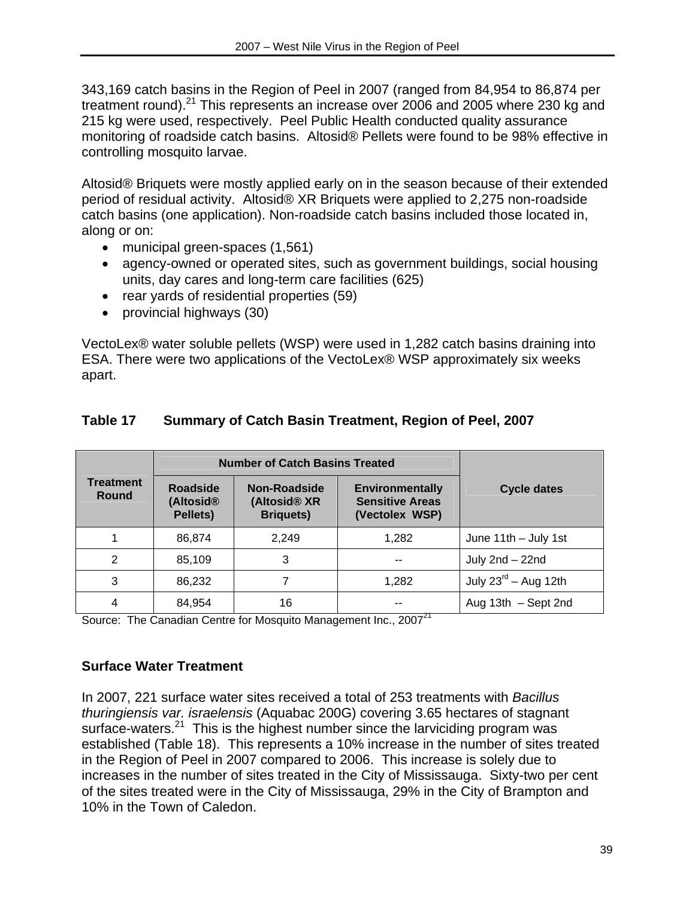343,169 catch basins in the Region of Peel in 2007 (ranged from 84,954 to 86,874 per treatment round).[21] This represents an increase over 2006 and 2005 where 230 kg and 215 kg were used, respectively. Peel Public Health conducted quality assurance monitoring of roadside catch basins. Altosid® Pellets were found to be 98% effective in controlling mosquito larvae.

Altosid® Briquets were mostly applied early on in the season because of their extended period of residual activity. Altosid® XR Briquets were applied to 2,275 non-roadside catch basins (one application). Non-roadside catch basins included those located in, along or on:

- municipal green-spaces (1,561)
- agency-owned or operated sites, such as government buildings, social housing units, day cares and long-term care facilities (625)
- rear yards of residential properties (59)
- provincial highways (30)

VectoLex® water soluble pellets (WSP) were used in 1,282 catch basins draining into ESA. There were two applications of the VectoLex® WSP approximately six weeks apart.

### Table 17 Summary of Catch Basin Treatment, Region of Peel, 2007

| Treatment Round | Number of Catch Basins Treated | | | Cycle dates |
|---|---|---|---|---|
| | Roadside (Altosid® Pellets) | Non-Roadside (Altosid® XR Briquets) | Environmentally Sensitive Areas (Vectolex WSP) | |
| 1 | 86,874 | 2,249 | 1,282 | June 11th – July 1st |
| 2 | 85,109 | 3 | -- | July 2nd – 22nd |
| 3 | 86,232 | 7 | 1,282 | July 23rd – Aug 12th |
| 4 | 84,954 | 16 | -- | Aug 13th – Sept 2nd |

Source: The Canadian Centre for Mosquito Management Inc., 2007[21]

### Surface Water Treatment

In 2007, 221 surface water sites received a total of 253 treatments with *Bacillus thuringiensis var. israelensis* (Aquabac 200G) covering 3.65 hectares of stagnant surface-waters.[21] This is the highest number since the larviciding program was established (Table 18). This represents a 10% increase in the number of sites treated in the Region of Peel in 2007 compared to 2006. This increase is solely due to increases in the number of sites treated in the City of Mississauga. Sixty-two per cent of the sites treated were in the City of Mississauga, 29% in the City of Brampton and 10% in the Town of Caledon.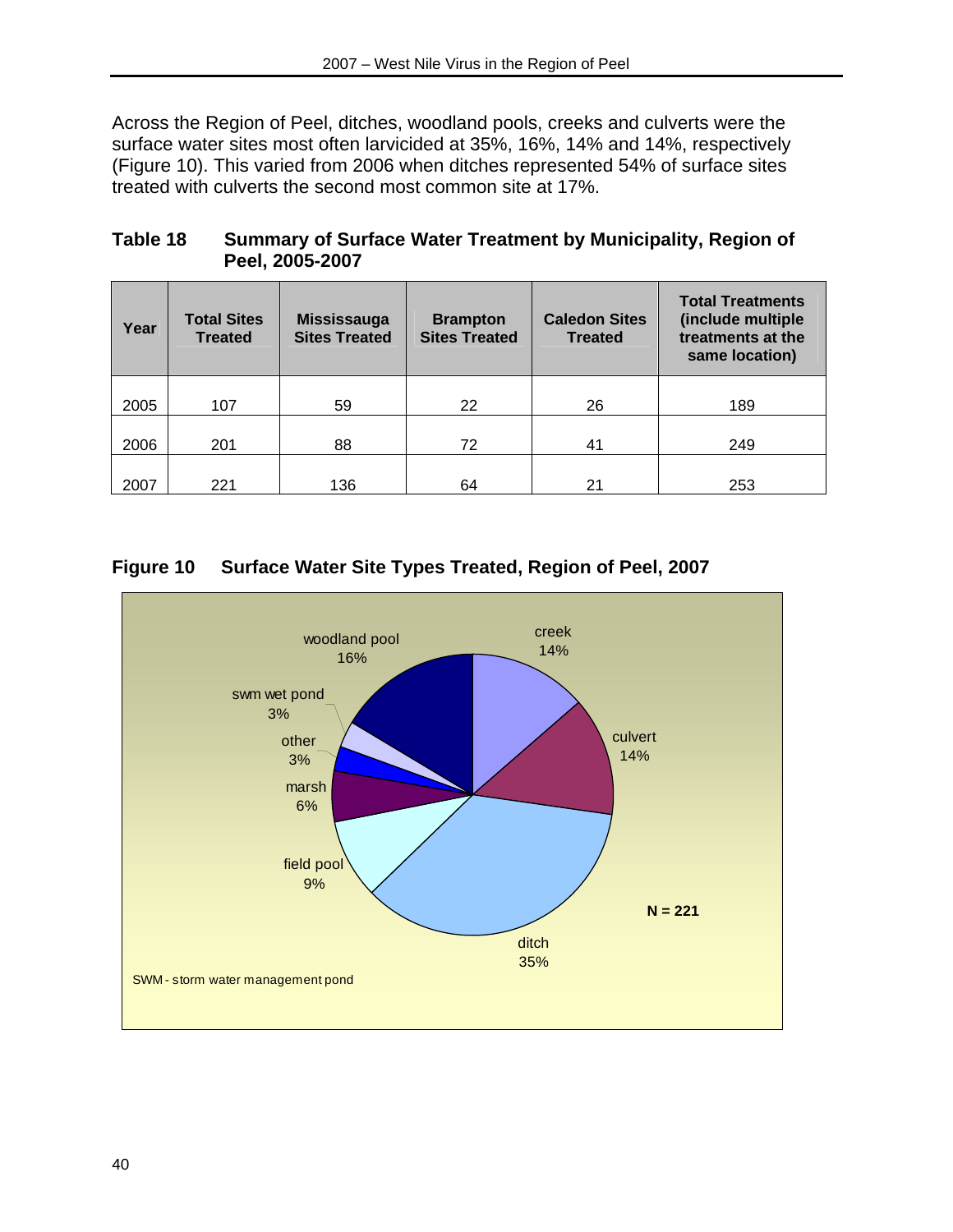Across the Region of Peel, ditches, woodland pools, creeks and culverts were the surface water sites most often larvicided at 35%, 16%, 14% and 14%, respectively (Figure 10). This varied from 2006 when ditches represented 54% of surface sites treated with culverts the second most common site at 17%.

**Table 18 Summary of Surface Water Treatment by Municipality, Region of Peel, 2005-2007**

| Year | Total Sites Treated | Mississauga Sites Treated | Brampton Sites Treated | Caledon Sites Treated | Total Treatments (include multiple treatments at the same location) |
|---|---|---|---|---|---|
| 2005 | 107 | 59 | 22 | 26 | 189 |
| 2006 | 201 | 88 | 72 | 41 | 249 |
| 2007 | 221 | 136 | 64 | 21 | 253 |

**Figure 10 Surface Water Site Types Treated, Region of Peel, 2007**

| Site type | Percent |
|---|---|
| ditch | 35% |
| woodland pool | 16% |
| creek | 14% |
| culvert | 14% |
| field pool | 9% |
| marsh | 6% |
| swm wet pond | 3% |
| other | 3% |

N = 221

SWM - storm water management pond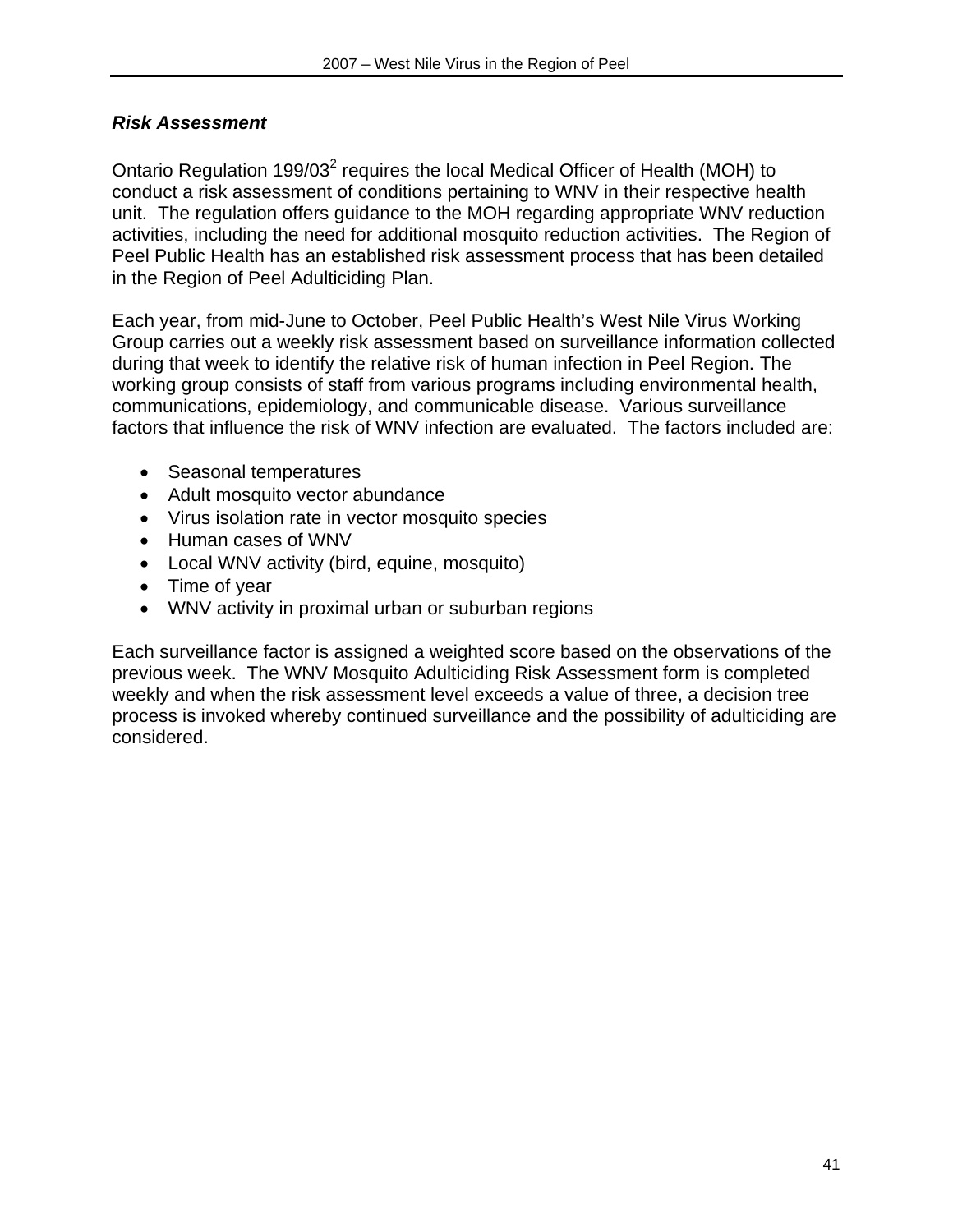### ***Risk Assessment***

Ontario Regulation 199/03[2] requires the local Medical Officer of Health (MOH) to conduct a risk assessment of conditions pertaining to WNV in their respective health unit. The regulation offers guidance to the MOH regarding appropriate WNV reduction activities, including the need for additional mosquito reduction activities. The Region of Peel Public Health has an established risk assessment process that has been detailed in the Region of Peel Adulticiding Plan.

Each year, from mid-June to October, Peel Public Health's West Nile Virus Working Group carries out a weekly risk assessment based on surveillance information collected during that week to identify the relative risk of human infection in Peel Region. The working group consists of staff from various programs including environmental health, communications, epidemiology, and communicable disease. Various surveillance factors that influence the risk of WNV infection are evaluated. The factors included are:

- Seasonal temperatures
- Adult mosquito vector abundance
- Virus isolation rate in vector mosquito species
- Human cases of WNV
- Local WNV activity (bird, equine, mosquito)
- Time of year
- WNV activity in proximal urban or suburban regions

Each surveillance factor is assigned a weighted score based on the observations of the previous week. The WNV Mosquito Adulticiding Risk Assessment form is completed weekly and when the risk assessment level exceeds a value of three, a decision tree process is invoked whereby continued surveillance and the possibility of adulticiding are considered.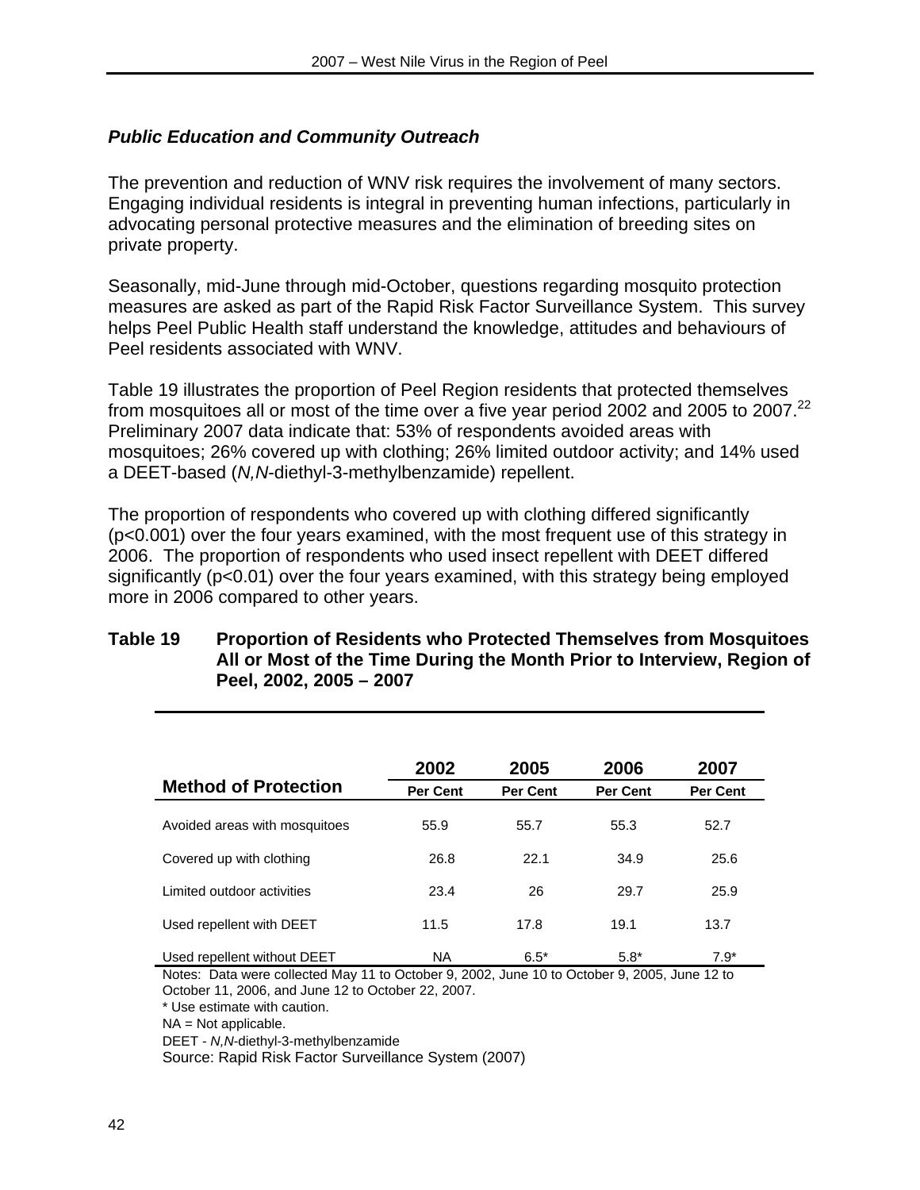### *Public Education and Community Outreach*

The prevention and reduction of WNV risk requires the involvement of many sectors. Engaging individual residents is integral in preventing human infections, particularly in advocating personal protective measures and the elimination of breeding sites on private property.

Seasonally, mid-June through mid-October, questions regarding mosquito protection measures are asked as part of the Rapid Risk Factor Surveillance System. This survey helps Peel Public Health staff understand the knowledge, attitudes and behaviours of Peel residents associated with WNV.

Table 19 illustrates the proportion of Peel Region residents that protected themselves from mosquitoes all or most of the time over a five year period 2002 and 2005 to 2007.[22] Preliminary 2007 data indicate that: 53% of respondents avoided areas with mosquitoes; 26% covered up with clothing; 26% limited outdoor activity; and 14% used a DEET-based (*N,N*-diethyl-3-methylbenzamide) repellent.

The proportion of respondents who covered up with clothing differed significantly ($p<0.001$) over the four years examined, with the most frequent use of this strategy in 2006. The proportion of respondents who used insect repellent with DEET differed significantly ($p<0.01$) over the four years examined, with this strategy being employed more in 2006 compared to other years.

**Table 19 Proportion of Residents who Protected Themselves from Mosquitoes All or Most of the Time During the Month Prior to Interview, Region of Peel, 2002, 2005 – 2007**

| Method of Protection | 2002 Per Cent | 2005 Per Cent | 2006 Per Cent | 2007 Per Cent |
|---|---|---|---|---|
| Avoided areas with mosquitoes | 55.9 | 55.7 | 55.3 | 52.7 |
| Covered up with clothing | 26.8 | 22.1 | 34.9 | 25.6 |
| Limited outdoor activities | 23.4 | 26 | 29.7 | 25.9 |
| Used repellent with DEET | 11.5 | 17.8 | 19.1 | 13.7 |
| Used repellent without DEET | NA | 6.5* | 5.8* | 7.9* |

Notes: Data were collected May 11 to October 9, 2002, June 10 to October 9, 2005, June 12 to October 11, 2006, and June 12 to October 22, 2007.

\* Use estimate with caution.

NA = Not applicable.

DEET - *N,N*-diethyl-3-methylbenzamide

Source: Rapid Risk Factor Surveillance System (2007)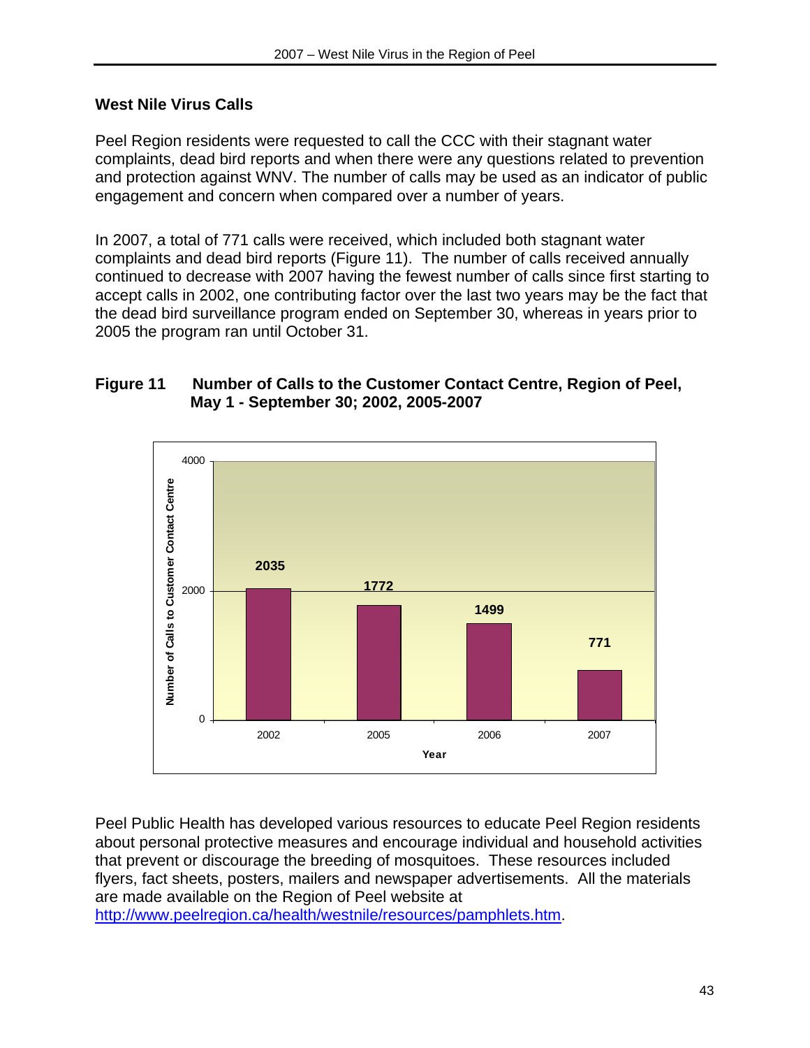## West Nile Virus Calls

Peel Region residents were requested to call the CCC with their stagnant water complaints, dead bird reports and when there were any questions related to prevention and protection against WNV. The number of calls may be used as an indicator of public engagement and concern when compared over a number of years.

In 2007, a total of 771 calls were received, which included both stagnant water complaints and dead bird reports (Figure 11). The number of calls received annually continued to decrease with 2007 having the fewest number of calls since first starting to accept calls in 2002, one contributing factor over the last two years may be the fact that the dead bird surveillance program ended on September 30, whereas in years prior to 2005 the program ran until October 31.

**Figure 11 Number of Calls to the Customer Contact Centre, Region of Peel, May 1 - September 30; 2002, 2005-2007**

| Year | Number of Calls to Customer Contact Centre |
|---|---|
| 2002 | 2035 |
| 2005 | 1772 |
| 2006 | 1499 |
| 2007 | 771 |

Peel Public Health has developed various resources to educate Peel Region residents about personal protective measures and encourage individual and household activities that prevent or discourage the breeding of mosquitoes. These resources included flyers, fact sheets, posters, mailers and newspaper advertisements. All the materials are made available on the Region of Peel website at http://www.peelregion.ca/health/westnile/resources/pamphlets.htm.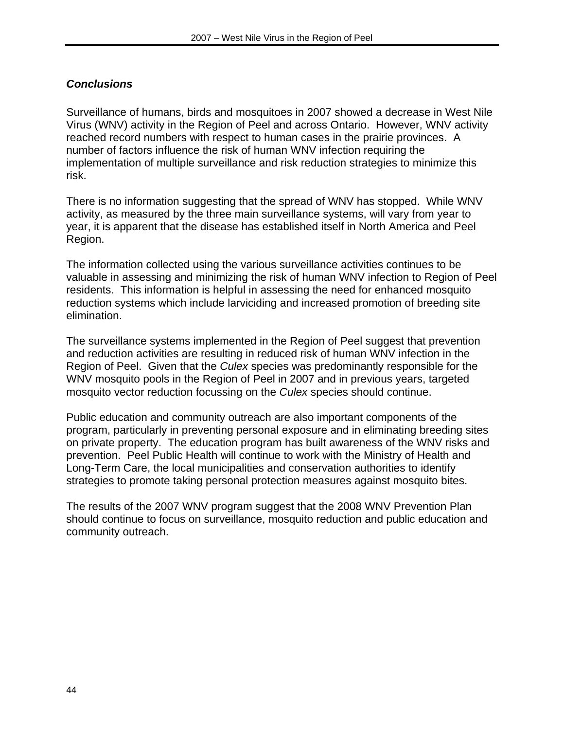### ***Conclusions***

Surveillance of humans, birds and mosquitoes in 2007 showed a decrease in West Nile Virus (WNV) activity in the Region of Peel and across Ontario. However, WNV activity reached record numbers with respect to human cases in the prairie provinces. A number of factors influence the risk of human WNV infection requiring the implementation of multiple surveillance and risk reduction strategies to minimize this risk.

There is no information suggesting that the spread of WNV has stopped. While WNV activity, as measured by the three main surveillance systems, will vary from year to year, it is apparent that the disease has established itself in North America and Peel Region.

The information collected using the various surveillance activities continues to be valuable in assessing and minimizing the risk of human WNV infection to Region of Peel residents. This information is helpful in assessing the need for enhanced mosquito reduction systems which include larviciding and increased promotion of breeding site elimination.

The surveillance systems implemented in the Region of Peel suggest that prevention and reduction activities are resulting in reduced risk of human WNV infection in the Region of Peel. Given that the *Culex* species was predominantly responsible for the WNV mosquito pools in the Region of Peel in 2007 and in previous years, targeted mosquito vector reduction focussing on the *Culex* species should continue.

Public education and community outreach are also important components of the program, particularly in preventing personal exposure and in eliminating breeding sites on private property. The education program has built awareness of the WNV risks and prevention. Peel Public Health will continue to work with the Ministry of Health and Long-Term Care, the local municipalities and conservation authorities to identify strategies to promote taking personal protection measures against mosquito bites.

The results of the 2007 WNV program suggest that the 2008 WNV Prevention Plan should continue to focus on surveillance, mosquito reduction and public education and community outreach.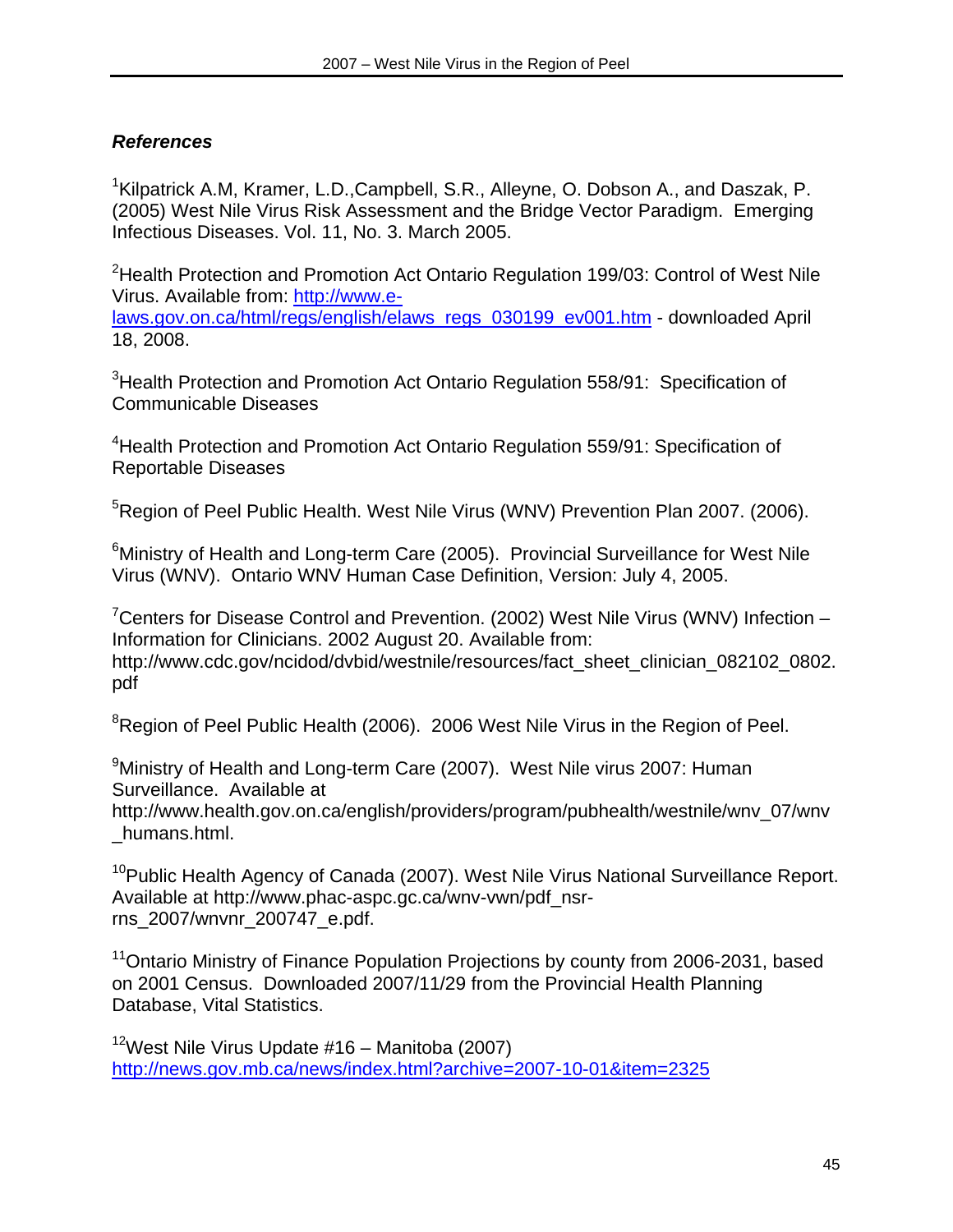***References***

[1]Kilpatrick A.M, Kramer, L.D.,Campbell, S.R., Alleyne, O. Dobson A., and Daszak, P. (2005) West Nile Virus Risk Assessment and the Bridge Vector Paradigm. Emerging Infectious Diseases. Vol. 11, No. 3. March 2005.

[2]Health Protection and Promotion Act Ontario Regulation 199/03: Control of West Nile Virus. Available from: http://www.e-laws.gov.on.ca/html/regs/english/elaws_regs_030199_ev001.htm - downloaded April 18, 2008.

[3]Health Protection and Promotion Act Ontario Regulation 558/91: Specification of Communicable Diseases

[4]Health Protection and Promotion Act Ontario Regulation 559/91: Specification of Reportable Diseases

[5]Region of Peel Public Health. West Nile Virus (WNV) Prevention Plan 2007. (2006).

[6]Ministry of Health and Long-term Care (2005). Provincial Surveillance for West Nile Virus (WNV). Ontario WNV Human Case Definition, Version: July 4, 2005.

[7]Centers for Disease Control and Prevention. (2002) West Nile Virus (WNV) Infection – Information for Clinicians. 2002 August 20. Available from: http://www.cdc.gov/ncidod/dvbid/westnile/resources/fact_sheet_clinician_082102_0802.pdf

[8]Region of Peel Public Health (2006). 2006 West Nile Virus in the Region of Peel.

[9]Ministry of Health and Long-term Care (2007). West Nile virus 2007: Human Surveillance. Available at http://www.health.gov.on.ca/english/providers/program/pubhealth/westnile/wnv_07/wnv_humans.html.

[10]Public Health Agency of Canada (2007). West Nile Virus National Surveillance Report. Available at http://www.phac-aspc.gc.ca/wnv-vwn/pdf_nsr-rns_2007/wnvnr_200747_e.pdf.

[11]Ontario Ministry of Finance Population Projections by county from 2006-2031, based on 2001 Census. Downloaded 2007/11/29 from the Provincial Health Planning Database, Vital Statistics.

[12]West Nile Virus Update #16 – Manitoba (2007) http://news.gov.mb.ca/news/index.html?archive=2007-10-01&item=2325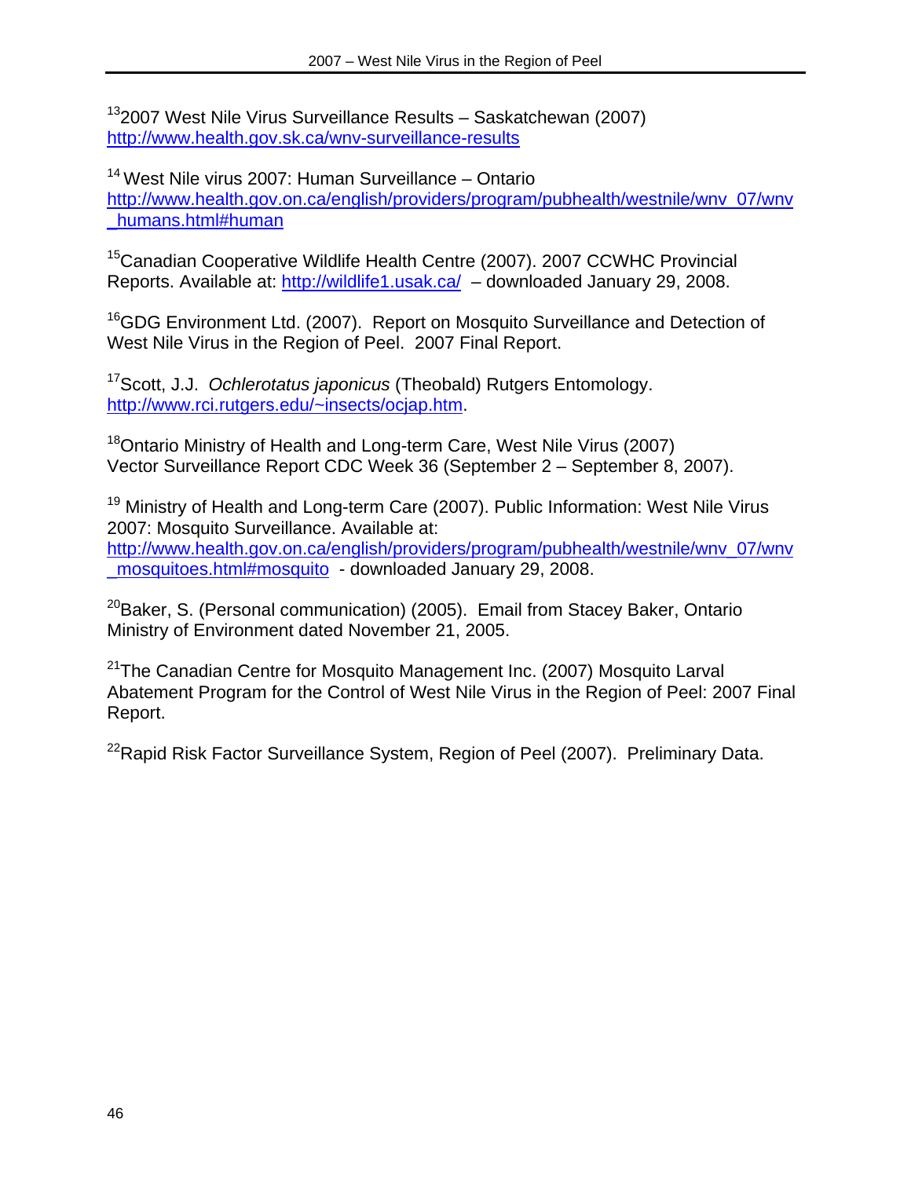[13]2007 West Nile Virus Surveillance Results – Saskatchewan (2007)
http://www.health.gov.sk.ca/wnv-surveillance-results

[14] West Nile virus 2007: Human Surveillance – Ontario
http://www.health.gov.on.ca/english/providers/program/pubhealth/westnile/wnv_07/wnv_humans.html#human

[15]Canadian Cooperative Wildlife Health Centre (2007). 2007 CCWHC Provincial Reports. Available at: http://wildlife1.usak.ca/ – downloaded January 29, 2008.

[16]GDG Environment Ltd. (2007). Report on Mosquito Surveillance and Detection of West Nile Virus in the Region of Peel. 2007 Final Report.

[17]Scott, J.J. *Ochlerotatus japonicus* (Theobald) Rutgers Entomology. http://www.rci.rutgers.edu/~insects/ocjap.htm.

[18]Ontario Ministry of Health and Long-term Care, West Nile Virus (2007) Vector Surveillance Report CDC Week 36 (September 2 – September 8, 2007).

[19] Ministry of Health and Long-term Care (2007). Public Information: West Nile Virus 2007: Mosquito Surveillance. Available at: http://www.health.gov.on.ca/english/providers/program/pubhealth/westnile/wnv_07/wnv_mosquitoes.html#mosquito - downloaded January 29, 2008.

[20]Baker, S. (Personal communication) (2005). Email from Stacey Baker, Ontario Ministry of Environment dated November 21, 2005.

[21]The Canadian Centre for Mosquito Management Inc. (2007) Mosquito Larval Abatement Program for the Control of West Nile Virus in the Region of Peel: 2007 Final Report.

[22]Rapid Risk Factor Surveillance System, Region of Peel (2007). Preliminary Data.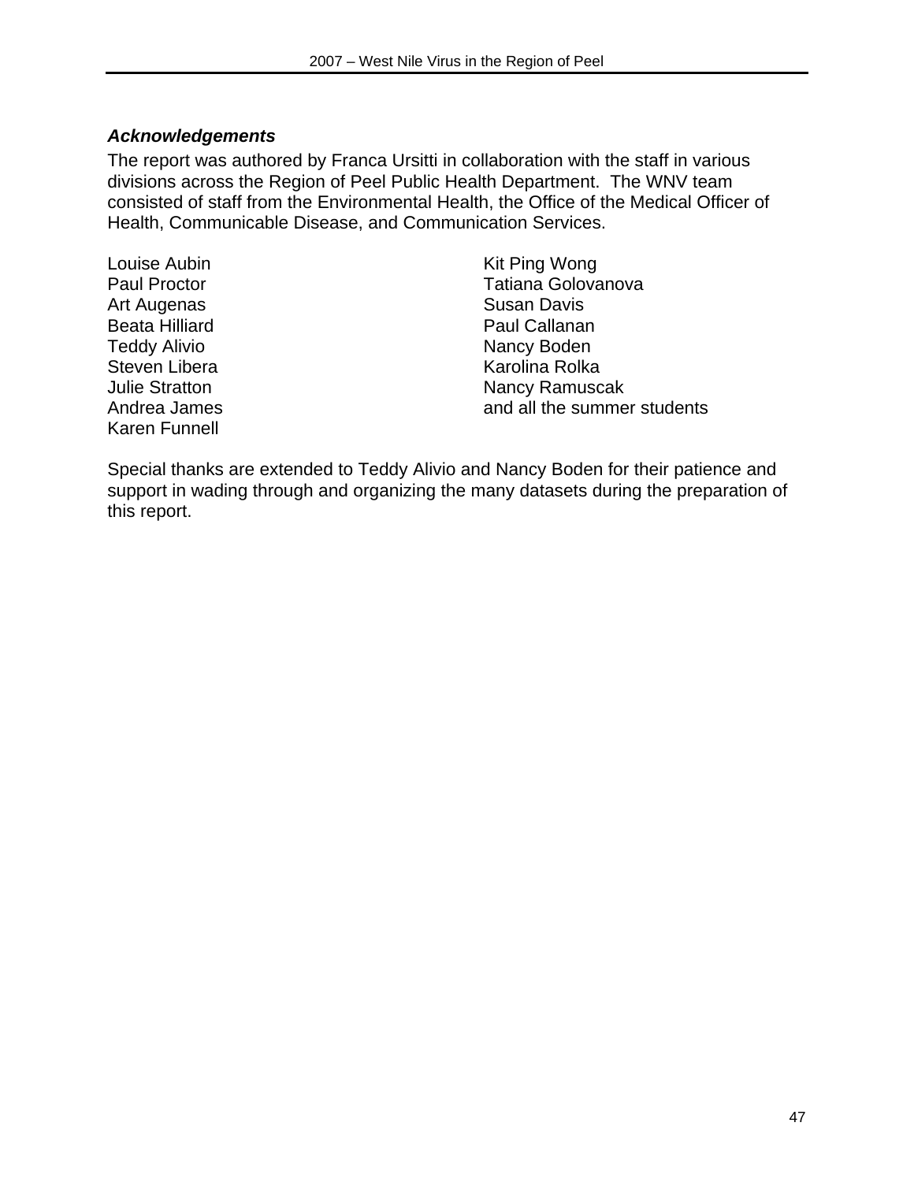### *Acknowledgements*

The report was authored by Franca Ursitti in collaboration with the staff in various divisions across the Region of Peel Public Health Department. The WNV team consisted of staff from the Environmental Health, the Office of the Medical Officer of Health, Communicable Disease, and Communication Services.

Louise Aubin
Paul Proctor
Art Augenas
Beata Hilliard
Teddy Alivio
Steven Libera
Julie Stratton
Andrea James
Karen Funnell
Kit Ping Wong
Tatiana Golovanova
Susan Davis
Paul Callanan
Nancy Boden
Karolina Rolka
Nancy Ramuscak
and all the summer students

Special thanks are extended to Teddy Alivio and Nancy Boden for their patience and support in wading through and organizing the many datasets during the preparation of this report.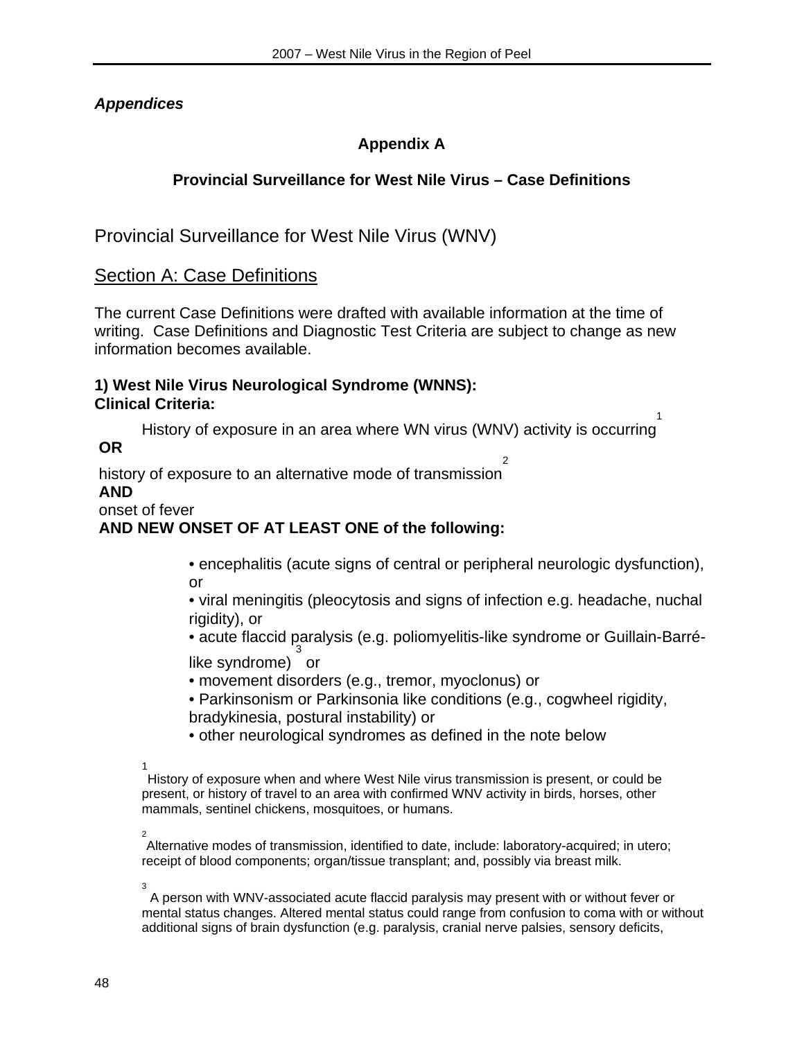## *Appendices*

### Appendix A

### Provincial Surveillance for West Nile Virus – Case Definitions

## Provincial Surveillance for West Nile Virus (WNV)

## Section A: Case Definitions

The current Case Definitions were drafted with available information at the time of writing. Case Definitions and Diagnostic Test Criteria are subject to change as new information becomes available.

**1) West Nile Virus Neurological Syndrome (WNNS):**
**Clinical Criteria:**

History of exposure in an area where WN virus (WNV) activity is occurring[1]

**OR**

history of exposure to an alternative mode of transmission[2]

**AND**

onset of fever

**AND NEW ONSET OF AT LEAST ONE of the following:**

- encephalitis (acute signs of central or peripheral neurologic dysfunction), or
- viral meningitis (pleocytosis and signs of infection e.g. headache, nuchal rigidity), or
- acute flaccid paralysis (e.g. poliomyelitis-like syndrome or Guillain-Barré-like syndrome)[3] or
- movement disorders (e.g., tremor, myoclonus) or
- Parkinsonism or Parkinsonia like conditions (e.g., cogwheel rigidity, bradykinesia, postural instability) or
- other neurological syndromes as defined in the note below

[1] History of exposure when and where West Nile virus transmission is present, or could be present, or history of travel to an area with confirmed WNV activity in birds, horses, other mammals, sentinel chickens, mosquitoes, or humans.

[2] Alternative modes of transmission, identified to date, include: laboratory-acquired; in utero; receipt of blood components; organ/tissue transplant; and, possibly via breast milk.

[3] A person with WNV-associated acute flaccid paralysis may present with or without fever or mental status changes. Altered mental status could range from confusion to coma with or without additional signs of brain dysfunction (e.g. paralysis, cranial nerve palsies, sensory deficits,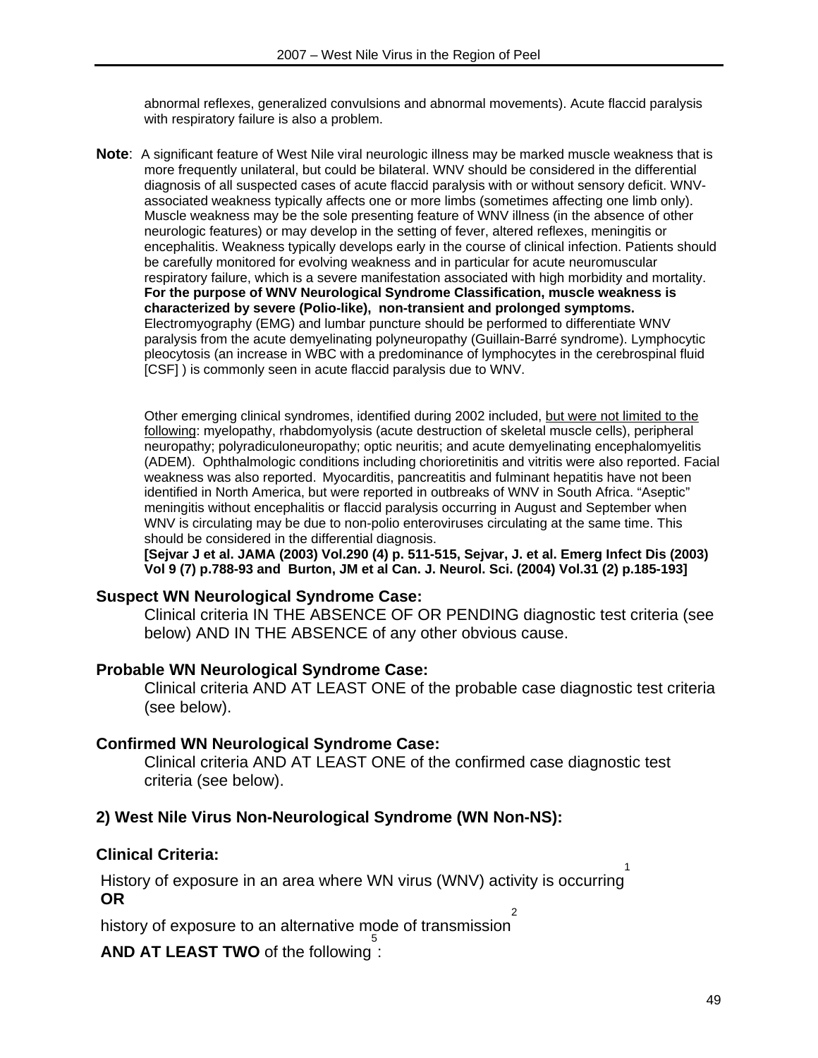abnormal reflexes, generalized convulsions and abnormal movements). Acute flaccid paralysis with respiratory failure is also a problem.

**Note**: A significant feature of West Nile viral neurologic illness may be marked muscle weakness that is more frequently unilateral, but could be bilateral. WNV should be considered in the differential diagnosis of all suspected cases of acute flaccid paralysis with or without sensory deficit. WNV-associated weakness typically affects one or more limbs (sometimes affecting one limb only). Muscle weakness may be the sole presenting feature of WNV illness (in the absence of other neurologic features) or may develop in the setting of fever, altered reflexes, meningitis or encephalitis. Weakness typically develops early in the course of clinical infection. Patients should be carefully monitored for evolving weakness and in particular for acute neuromuscular respiratory failure, which is a severe manifestation associated with high morbidity and mortality. **For the purpose of WNV Neurological Syndrome Classification, muscle weakness is characterized by severe (Polio-like), non-transient and prolonged symptoms.** Electromyography (EMG) and lumbar puncture should be performed to differentiate WNV paralysis from the acute demyelinating polyneuropathy (Guillain-Barré syndrome). Lymphocytic pleocytosis (an increase in WBC with a predominance of lymphocytes in the cerebrospinal fluid [CSF] ) is commonly seen in acute flaccid paralysis due to WNV.

Other emerging clinical syndromes, identified during 2002 included, <u>but were not limited to the following</u>: myelopathy, rhabdomyolysis (acute destruction of skeletal muscle cells), peripheral neuropathy; polyradiculoneuropathy; optic neuritis; and acute demyelinating encephalomyelitis (ADEM). Ophthalmologic conditions including chorioretinitis and vitritis were also reported. Facial weakness was also reported. Myocarditis, pancreatitis and fulminant hepatitis have not been identified in North America, but were reported in outbreaks of WNV in South Africa. "Aseptic" meningitis without encephalitis or flaccid paralysis occurring in August and September when WNV is circulating may be due to non-polio enteroviruses circulating at the same time. This should be considered in the differential diagnosis.
**[Sejvar J et al. JAMA (2003) Vol.290 (4) p. 511-515, Sejvar, J. et al. Emerg Infect Dis (2003) Vol 9 (7) p.788-93 and Burton, JM et al Can. J. Neurol. Sci. (2004) Vol.31 (2) p.185-193]**

**Suspect WN Neurological Syndrome Case:**

Clinical criteria IN THE ABSENCE OF OR PENDING diagnostic test criteria (see below) AND IN THE ABSENCE of any other obvious cause.

**Probable WN Neurological Syndrome Case:**

Clinical criteria AND AT LEAST ONE of the probable case diagnostic test criteria (see below).

**Confirmed WN Neurological Syndrome Case:**

Clinical criteria AND AT LEAST ONE of the confirmed case diagnostic test criteria (see below).

### 2) West Nile Virus Non-Neurological Syndrome (WN Non-NS):

**Clinical Criteria:**

History of exposure in an area where WN virus (WNV) activity is occurring[1]
**OR**
history of exposure to an alternative mode of transmission[2]
**AND AT LEAST TWO** of the following[5]: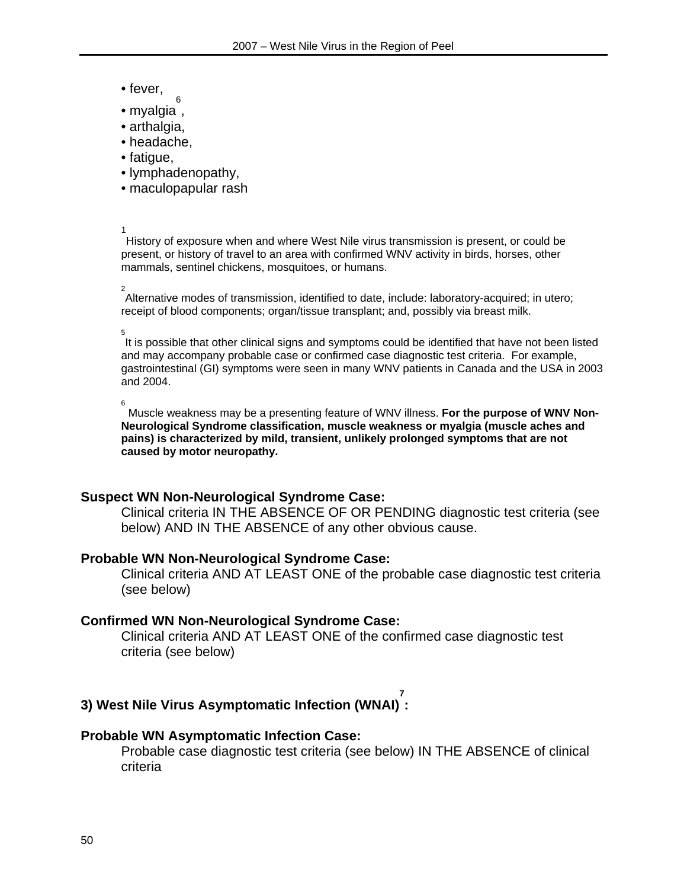- fever,
- myalgia[6],
- arthalgia,
- headache,
- fatigue,
- lymphadenopathy,
- maculopapular rash

[1] History of exposure when and where West Nile virus transmission is present, or could be present, or history of travel to an area with confirmed WNV activity in birds, horses, other mammals, sentinel chickens, mosquitoes, or humans.

[2] Alternative modes of transmission, identified to date, include: laboratory-acquired; in utero; receipt of blood components; organ/tissue transplant; and, possibly via breast milk.

[5] It is possible that other clinical signs and symptoms could be identified that have not been listed and may accompany probable case or confirmed case diagnostic test criteria. For example, gastrointestinal (GI) symptoms were seen in many WNV patients in Canada and the USA in 2003 and 2004.

[6] Muscle weakness may be a presenting feature of WNV illness. **For the purpose of WNV Non-Neurological Syndrome classification, muscle weakness or myalgia (muscle aches and pains) is characterized by mild, transient, unlikely prolonged symptoms that are not caused by motor neuropathy.**

**Suspect WN Non-Neurological Syndrome Case:**

Clinical criteria IN THE ABSENCE OF OR PENDING diagnostic test criteria (see below) AND IN THE ABSENCE of any other obvious cause.

**Probable WN Non-Neurological Syndrome Case:**

Clinical criteria AND AT LEAST ONE of the probable case diagnostic test criteria (see below)

**Confirmed WN Non-Neurological Syndrome Case:**

Clinical criteria AND AT LEAST ONE of the confirmed case diagnostic test criteria (see below)

### 3) West Nile Virus Asymptomatic Infection (WNAI)[7]:

**Probable WN Asymptomatic Infection Case:**

Probable case diagnostic test criteria (see below) IN THE ABSENCE of clinical criteria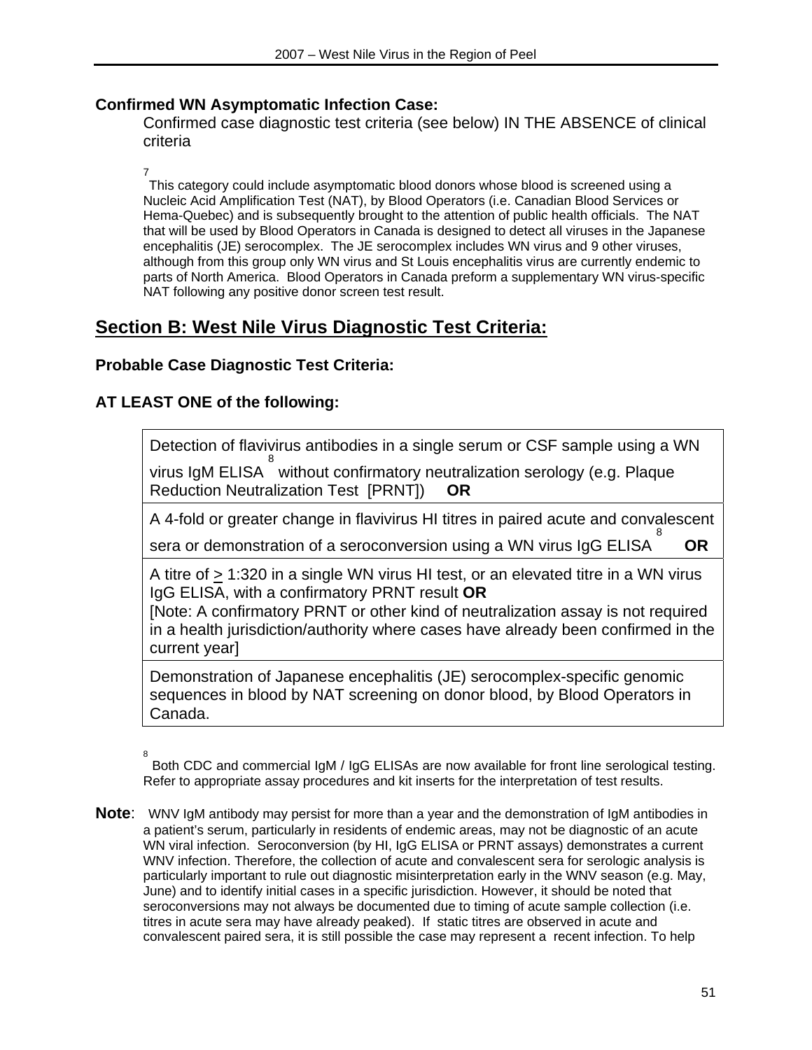**Confirmed WN Asymptomatic Infection Case:**

Confirmed case diagnostic test criteria (see below) IN THE ABSENCE of clinical criteria

[7] This category could include asymptomatic blood donors whose blood is screened using a Nucleic Acid Amplification Test (NAT), by Blood Operators (i.e. Canadian Blood Services or Hema-Quebec) and is subsequently brought to the attention of public health officials. The NAT that will be used by Blood Operators in Canada is designed to detect all viruses in the Japanese encephalitis (JE) serocomplex. The JE serocomplex includes WN virus and 9 other viruses, although from this group only WN virus and St Louis encephalitis virus are currently endemic to parts of North America. Blood Operators in Canada preform a supplementary WN virus-specific NAT following any positive donor screen test result.

## Section B: West Nile Virus Diagnostic Test Criteria:

### Probable Case Diagnostic Test Criteria:

### AT LEAST ONE of the following:

| |
|---|
| Detection of flavivirus antibodies in a single serum or CSF sample using a WN virus IgM ELISA[8] without confirmatory neutralization serology (e.g. Plaque Reduction Neutralization Test [PRNT]) **OR** |
| A 4-fold or greater change in flavivirus HI titres in paired acute and convalescent sera or demonstration of a seroconversion using a WN virus IgG ELISA[8] **OR** |
| A titre of $\geq$ 1:320 in a single WN virus HI test, or an elevated titre in a WN virus IgG ELISA, with a confirmatory PRNT result **OR** [Note: A confirmatory PRNT or other kind of neutralization assay is not required in a health jurisdiction/authority where cases have already been confirmed in the current year] |
| Demonstration of Japanese encephalitis (JE) serocomplex-specific genomic sequences in blood by NAT screening on donor blood, by Blood Operators in Canada. |

[8] Both CDC and commercial IgM / IgG ELISAs are now available for front line serological testing. Refer to appropriate assay procedures and kit inserts for the interpretation of test results.

**Note**: WNV IgM antibody may persist for more than a year and the demonstration of IgM antibodies in a patient's serum, particularly in residents of endemic areas, may not be diagnostic of an acute WN viral infection. Seroconversion (by HI, IgG ELISA or PRNT assays) demonstrates a current WNV infection. Therefore, the collection of acute and convalescent sera for serologic analysis is particularly important to rule out diagnostic misinterpretation early in the WNV season (e.g. May, June) and to identify initial cases in a specific jurisdiction. However, it should be noted that seroconversions may not always be documented due to timing of acute sample collection (i.e. titres in acute sera may have already peaked). If static titres are observed in acute and convalescent paired sera, it is still possible the case may represent a recent infection. To help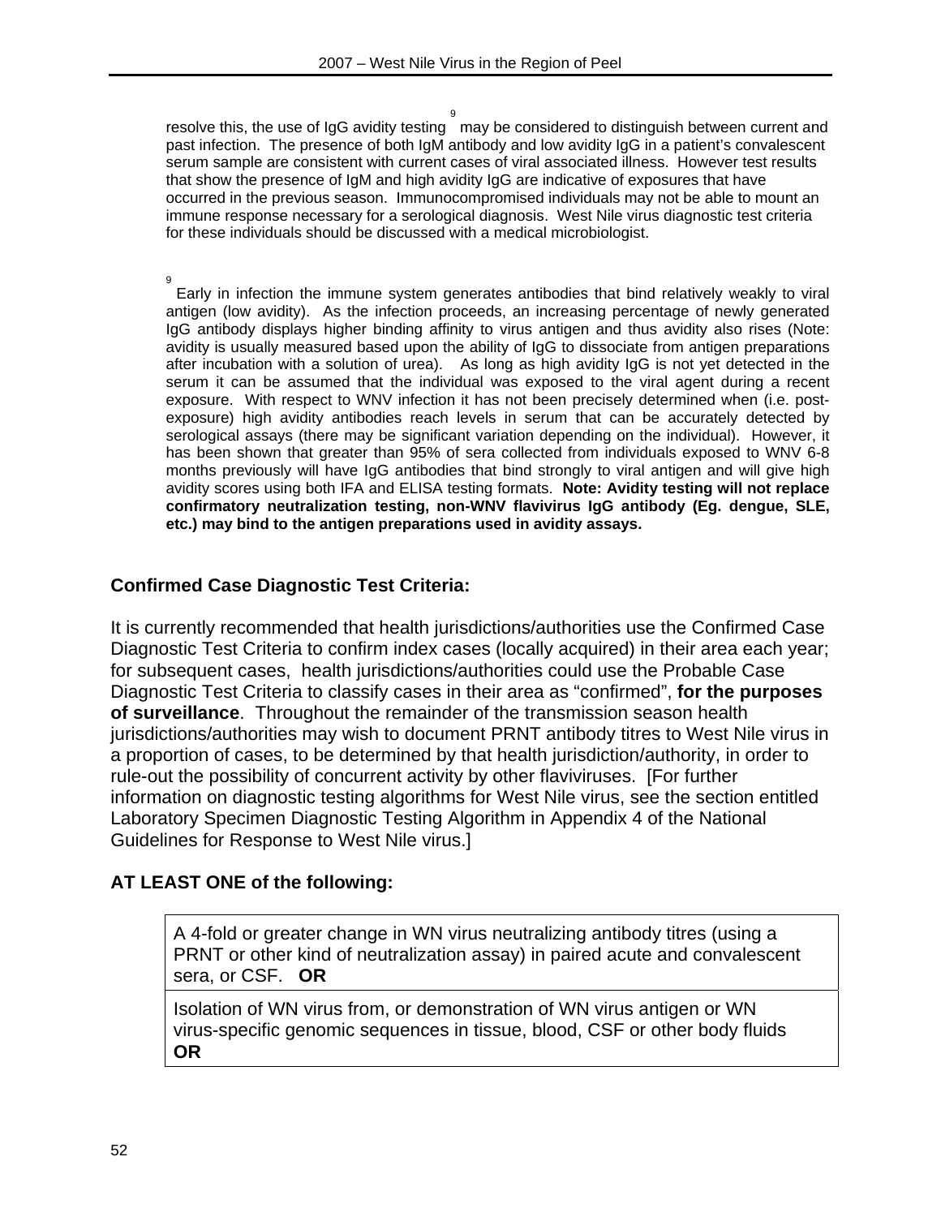resolve this, the use of IgG avidity testing [9] may be considered to distinguish between current and past infection. The presence of both IgM antibody and low avidity IgG in a patient's convalescent serum sample are consistent with current cases of viral associated illness. However test results that show the presence of IgM and high avidity IgG are indicative of exposures that have occurred in the previous season. Immunocompromised individuals may not be able to mount an immune response necessary for a serological diagnosis. West Nile virus diagnostic test criteria for these individuals should be discussed with a medical microbiologist.

[9] Early in infection the immune system generates antibodies that bind relatively weakly to viral antigen (low avidity). As the infection proceeds, an increasing percentage of newly generated IgG antibody displays higher binding affinity to virus antigen and thus avidity also rises (Note: avidity is usually measured based upon the ability of IgG to dissociate from antigen preparations after incubation with a solution of urea). As long as high avidity IgG is not yet detected in the serum it can be assumed that the individual was exposed to the viral agent during a recent exposure. With respect to WNV infection it has not been precisely determined when (i.e. post-exposure) high avidity antibodies reach levels in serum that can be accurately detected by serological assays (there may be significant variation depending on the individual). However, it has been shown that greater than 95% of sera collected from individuals exposed to WNV 6-8 months previously will have IgG antibodies that bind strongly to viral antigen and will give high avidity scores using both IFA and ELISA testing formats. **Note: Avidity testing will not replace confirmatory neutralization testing, non-WNV flavivirus IgG antibody (Eg. dengue, SLE, etc.) may bind to the antigen preparations used in avidity assays.**

### Confirmed Case Diagnostic Test Criteria:

It is currently recommended that health jurisdictions/authorities use the Confirmed Case Diagnostic Test Criteria to confirm index cases (locally acquired) in their area each year; for subsequent cases, health jurisdictions/authorities could use the Probable Case Diagnostic Test Criteria to classify cases in their area as "confirmed", **for the purposes of surveillance**. Throughout the remainder of the transmission season health jurisdictions/authorities may wish to document PRNT antibody titres to West Nile virus in a proportion of cases, to be determined by that health jurisdiction/authority, in order to rule-out the possibility of concurrent activity by other flaviviruses. [For further information on diagnostic testing algorithms for West Nile virus, see the section entitled Laboratory Specimen Diagnostic Testing Algorithm in Appendix 4 of the National Guidelines for Response to West Nile virus.]

**AT LEAST ONE of the following:**

| |
|---|
| A 4-fold or greater change in WN virus neutralizing antibody titres (using a PRNT or other kind of neutralization assay) in paired acute and convalescent sera, or CSF. **OR** |
| Isolation of WN virus from, or demonstration of WN virus antigen or WN virus-specific genomic sequences in tissue, blood, CSF or other body fluids **OR** |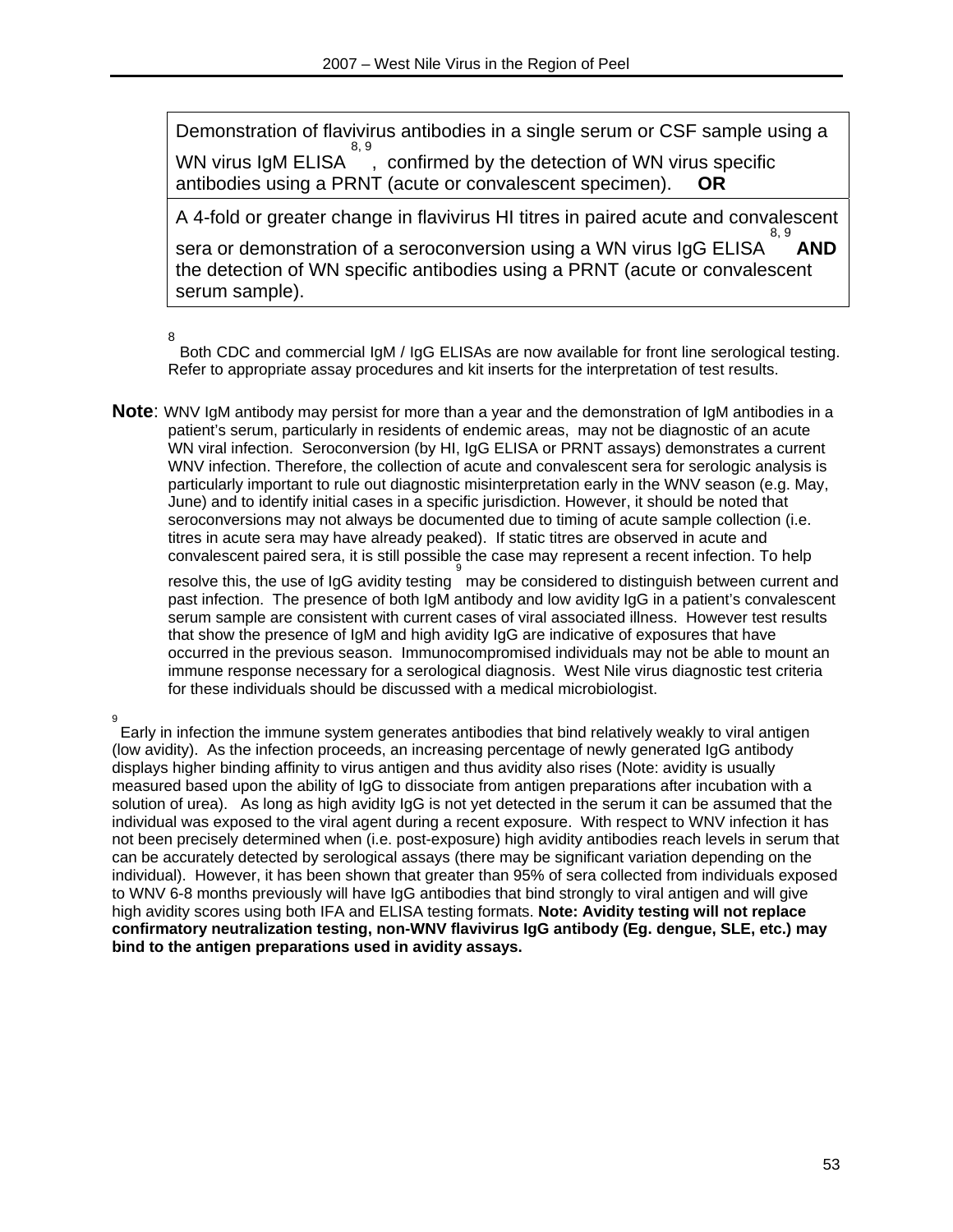| |
|---|
| Demonstration of flavivirus antibodies in a single serum or CSF sample using a WN virus IgM ELISA[8, 9], confirmed by the detection of WN virus specific antibodies using a PRNT (acute or convalescent specimen). **OR** |
| A 4-fold or greater change in flavivirus HI titres in paired acute and convalescent sera or demonstration of a seroconversion using a WN virus IgG ELISA[8, 9] **AND** the detection of WN specific antibodies using a PRNT (acute or convalescent serum sample). |

[8] Both CDC and commercial IgM / IgG ELISAs are now available for front line serological testing. Refer to appropriate assay procedures and kit inserts for the interpretation of test results.

**Note**: WNV IgM antibody may persist for more than a year and the demonstration of IgM antibodies in a patient's serum, particularly in residents of endemic areas, may not be diagnostic of an acute WN viral infection. Seroconversion (by HI, IgG ELISA or PRNT assays) demonstrates a current WNV infection. Therefore, the collection of acute and convalescent sera for serologic analysis is particularly important to rule out diagnostic misinterpretation early in the WNV season (e.g. May, June) and to identify initial cases in a specific jurisdiction. However, it should be noted that seroconversions may not always be documented due to timing of acute sample collection (i.e. titres in acute sera may have already peaked). If static titres are observed in acute and convalescent paired sera, it is still possible the case may represent a recent infection. To help resolve this, the use of IgG avidity testing[9] may be considered to distinguish between current and past infection. The presence of both IgM antibody and low avidity IgG in a patient's convalescent serum sample are consistent with current cases of viral associated illness. However test results that show the presence of IgM and high avidity IgG are indicative of exposures that have occurred in the previous season. Immunocompromised individuals may not be able to mount an immune response necessary for a serological diagnosis. West Nile virus diagnostic test criteria for these individuals should be discussed with a medical microbiologist.

[9] Early in infection the immune system generates antibodies that bind relatively weakly to viral antigen (low avidity). As the infection proceeds, an increasing percentage of newly generated IgG antibody displays higher binding affinity to virus antigen and thus avidity also rises (Note: avidity is usually measured based upon the ability of IgG to dissociate from antigen preparations after incubation with a solution of urea). As long as high avidity IgG is not yet detected in the serum it can be assumed that the individual was exposed to the viral agent during a recent exposure. With respect to WNV infection it has not been precisely determined when (i.e. post-exposure) high avidity antibodies reach levels in serum that can be accurately detected by serological assays (there may be significant variation depending on the individual). However, it has been shown that greater than 95% of sera collected from individuals exposed to WNV 6-8 months previously will have IgG antibodies that bind strongly to viral antigen and will give high avidity scores using both IFA and ELISA testing formats. **Note: Avidity testing will not replace confirmatory neutralization testing, non-WNV flavivirus IgG antibody (Eg. dengue, SLE, etc.) may bind to the antigen preparations used in avidity assays.**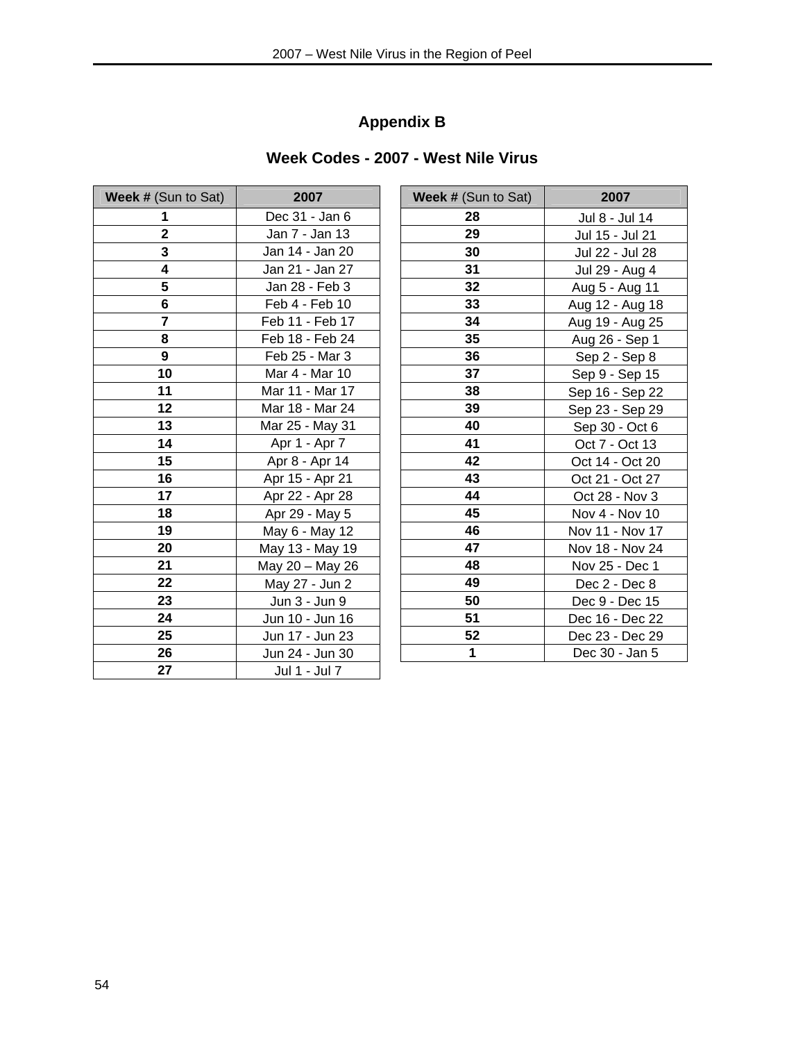## Appendix B

### Week Codes - 2007 - West Nile Virus

| **Week #** (Sun to Sat) | **2007** |
|---|---|
| **1** | Dec 31 - Jan 6 |
| **2** | Jan 7 - Jan 13 |
| **3** | Jan 14 - Jan 20 |
| **4** | Jan 21 - Jan 27 |
| **5** | Jan 28 - Feb 3 |
| **6** | Feb 4 - Feb 10 |
| **7** | Feb 11 - Feb 17 |
| **8** | Feb 18 - Feb 24 |
| **9** | Feb 25 - Mar 3 |
| **10** | Mar 4 - Mar 10 |
| **11** | Mar 11 - Mar 17 |
| **12** | Mar 18 - Mar 24 |
| **13** | Mar 25 - May 31 |
| **14** | Apr 1 - Apr 7 |
| **15** | Apr 8 - Apr 14 |
| **16** | Apr 15 - Apr 21 |
| **17** | Apr 22 - Apr 28 |
| **18** | Apr 29 - May 5 |
| **19** | May 6 - May 12 |
| **20** | May 13 - May 19 |
| **21** | May 20 – May 26 |
| **22** | May 27 - Jun 2 |
| **23** | Jun 3 - Jun 9 |
| **24** | Jun 10 - Jun 16 |
| **25** | Jun 17 - Jun 23 |
| **26** | Jun 24 - Jun 30 |
| **27** | Jul 1 - Jul 7 |

| **Week #** (Sun to Sat) | **2007** |
|---|---|
| **28** | Jul 8 - Jul 14 |
| **29** | Jul 15 - Jul 21 |
| **30** | Jul 22 - Jul 28 |
| **31** | Jul 29 - Aug 4 |
| **32** | Aug 5 - Aug 11 |
| **33** | Aug 12 - Aug 18 |
| **34** | Aug 19 - Aug 25 |
| **35** | Aug 26 - Sep 1 |
| **36** | Sep 2 - Sep 8 |
| **37** | Sep 9 - Sep 15 |
| **38** | Sep 16 - Sep 22 |
| **39** | Sep 23 - Sep 29 |
| **40** | Sep 30 - Oct 6 |
| **41** | Oct 7 - Oct 13 |
| **42** | Oct 14 - Oct 20 |
| **43** | Oct 21 - Oct 27 |
| **44** | Oct 28 - Nov 3 |
| **45** | Nov 4 - Nov 10 |
| **46** | Nov 11 - Nov 17 |
| **47** | Nov 18 - Nov 24 |
| **48** | Nov 25 - Dec 1 |
| **49** | Dec 2 - Dec 8 |
| **50** | Dec 9 - Dec 15 |
| **51** | Dec 16 - Dec 22 |
| **52** | Dec 23 - Dec 29 |
| **1** | Dec 30 - Jan 5 |